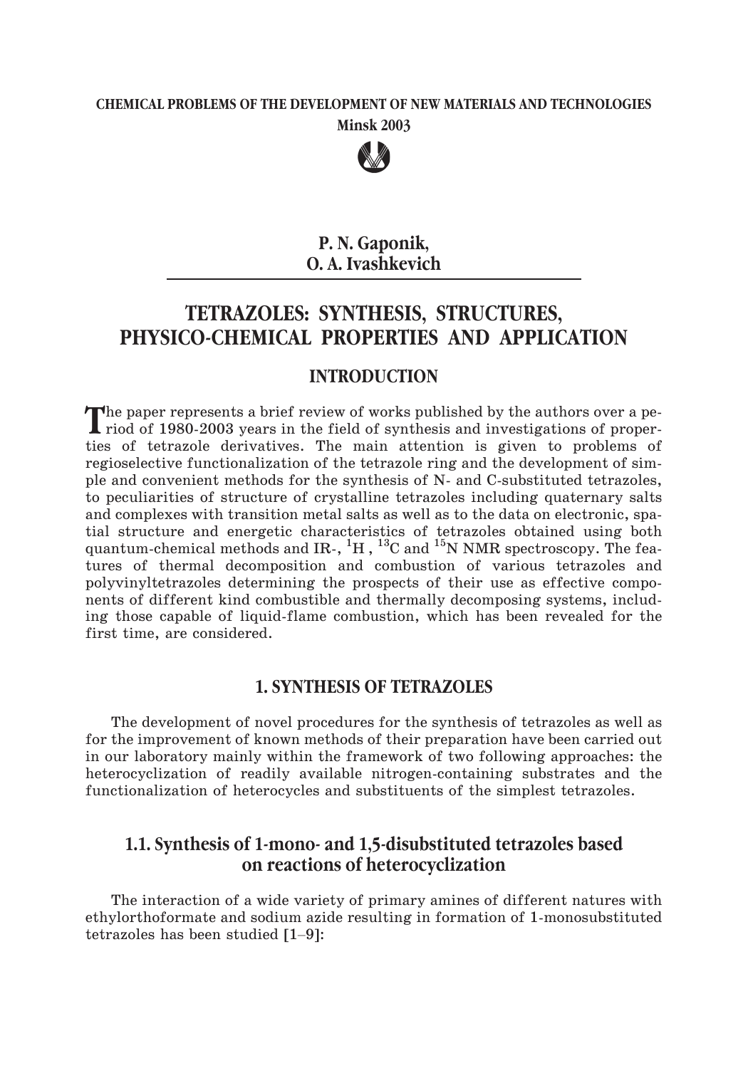**CHEMICAL PROBLEMS OF THE DEVELOPMENT OF NEW MATERIALS AND TECHNOLOGIES**
**Minsk 2003**

**P. N. Gaponik,**
**O. A. Ivashkevich**

# TETRAZOLES: SYNTHESIS, STRUCTURES, PHYSICO-CHEMICAL PROPERTIES AND APPLICATION

## INTRODUCTION

The paper represents a brief review of works published by the authors over a period of 1980-2003 years in the field of synthesis and investigations of properties of tetrazole derivatives. The main attention is given to problems of regioselective functionalization of the tetrazole ring and the development of simple and convenient methods for the synthesis of N- and C-substituted tetrazoles, to peculiarities of structure of crystalline tetrazoles including quaternary salts and complexes with transition metal salts as well as to the data on electronic, spatial structure and energetic characteristics of tetrazoles obtained using both quantum-chemical methods and IR-, $^{1}H$ , $^{13}C$ and $^{15}N$ NMR spectroscopy. The features of thermal decomposition and combustion of various tetrazoles and polyvinyltetrazoles determining the prospects of their use as effective components of different kind combustible and thermally decomposing systems, including those capable of liquid-flame combustion, which has been revealed for the first time, are considered.

## 1. SYNTHESIS OF TETRAZOLES

The development of novel procedures for the synthesis of tetrazoles as well as for the improvement of known methods of their preparation have been carried out in our laboratory mainly within the framework of two following approaches: the heterocyclization of readily available nitrogen-containing substrates and the functionalization of heterocycles and substituents of the simplest tetrazoles.

### 1.1. Synthesis of 1-mono- and 1,5-disubstituted tetrazoles based on reactions of heterocyclization

The interaction of a wide variety of primary amines of different natures with ethylorthoformate and sodium azide resulting in formation of 1-monosubstituted tetrazoles has been studied [1–9]: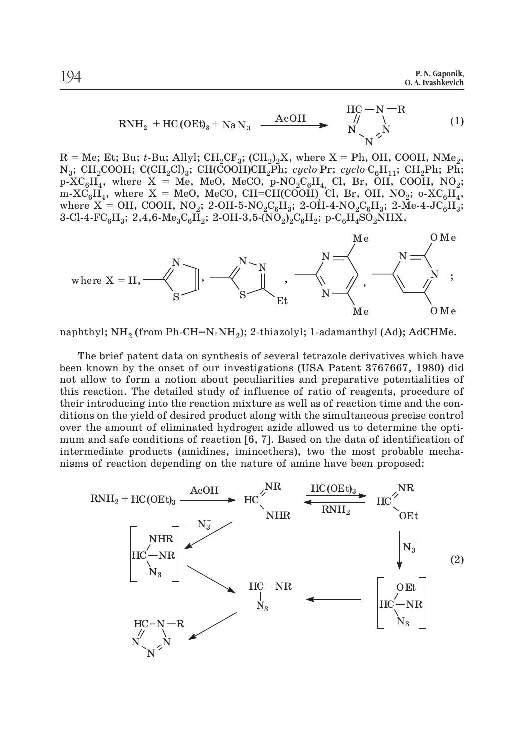$$RNH_2 + HC(OEt)_3 + NaN_3 \xrightarrow{AcOH} \text{1-R-tetrazole} \quad (1)$$

R = Me; Et; Bu; *t*-Bu; Allyl; $CH_2CF_3$; $(CH_2)_2X$, where X = Ph, OH, COOH, $NMe_2$, $N_3$; $CH_2COOH$; $C(CH_2Cl)_3$; $CH(COOH)CH_2Ph$; *cyclo*-Pr; *cyclo*-$C_6H_{11}$; $CH_2Ph$; Ph; p-$XC_6H_4$, where X = Me, MeO, MeCO, p-$NO_2C_6H_4$, Cl, Br, OH, COOH, $NO_2$; m-$XC_6H_4$, where X = MeO, MeCO, CH=CH(COOH), Cl, Br, OH, $NO_2$; o-$XC_6H_4$, where X = OH, COOH, $NO_2$; 2-OH-5-$NO_2C_6H_3$; 2-OH-4-$NO_2C_6H_3$; 2-Me-4-$JC_6H_3$; 3-Cl-4-$FC_6H_3$; 2,4,6-$Me_3C_6H_2$; 2-OH-3,5-$(NO_2)_2C_6H_2$; p-$C_6H_4SO_2NHX$,

where X = H, 2-thiazolyl, 5-ethyl-1,3,4-thiadiazol-2-yl, 4,6-dimethylpyrimidin-2-yl, 2,6-dimethoxypyrimidin-4-yl;

naphthyl; $NH_2$ (from Ph-CH=N-$NH_2$); 2-thiazolyl; 1-adamanthyl (Ad); AdCHMe.

The brief patent data on synthesis of several tetrazole derivatives which have been known by the onset of our investigations (USA Patent 3767667, 1980) did not allow to form a notion about peculiarities and preparative potentialities of this reaction. The detailed study of influence of ratio of reagents, procedure of their introducing into the reaction mixture as well as of reaction time and the conditions on the yield of desired product along with the simultaneous precise control over the amount of eliminated hydrogen azide allowed us to determine the optimum and safe conditions of reaction [6, 7]. Based on the data of identification of intermediate products (amidines, iminoethers), two the most probable mechanisms of reaction depending on the nature of amine have been proposed:

$$RNH_2 + HC(OEt)_3 \xrightarrow{AcOH} HC(=NR)NHR \underset{RNH_2}{\overset{HC(OEt)_3}{\rightleftharpoons}} HC(=NR)OEt$$

$$HC(=NR)NHR \xrightarrow{N_3^-} [HC(NHR)(NR)(N_3)]^- \rightarrow HC(=NR)N_3 \rightarrow \text{1-R-tetrazole}$$

$$HC(=NR)OEt \xrightarrow{N_3^-} [HC(OEt)(NR)(N_3)]^- \rightarrow HC(=NR)N_3 \quad (2)$$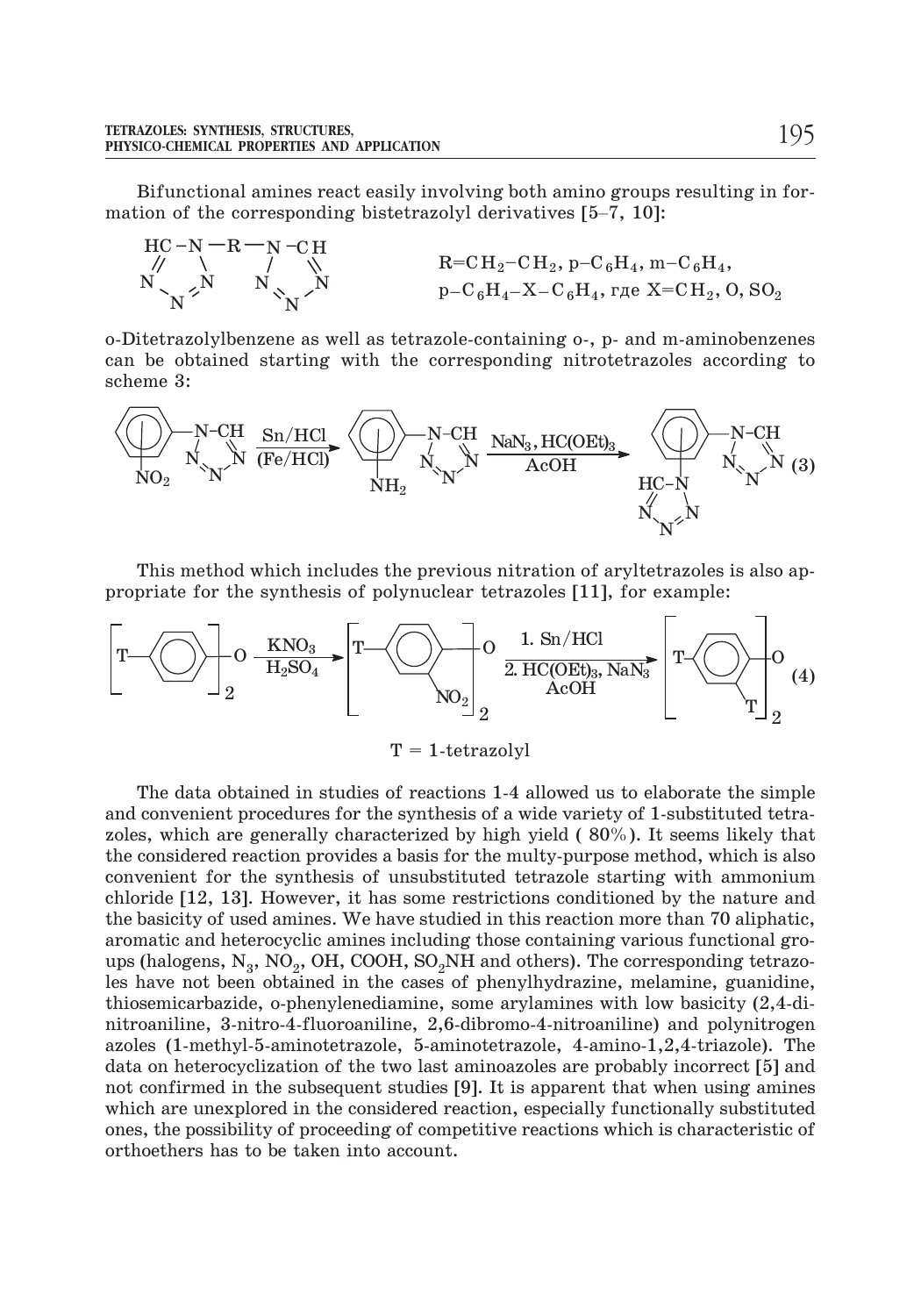Bifunctional amines react easily involving both amino groups resulting in formation of the corresponding bistetrazolyl derivatives [5–7, 10]:

$R = CH_2-CH_2$, p–$C_6H_4$, m–$C_6H_4$, p–$C_6H_4$–X–$C_6H_4$, где X=$CH_2$, O, $SO_2$

o-Ditetrazolylbenzene as well as tetrazole-containing o-, p- and m-aminobenzenes can be obtained starting with the corresponding nitrotetrazoles according to scheme 3:

$$\xrightarrow[\text{(Fe/HCl)}]{\text{Sn/HCl}} \quad \xrightarrow[\text{AcOH}]{NaN_3,\ HC(OEt)_3} \qquad (3)$$

This method which includes the previous nitration of aryltetrazoles is also appropriate for the synthesis of polynuclear tetrazoles [11], for example:

$$\xrightarrow[H_2SO_4]{KNO_3} \quad \xrightarrow[\text{2. } HC(OEt)_3,\ NaN_3 \text{ AcOH}]{\text{1. Sn/HCl}} \qquad (4)$$

T = 1-tetrazolyl

The data obtained in studies of reactions 1-4 allowed us to elaborate the simple and convenient procedures for the synthesis of a wide variety of 1-substituted tetrazoles, which are generally characterized by high yield ( 80%). It seems likely that the considered reaction provides a basis for the multy-purpose method, which is also convenient for the synthesis of unsubstituted tetrazole starting with ammonium chloride [12, 13]. However, it has some restrictions conditioned by the nature and the basicity of used amines. We have studied in this reaction more than 70 aliphatic, aromatic and heterocyclic amines including those containing various functional groups (halogens, $N_3$, $NO_2$, OH, COOH, $SO_2NH$ and others). The corresponding tetrazoles have not been obtained in the cases of phenylhydrazine, melamine, guanidine, thiosemicarbazide, o-phenylenediamine, some arylamines with low basicity (2,4-dinitroaniline, 3-nitro-4-fluoroaniline, 2,6-dibromo-4-nitroaniline) and polynitrogen azoles (1-methyl-5-aminotetrazole, 5-aminotetrazole, 4-amino-1,2,4-triazole). The data on heterocyclization of the two last aminoazoles are probably incorrect [5] and not confirmed in the subsequent studies [9]. It is apparent that when using amines which are unexplored in the considered reaction, especially functionally substituted ones, the possibility of proceeding of competitive reactions which is characteristic of orthoethers has to be taken into account.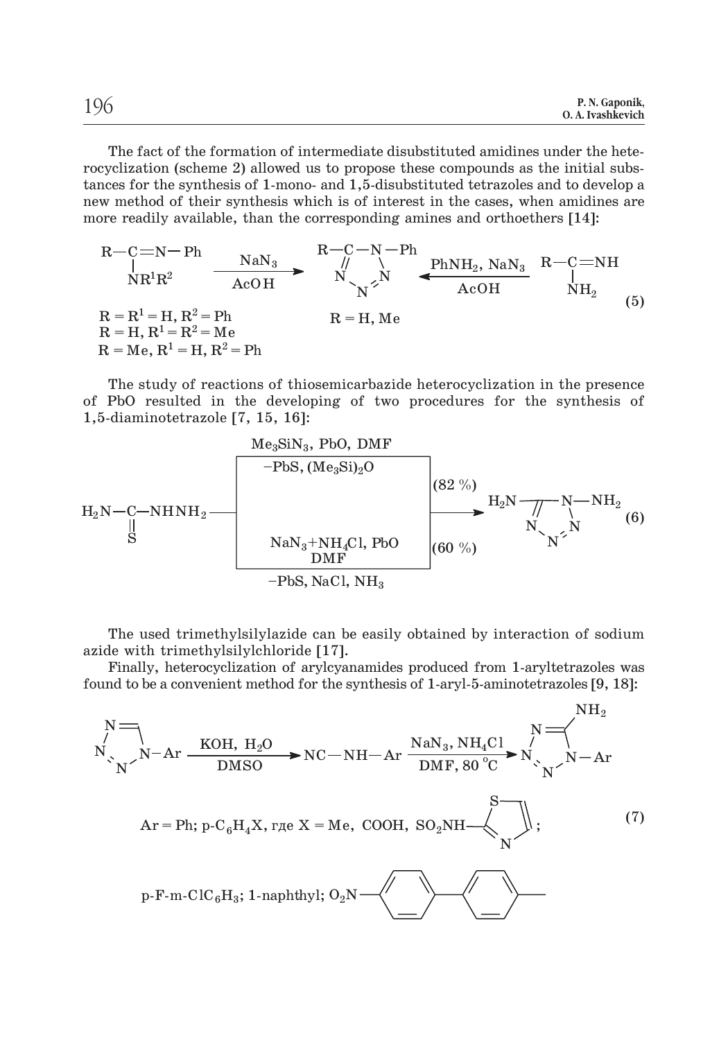The fact of the formation of intermediate disubstituted amidines under the heterocyclization (scheme 2) allowed us to propose these compounds as the initial substances for the synthesis of 1-mono- and 1,5-disubstituted tetrazoles and to develop a new method of their synthesis which is of interest in the cases, when amidines are more readily available, than the corresponding amines and orthoethers [14]:

$$R{-}C(=N{-}Ph){-}NR^1R^2 \xrightarrow[AcOH]{NaN_3} \text{1-Ph-5-R-tetrazole} \xleftarrow[AcOH]{PhNH_2,\ NaN_3} R{-}C(=NH){-}NH_2 \qquad (5)$$

$R = R^1 = H, R^2 = Ph$
$R = H, R^1 = R^2 = Me$
$R = Me, R^1 = H, R^2 = Ph$

$R = H, Me$

The study of reactions of thiosemicarbazide heterocyclization in the presence of PbO resulted in the developing of two procedures for the synthesis of 1,5-diaminotetrazole [7, 15, 16]:

$$H_2N{-}C(=S){-}NHNH_2 \xrightarrow[]{Me_3SiN_3,\ PbO,\ DMF;\ -PbS,\ (Me_3Si)_2O\ (82\ \%) \ \text{or}\ NaN_3{+}NH_4Cl,\ PbO,\ DMF;\ -PbS,\ NaCl,\ NH_3\ (60\ \%)} \text{1,5-diaminotetrazole} \qquad (6)$$

The used trimethylsilylazide can be easily obtained by interaction of sodium azide with trimethylsilylchloride [17].

Finally, heterocyclization of arylcyanamides produced from 1-aryltetrazoles was found to be a convenient method for the synthesis of 1-aryl-5-aminotetrazoles [9, 18]:

$$\text{1-Ar-tetrazole} \xrightarrow[DMSO]{KOH,\ H_2O} NC{-}NH{-}Ar \xrightarrow[DMF,\ 80\ ^\circ C]{NaN_3,\ NH_4Cl} \text{1-Ar-5-aminotetrazole} \qquad (7)$$

$Ar = Ph$; $p\text{-}C_6H_4X$, где $X = Me$, COOH, $SO_2NH$-(thiazol-2-yl); $p\text{-F-}m\text{-ClC}_6H_3$; 1-naphthyl; $O_2N$-$C_6H_4$-$C_6H_4$-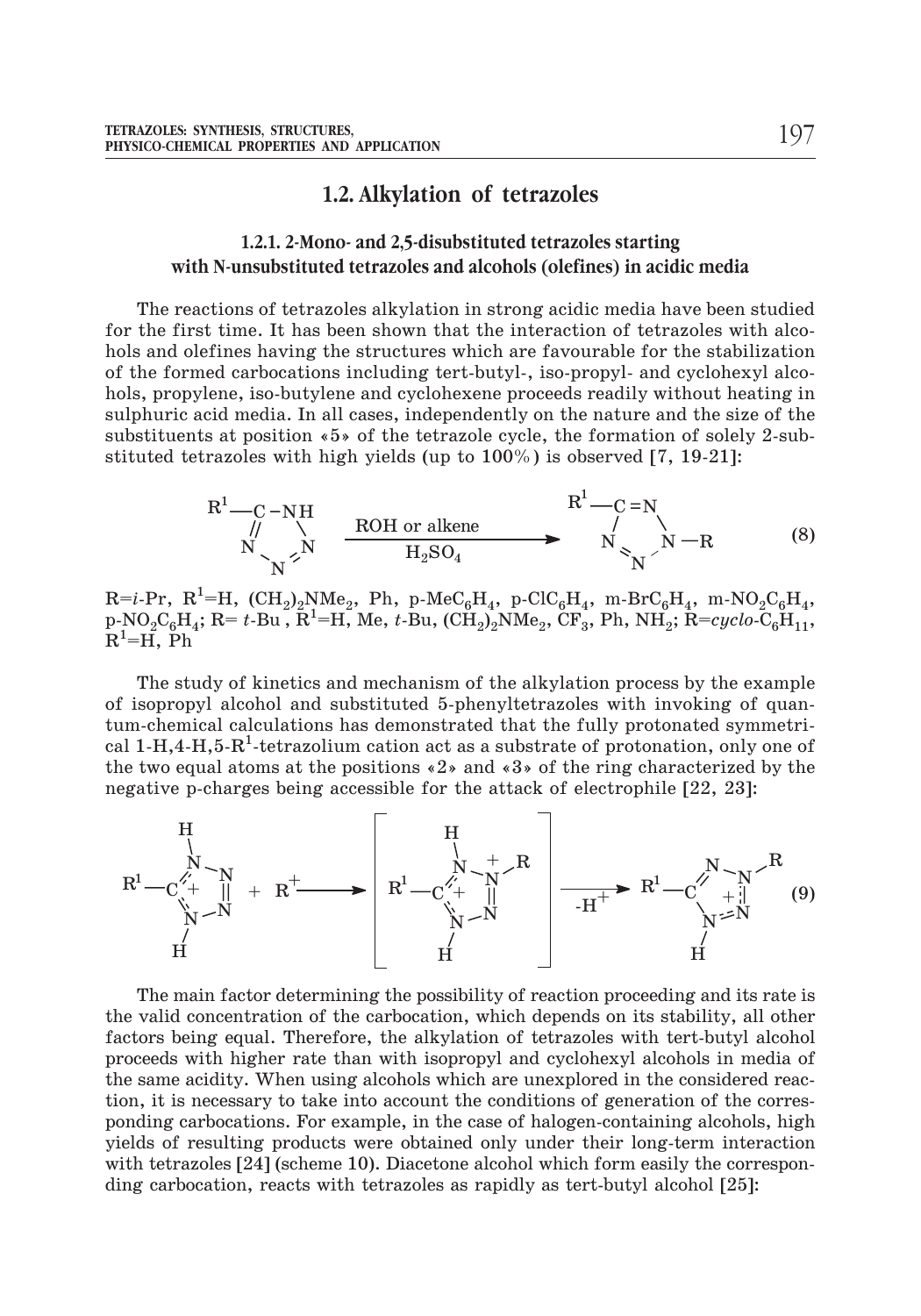## 1.2. Alkylation of tetrazoles

### 1.2.1. 2-Mono- and 2,5-disubstituted tetrazoles starting with N-unsubstituted tetrazoles and alcohols (olefines) in acidic media

The reactions of tetrazoles alkylation in strong acidic media have been studied for the first time. It has been shown that the interaction of tetrazoles with alcohols and olefines having the structures which are favourable for the stabilization of the formed carbocations including tert-butyl-, iso-propyl- and cyclohexyl alcohols, propylene, iso-butylene and cyclohexene proceeds readily without heating in sulphuric acid media. In all cases, independently on the nature and the size of the substituents at position «5» of the tetrazole cycle, the formation of solely 2-substituted tetrazoles with high yields (up to 100%) is observed [7, 19-21]:

$$R^1\text{-tetrazole (1H)} \xrightarrow[H_2SO_4]{\text{ROH or alkene}} R^1\text{-tetrazole-}2\text{-}R \qquad \textbf{(8)}$$

R=*i*-Pr, $R^1$=H, $(CH_2)_2NMe_2$, Ph, p-$MeC_6H_4$, p-$ClC_6H_4$, m-$BrC_6H_4$, m-$NO_2C_6H_4$, p-$NO_2C_6H_4$; R= *t*-Bu , $R^1$=H, Me, *t*-Bu, $(CH_2)_2NMe_2$, $CF_3$, Ph, $NH_2$; R=*cyclo*-$C_6H_{11}$, $R^1$=H, Ph

The study of kinetics and mechanism of the alkylation process by the example of isopropyl alcohol and substituted 5-phenyltetrazoles with invoking of quantum-chemical calculations has demonstrated that the fully protonated symmetrical 1-H,4-H,5-$R^1$-tetrazolium cation act as a substrate of protonation, only one of the two equal atoms at the positions «2» and «3» of the ring characterized by the negative p-charges being accessible for the attack of electrophile [22, 23]:

$$\text{1-H,4-H,5-}R^1\text{-tetrazolium}^+ + R^+ \longrightarrow \left[\text{1-H,2-R,4-H,5-}R^1\text{-tetrazolium}^{2+}\right] \xrightarrow{-H^+} \text{2-R,4-H,5-}R^1\text{-tetrazolium}^+ \qquad \textbf{(9)}$$

The main factor determining the possibility of reaction proceeding and its rate is the valid concentration of the carbocation, which depends on its stability, all other factors being equal. Therefore, the alkylation of tetrazoles with tert-butyl alcohol proceeds with higher rate than with isopropyl and cyclohexyl alcohols in media of the same acidity. When using alcohols which are unexplored in the considered reaction, it is necessary to take into account the conditions of generation of the corresponding carbocations. For example, in the case of halogen-containing alcohols, high yields of resulting products were obtained only under their long-term interaction with tetrazoles [24] (scheme 10). Diacetone alcohol which form easily the corresponding carbocation, reacts with tetrazoles as rapidly as tert-butyl alcohol [25]: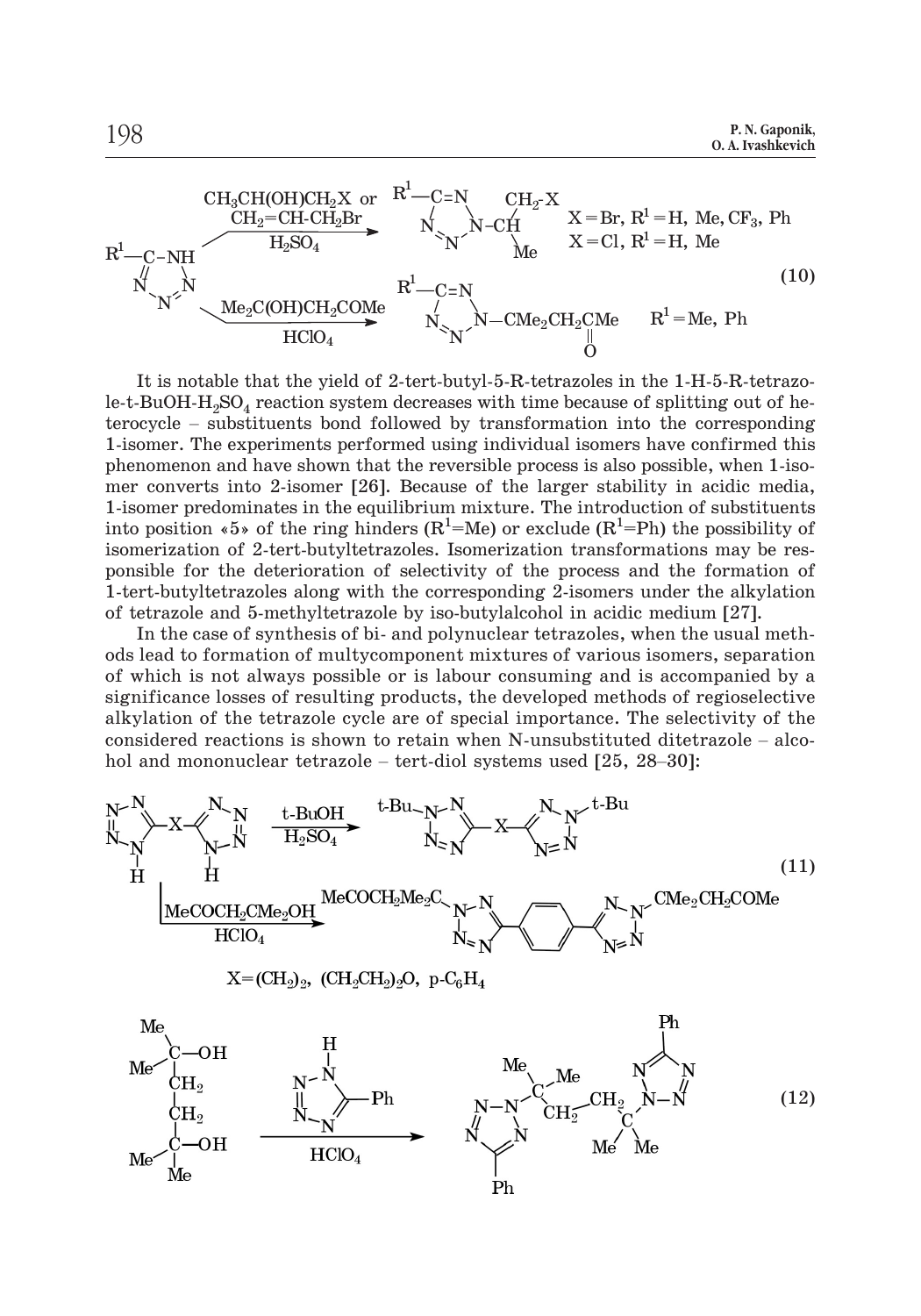$$R^1\text{-C-NH (tetrazole)} \xrightarrow[H_2SO_4]{CH_3CH(OH)CH_2X \text{ or } CH_2{=}CH\text{-}CH_2Br} R^1\text{-C=N-N(CH(Me)CH_2X)} \quad X = Br, R^1 = H, Me, CF_3, Ph; \; X = Cl, R^1 = H, Me$$

$$\xrightarrow[HClO_4]{Me_2C(OH)CH_2COMe} R^1\text{-C=N-N-CMe}_2CH_2C(=O)Me \quad R^1 = Me, Ph \qquad (10)$$

It is notable that the yield of 2-tert-butyl-5-R-tetrazoles in the 1-H-5-R-tetrazole-t-BuOH-$H_2SO_4$ reaction system decreases with time because of splitting out of heterocycle – substituents bond followed by transformation into the corresponding 1-isomer. The experiments performed using individual isomers have confirmed this phenomenon and have shown that the reversible process is also possible, when 1-isomer converts into 2-isomer [26]. Because of the larger stability in acidic media, 1-isomer predominates in the equilibrium mixture. The introduction of substituents into position «5» of the ring hinders ($R^1$=Me) or exclude ($R^1$=Ph) the possibility of isomerization of 2-tert-butyltetrazoles. Isomerization transformations may be responsible for the deterioration of selectivity of the process and the formation of 1-tert-butyltetrazoles along with the corresponding 2-isomers under the alkylation of tetrazole and 5-methyltetrazole by iso-butylalcohol in acidic medium [27].

In the case of synthesis of bi- and polynuclear tetrazoles, when the usual methods lead to formation of multycomponent mixtures of various isomers, separation of which is not always possible or is labour consuming and is accompanied by a significance losses of resulting products, the developed methods of regioselective alkylation of the tetrazole cycle are of special importance. The selectivity of the considered reactions is shown to retain when N-unsubstituted ditetrazole – alcohol and mononuclear tetrazole – tert-diol systems used [25, 28–30]:

$$\text{HN-tetrazole-X-tetrazole-NH} \xrightarrow[H_2SO_4]{t\text{-BuOH}} \text{t-Bu-N-tetrazole-X-tetrazole-N-t-Bu}$$

$$\xrightarrow[HClO_4]{MeCOCH_2CMe_2OH} MeCOCH_2Me_2C\text{-N-tetrazole-}p\text{-}C_6H_4\text{-tetrazole-N-CMe}_2CH_2COMe \qquad (11)$$

$X = (CH_2)_2$, $(CH_2CH_2)_2O$, p-$C_6H_4$

$$Me_2C(OH)CH_2CH_2C(OH)Me_2 \xrightarrow[HClO_4]{\text{5-phenyltetrazole (1H)}} \text{Ph-tetrazole-N-CMe}_2CH_2CH_2CMe_2\text{-N-tetrazole-Ph} \qquad (12)$$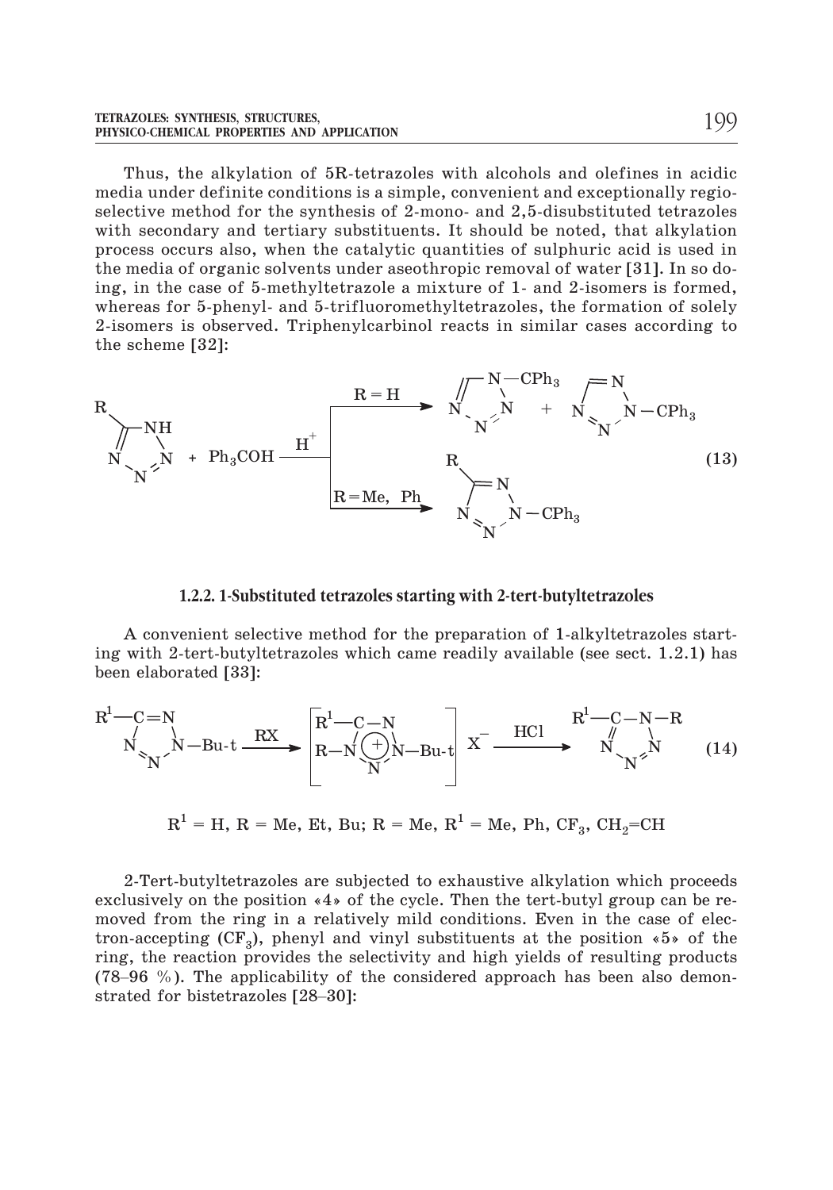Thus, the alkylation of 5R-tetrazoles with alcohols and olefines in acidic media under definite conditions is a simple, convenient and exceptionally regioselective method for the synthesis of 2-mono- and 2,5-disubstituted tetrazoles with secondary and tertiary substituents. It should be noted, that alkylation process occurs also, when the catalytic quantities of sulphuric acid is used in the media of organic solvents under aseothropic removal of water [31]. In so doing, in the case of 5-methyltetrazole a mixture of 1- and 2-isomers is formed, whereas for 5-phenyl- and 5-trifluoromethyltetrazoles, the formation of solely 2-isomers is observed. Triphenylcarbinol reacts in similar cases according to the scheme [32]:

$$\text{5R-tetrazole (NH)} + Ph_3COH \xrightarrow{H^+} \begin{cases} R = H: & \text{1-}CPh_3\text{-tetrazole} + \text{2-}CPh_3\text{-tetrazole} \\ R = Me,\ Ph: & \text{5-R-2-}CPh_3\text{-tetrazole} \end{cases} \quad \textbf{(13)}$$

### 1.2.2. 1-Substituted tetrazoles starting with 2-tert-butyltetrazoles

A convenient selective method for the preparation of 1-alkyltetrazoles starting with 2-tert-butyltetrazoles which came readily available (see sect. 1.2.1) has been elaborated [33]:

$$\text{5-}R^1\text{-2-Bu-t-tetrazole} \xrightarrow{RX} \left[\text{5-}R^1\text{-4-R-2-Bu-t-tetrazolium}\right] X^- \xrightarrow{HCl} \text{5-}R^1\text{-1-R-tetrazole} \quad \textbf{(14)}$$

$R^1 = H$, R = Me, Et, Bu; R = Me, $R^1$ = Me, Ph, $CF_3$, $CH_2$=CH

2-Tert-butyltetrazoles are subjected to exhaustive alkylation which proceeds exclusively on the position «4» of the cycle. Then the tert-butyl group can be removed from the ring in a relatively mild conditions. Even in the case of electron-accepting ($CF_3$), phenyl and vinyl substituents at the position «5» of the ring, the reaction provides the selectivity and high yields of resulting products (78–96 %). The applicability of the considered approach has been also demonstrated for bistetrazoles [28–30]: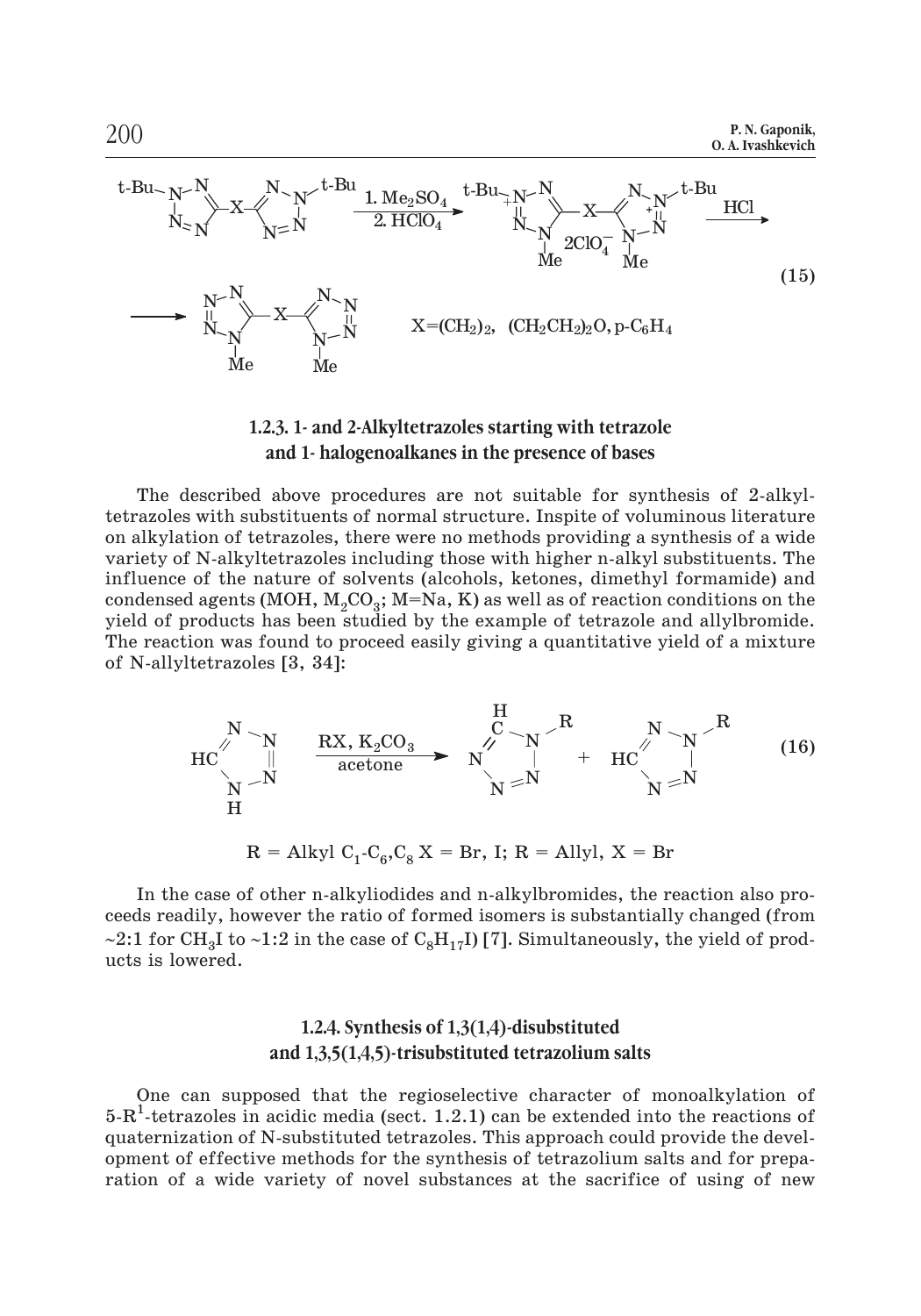(15)

$X = (CH_2)_2$, $(CH_2CH_2)_2O$, p-$C_6H_4$

### 1.2.3. 1- and 2-Alkyltetrazoles starting with tetrazole and 1- halogenoalkanes in the presence of bases

The described above procedures are not suitable for synthesis of 2-alkyltetrazoles with substituents of normal structure. Inspite of voluminous literature on alkylation of tetrazoles, there were no methods providing a synthesis of a wide variety of N-alkyltetrazoles including those with higher n-alkyl substituents. The influence of the nature of solvents (alcohols, ketones, dimethyl formamide) and condensed agents (MOH, $M_2CO_3$; M=Na, K) as well as of reaction conditions on the yield of products has been studied by the example of tetrazole and allylbromide. The reaction was found to proceed easily giving a quantitative yield of a mixture of N-allyltetrazoles [3, 34]:

(16)

R = Alkyl $C_1$-$C_6$,$C_8$ X = Br, I; R = Allyl, X = Br

In the case of other n-alkyliodides and n-alkylbromides, the reaction also proceeds readily, however the ratio of formed isomers is substantially changed (from ~2:1 for $CH_3I$ to ~1:2 in the case of $C_8H_{17}I$) [7]. Simultaneously, the yield of products is lowered.

### 1.2.4. Synthesis of 1,3(1,4)-disubstituted and 1,3,5(1,4,5)-trisubstituted tetrazolium salts

One can supposed that the regioselective character of monoalkylation of 5-$R^1$-tetrazoles in acidic media (sect. 1.2.1) can be extended into the reactions of quaternization of N-substituted tetrazoles. This approach could provide the development of effective methods for the synthesis of tetrazolium salts and for preparation of a wide variety of novel substances at the sacrifice of using of new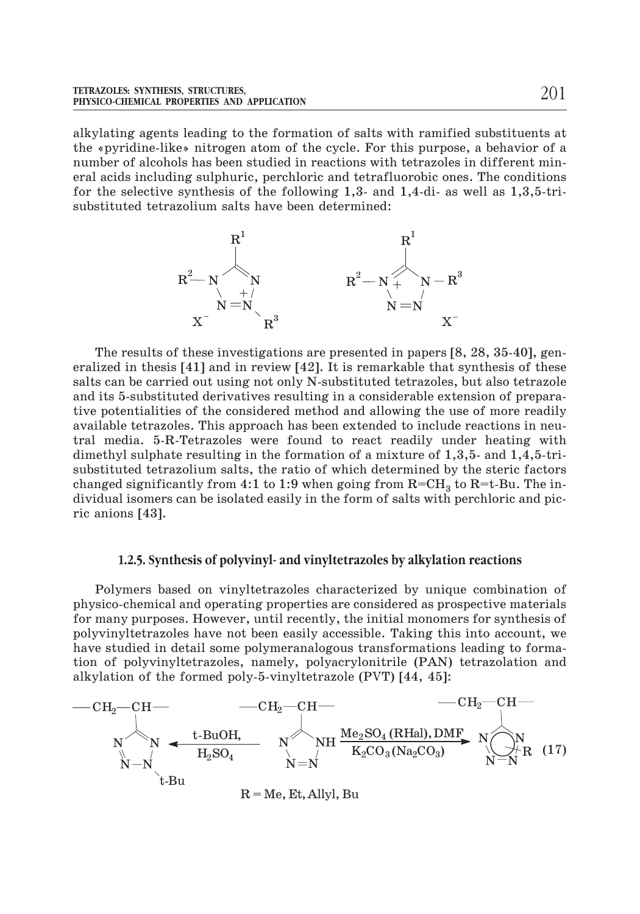alkylating agents leading to the formation of salts with ramified substituents at the «pyridine-like» nitrogen atom of the cycle. For this purpose, a behavior of a number of alcohols has been studied in reactions with tetrazoles in different mineral acids including sulphuric, perchloric and tetrafluorobic ones. The conditions for the selective synthesis of the following 1,3- and 1,4-di- as well as 1,3,5-tri-substituted tetrazolium salts have been determined:

The results of these investigations are presented in papers [8, 28, 35-40], generalized in thesis [41] and in review [42]. It is remarkable that synthesis of these salts can be carried out using not only N-substituted tetrazoles, but also tetrazole and its 5-substituted derivatives resulting in a considerable extension of preparative potentialities of the considered method and allowing the use of more readily available tetrazoles. This approach has been extended to include reactions in neutral media. 5-R-Tetrazoles were found to react readily under heating with dimethyl sulphate resulting in the formation of a mixture of 1,3,5- and 1,4,5-tri-substituted tetrazolium salts, the ratio of which determined by the steric factors changed significantly from 4:1 to 1:9 when going from $R=CH_3$ to R=t-Bu. The individual isomers can be isolated easily in the form of salts with perchloric and picric anions [43].

### 1.2.5. Synthesis of polyvinyl- and vinyltetrazoles by alkylation reactions

Polymers based on vinyltetrazoles characterized by unique combination of physico-chemical and operating properties are considered as prospective materials for many purposes. However, until recently, the initial monomers for synthesis of polyvinyltetrazoles have not been easily accessible. Taking this into account, we have studied in detail some polymeranalogous transformations leading to formation of polyvinyltetrazoles, namely, polyacrylonitrile (PAN) tetrazolation and alkylation of the formed poly-5-vinyltetrazole (PVT) [44, 45]:

t-BuOH, $H_2SO_4$ ; $Me_2SO_4$ (RHal), DMF, $K_2CO_3$ ($Na_2CO_3$) (17)

R = Me, Et, Allyl, Bu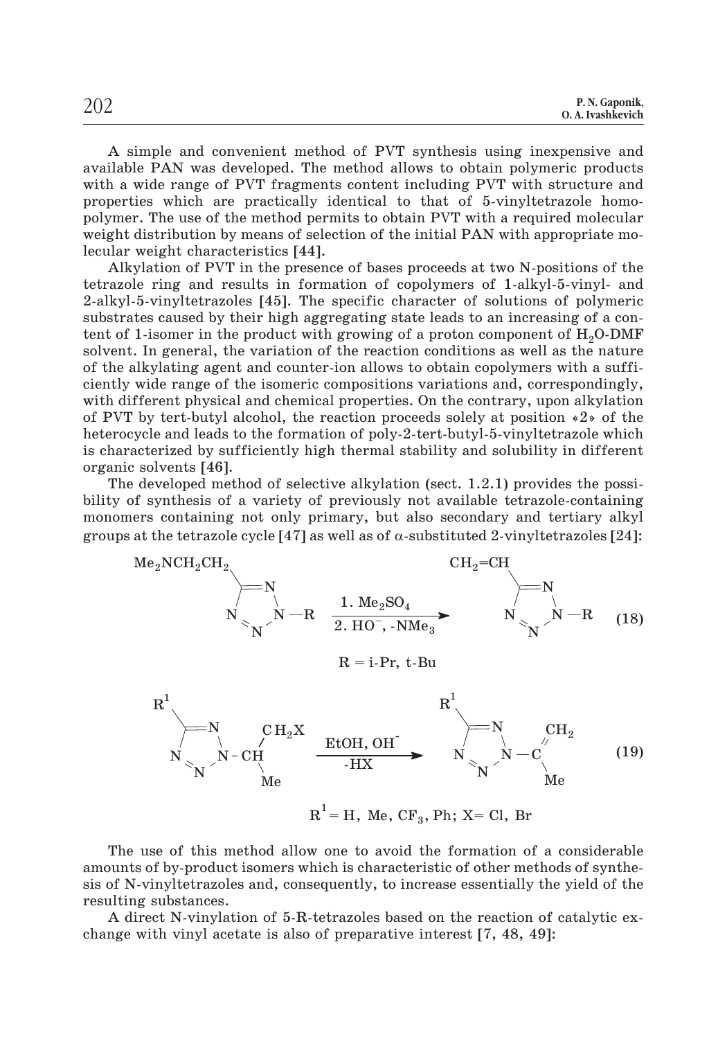A simple and convenient method of PVT synthesis using inexpensive and available PAN was developed. The method allows to obtain polymeric products with a wide range of PVT fragments content including PVT with structure and properties which are practically identical to that of 5-vinyltetrazole homopolymer. The use of the method permits to obtain PVT with a required molecular weight distribution by means of selection of the initial PAN with appropriate molecular weight characteristics [44].

Alkylation of PVT in the presence of bases proceeds at two N-positions of the tetrazole ring and results in formation of copolymers of 1-alkyl-5-vinyl- and 2-alkyl-5-vinyltetrazoles [45]. The specific character of solutions of polymeric substrates caused by their high aggregating state leads to an increasing of a content of 1-isomer in the product with growing of a proton component of $H_2O$-DMF solvent. In general, the variation of the reaction conditions as well as the nature of the alkylating agent and counter-ion allows to obtain copolymers with a sufficiently wide range of the isomeric compositions variations and, correspondingly, with different physical and chemical properties. On the contrary, upon alkylation of PVT by tert-butyl alcohol, the reaction proceeds solely at position «2» of the heterocycle and leads to the formation of poly-2-tert-butyl-5-vinyltetrazole which is characterized by sufficiently high thermal stability and solubility in different organic solvents [46].

The developed method of selective alkylation (sect. 1.2.1) provides the possibility of synthesis of a variety of previously not available tetrazole-containing monomers containing not only primary, but also secondary and tertiary alkyl groups at the tetrazole cycle [47] as well as of α-substituted 2-vinyltetrazoles [24]:

$$\text{5-}(Me_2NCH_2CH_2)\text{-2-R-tetrazole} \xrightarrow[\text{2. } HO^-,\ -NMe_3]{\text{1. } Me_2SO_4} \text{5-}(CH_2{=}CH)\text{-2-R-tetrazole} \quad (18)$$

R = i-Pr, t-Bu

$$\text{5-}R^1\text{-2-}(CH(CH_2X)Me)\text{-tetrazole} \xrightarrow[-HX]{EtOH,\ OH^-} \text{5-}R^1\text{-2-}(C(=CH_2)Me)\text{-tetrazole} \quad (19)$$

$R^1$ = H, Me, $CF_3$, Ph; X= Cl, Br

The use of this method allow one to avoid the formation of a considerable amounts of by-product isomers which is characteristic of other methods of synthesis of N-vinyltetrazoles and, consequently, to increase essentially the yield of the resulting substances.

A direct N-vinylation of 5-R-tetrazoles based on the reaction of catalytic exchange with vinyl acetate is also of preparative interest [7, 48, 49]: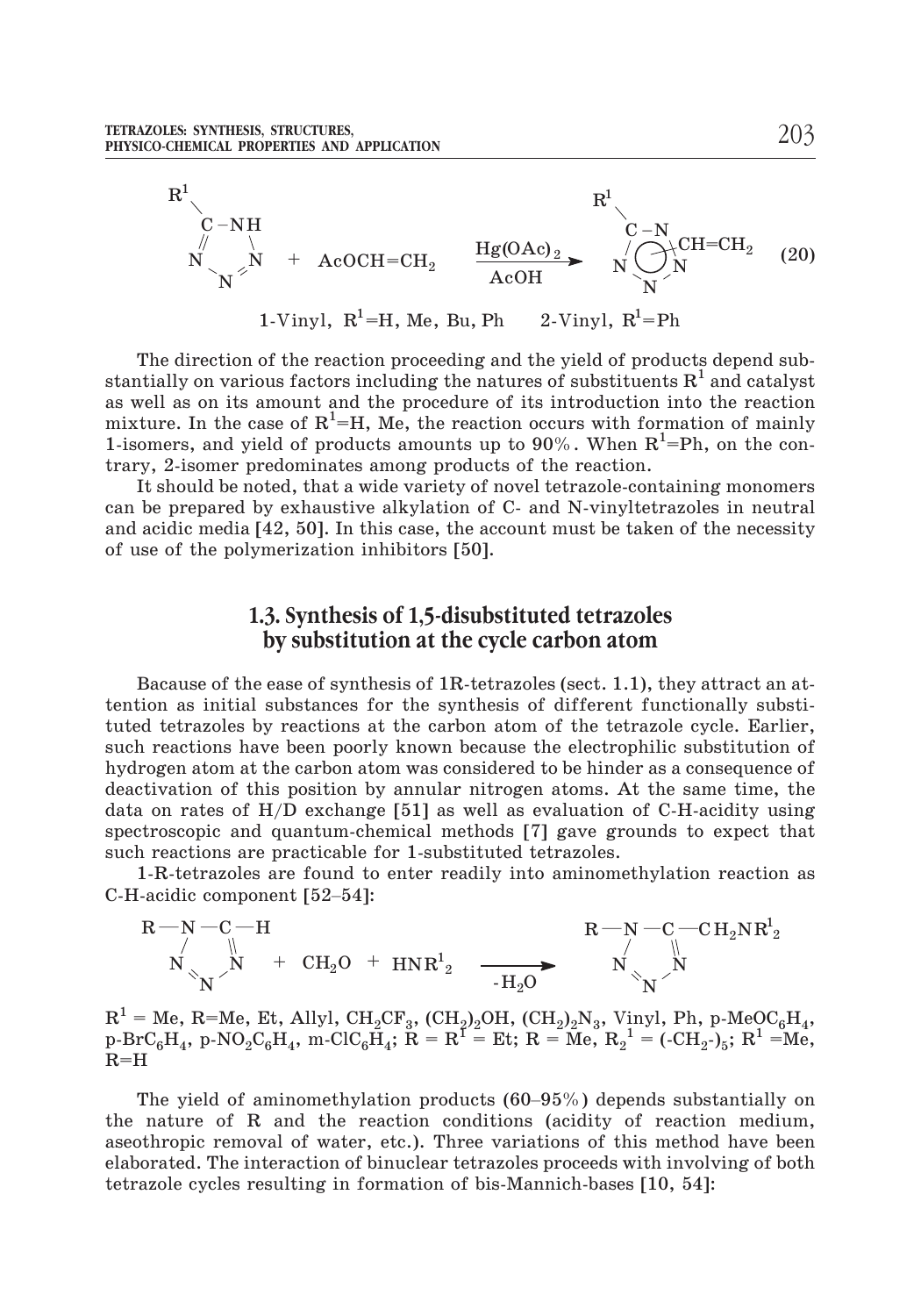$$R^1\text{-tetrazole (C–NH)} + AcOCH{=}CH_2 \xrightarrow[AcOH]{Hg(OAc)_2} R^1\text{-tetrazole–}CH{=}CH_2 \quad (20)$$

1-Vinyl, $R^1$=H, Me, Bu, Ph    2-Vinyl, $R^1$=Ph

The direction of the reaction proceeding and the yield of products depend substantially on various factors including the natures of substituents $R^1$ and catalyst as well as on its amount and the procedure of its introduction into the reaction mixture. In the case of $R^1$=H, Me, the reaction occurs with formation of mainly 1-isomers, and yield of products amounts up to 90%. When $R^1$=Ph, on the contrary, 2-isomer predominates among products of the reaction.

It should be noted, that a wide variety of novel tetrazole-containing monomers can be prepared by exhaustive alkylation of C- and N-vinyltetrazoles in neutral and acidic media [42, 50]. In this case, the account must be taken of the necessity of use of the polymerization inhibitors [50].

## 1.3. Synthesis of 1,5-disubstituted tetrazoles by substitution at the cycle carbon atom

Bacause of the ease of synthesis of 1R-tetrazoles (sect. 1.1), they attract an attention as initial substances for the synthesis of different functionally substituted tetrazoles by reactions at the carbon atom of the tetrazole cycle. Earlier, such reactions have been poorly known because the electrophilic substitution of hydrogen atom at the carbon atom was considered to be hinder as a consequence of deactivation of this position by annular nitrogen atoms. At the same time, the data on rates of H/D exchange [51] as well as evaluation of C-H-acidity using spectroscopic and quantum-chemical methods [7] gave grounds to expect that such reactions are practicable for 1-substituted tetrazoles.

1-R-tetrazoles are found to enter readily into aminomethylation reaction as C-H-acidic component [52–54]:

$$R\text{–N–C–H (tetrazole)} + CH_2O + HNR^1_2 \xrightarrow{-H_2O} R\text{–N–C–}CH_2NR^1_2\text{ (tetrazole)}$$

$R^1$ = Me, R=Me, Et, Allyl, $CH_2CF_3$, $(CH_2)_2OH$, $(CH_2)_2N_3$, Vinyl, Ph, p-$MeOC_6H_4$, p-$BrC_6H_4$, p-$NO_2C_6H_4$, m-$ClC_6H_4$; R = $R^1$ = Et; R = Me, $R_2^1$ = $(\text{-}CH_2\text{-})_5$; $R^1$ =Me, R=H

The yield of aminomethylation products (60–95%) depends substantially on the nature of R and the reaction conditions (acidity of reaction medium, aseothropic removal of water, etc.). Three variations of this method have been elaborated. The interaction of binuclear tetrazoles proceeds with involving of both tetrazole cycles resulting in formation of bis-Mannich-bases [10, 54]: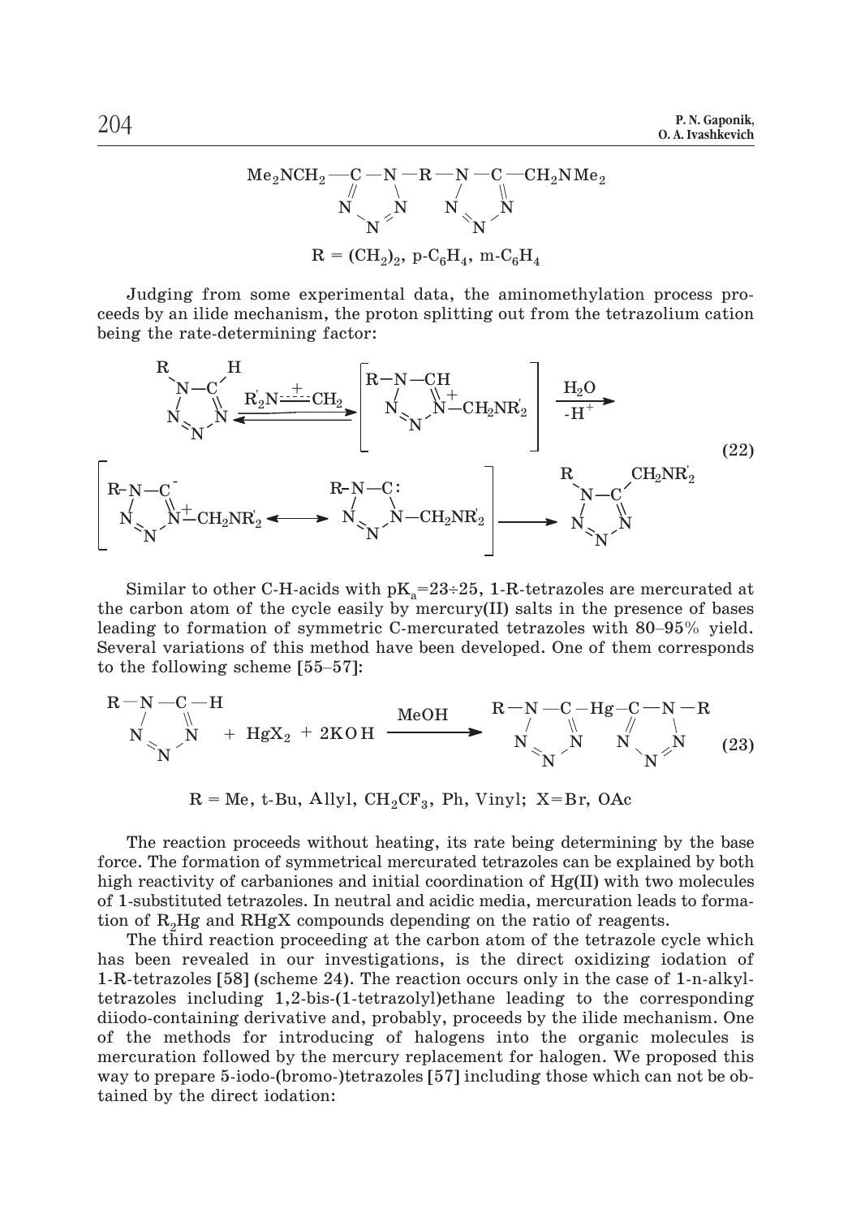$$Me_2NCH_2-C-N-R-N-C-CH_2NMe_2$$

$R = (CH_2)_2$, p-$C_6H_4$, m-$C_6H_4$

Judging from some experimental data, the aminomethylation process proceeds by an ilide mechanism, the proton splitting out from the tetrazolium cation being the rate-determining factor:

**(22)**

Similar to other C-H-acids with $pK_a$=23÷25, 1-R-tetrazoles are mercurated at the carbon atom of the cycle easily by mercury(II) salts in the presence of bases leading to formation of symmetric C-mercurated tetrazoles with 80–95% yield. Several variations of this method have been developed. One of them corresponds to the following scheme [55–57]:

$$R-N-C-H + HgX_2 + 2KOH \xrightarrow{MeOH} R-N-C-Hg-C-N-R \quad \textbf{(23)}$$

R = Me, t-Bu, Allyl, $CH_2CF_3$, Ph, Vinyl; X=Br, OAc

The reaction proceeds without heating, its rate being determining by the base force. The formation of symmetrical mercurated tetrazoles can be explained by both high reactivity of carbaniones and initial coordination of Hg(II) with two molecules of 1-substituted tetrazoles. In neutral and acidic media, mercuration leads to formation of $R_2Hg$ and RHgX compounds depending on the ratio of reagents.

The third reaction proceeding at the carbon atom of the tetrazole cycle which has been revealed in our investigations, is the direct oxidizing iodation of 1-R-tetrazoles [58] (scheme 24). The reaction occurs only in the case of 1-n-alkyltetrazoles including 1,2-bis-(1-tetrazolyl)ethane leading to the corresponding diiodo-containing derivative and, probably, proceeds by the ilide mechanism. One of the methods for introducing of halogens into the organic molecules is mercuration followed by the mercury replacement for halogen. We proposed this way to prepare 5-iodo-(bromo-)tetrazoles [57] including those which can not be obtained by the direct iodation: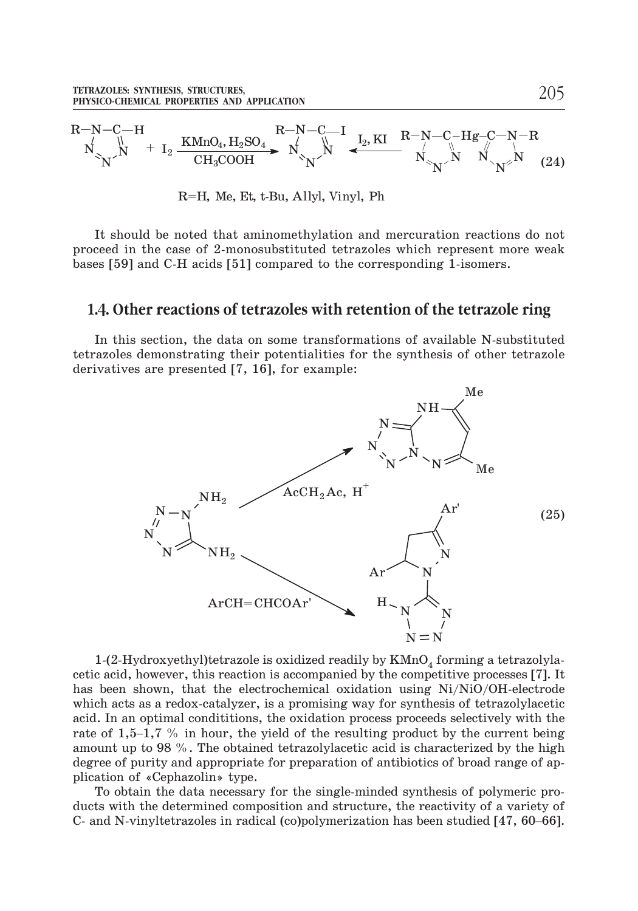$$\text{R–N–C–H (1-R-tetrazole)} + I_2 \xrightarrow[CH_3COOH]{KMnO_4,\ H_2SO_4} \text{R–N–C–I (5-iodo-1-R-tetrazole)} \xleftarrow{I_2,\ KI} \text{(1-R-tetrazol-5-yl)–Hg–(1-R-tetrazol-5-yl)} \quad \textbf{(24)}$$

R=H, Me, Et, t-Bu, Allyl, Vinyl, Ph

It should be noted that aminomethylation and mercuration reactions do not proceed in the case of 2-monosubstituted tetrazoles which represent more weak bases [59] and C-H acids [51] compared to the corresponding 1-isomers.

## 1.4. Other reactions of tetrazoles with retention of the tetrazole ring

In this section, the data on some transformations of available N-substituted tetrazoles demonstrating their potentialities for the synthesis of other tetrazole derivatives are presented [7, 16], for example:

$$\text{1,5-diaminotetrazole} \xrightarrow{AcCH_2Ac,\ H^+} \text{dimethyl-substituted tetrazolo-fused diazepine}$$

$$\text{1,5-diaminotetrazole} \xrightarrow{ArCH=CHCOAr'} \text{1-(1H-tetrazol-5-yl)-5-Ar-3-Ar'-pyrazoline} \quad \textbf{(25)}$$

1-(2-Hydroxyethyl)tetrazole is oxidized readily by $KMnO_4$ forming a tetrazolylacetic acid, however, this reaction is accompanied by the competitive processes [7]. It has been shown, that the electrochemical oxidation using Ni/NiO/OH-electrode which acts as a redox-catalyzer, is a promising way for synthesis of tetrazolylacetic acid. In an optimal condititions, the oxidation process proceeds selectively with the rate of 1,5–1,7 % in hour, the yield of the resulting product by the current being amount up to 98 %. The obtained tetrazolylacetic acid is characterized by the high degree of purity and appropriate for preparation of antibiotics of broad range of application of «Cephazolin» type.

To obtain the data necessary for the single-minded synthesis of polymeric products with the determined composition and structure, the reactivity of a variety of C- and N-vinyltetrazoles in radical (co)polymerization has been studied [47, 60–66].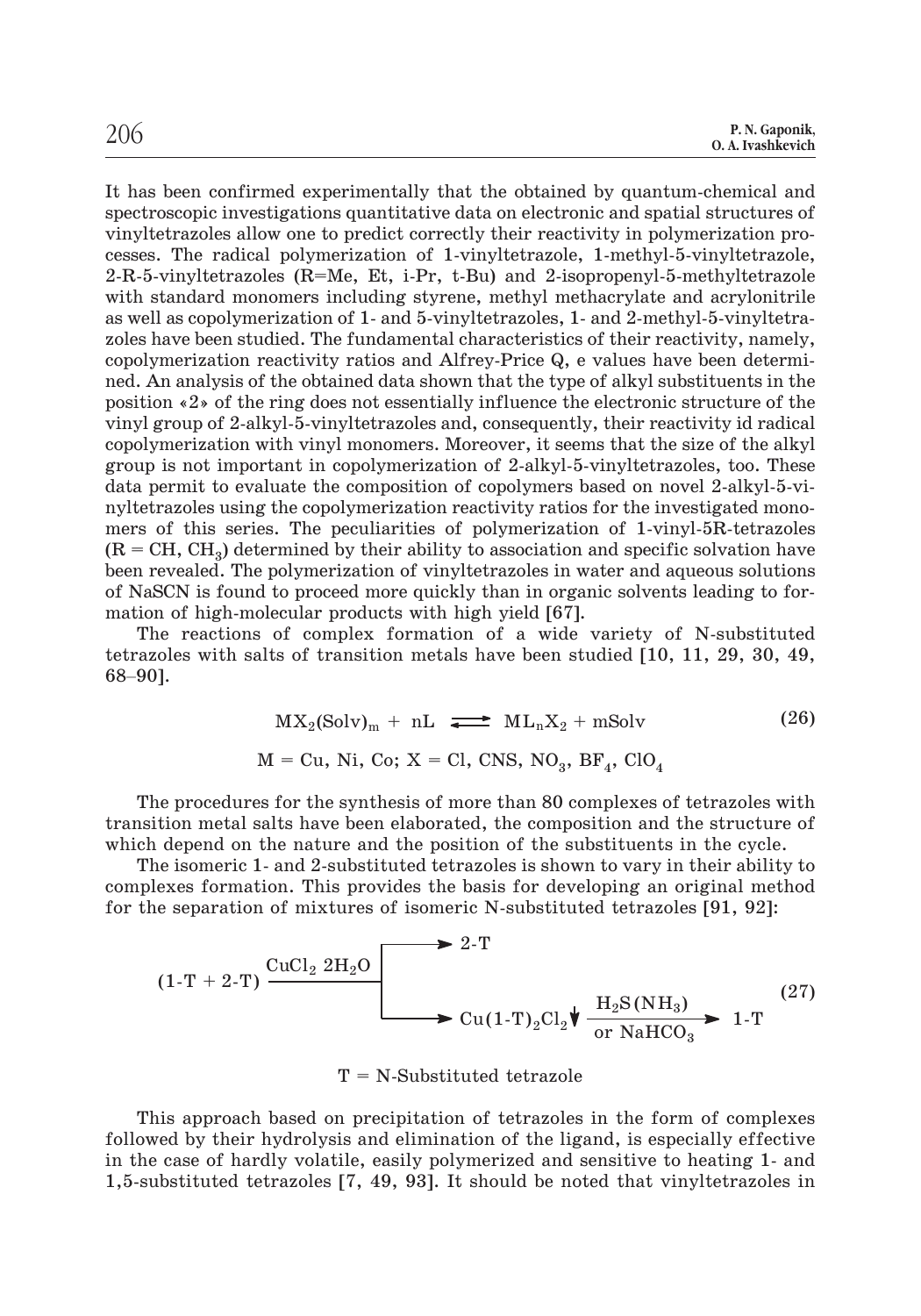It has been confirmed experimentally that the obtained by quantum-chemical and spectroscopic investigations quantitative data on electronic and spatial structures of vinyltetrazoles allow one to predict correctly their reactivity in polymerization processes. The radical polymerization of 1-vinyltetrazole, 1-methyl-5-vinyltetrazole, 2-R-5-vinyltetrazoles (R=Me, Et, i-Pr, t-Bu) and 2-isopropenyl-5-methyltetrazole with standard monomers including styrene, methyl methacrylate and acrylonitrile as well as copolymerization of 1- and 5-vinyltetrazoles, 1- and 2-methyl-5-vinyltetrazoles have been studied. The fundamental characteristics of their reactivity, namely, copolymerization reactivity ratios and Alfrey-Price Q, e values have been determined. An analysis of the obtained data shown that the type of alkyl substituents in the position «2» of the ring does not essentially influence the electronic structure of the vinyl group of 2-alkyl-5-vinyltetrazoles and, consequently, their reactivity id radical copolymerization with vinyl monomers. Moreover, it seems that the size of the alkyl group is not important in copolymerization of 2-alkyl-5-vinyltetrazoles, too. These data permit to evaluate the composition of copolymers based on novel 2-alkyl-5-vinyltetrazoles using the copolymerization reactivity ratios for the investigated monomers of this series. The peculiarities of polymerization of 1-vinyl-5R-tetrazoles ($R = CH, CH_3$) determined by their ability to association and specific solvation have been revealed. The polymerization of vinyltetrazoles in water and aqueous solutions of NaSCN is found to proceed more quickly than in organic solvents leading to formation of high-molecular products with high yield [67].

The reactions of complex formation of a wide variety of N-substituted tetrazoles with salts of transition metals have been studied [10, 11, 29, 30, 49, 68–90].

$$MX_2(Solv)_m + nL \rightleftharpoons ML_nX_2 + mSolv \tag{26}$$

$$M = Cu,\ Ni,\ Co;\ X = Cl,\ CNS,\ NO_3,\ BF_4,\ ClO_4$$

The procedures for the synthesis of more than 80 complexes of tetrazoles with transition metal salts have been elaborated, the composition and the structure of which depend on the nature and the position of the substituents in the cycle.

The isomeric 1- and 2-substituted tetrazoles is shown to vary in their ability to complexes formation. This provides the basis for developing an original method for the separation of mixtures of isomeric N-substituted tetrazoles [91, 92]:

$$(1\text{-}T + 2\text{-}T) \xrightarrow{CuCl_2\ 2H_2O} \begin{cases} 2\text{-}T \\ Cu(1\text{-}T)_2Cl_2\downarrow \xrightarrow[\text{or } NaHCO_3]{H_2S\,(NH_3)} 1\text{-}T \end{cases} \tag{27}$$

T = N-Substituted tetrazole

This approach based on precipitation of tetrazoles in the form of complexes followed by their hydrolysis and elimination of the ligand, is especially effective in the case of hardly volatile, easily polymerized and sensitive to heating 1- and 1,5-substituted tetrazoles [7, 49, 93]. It should be noted that vinyltetrazoles in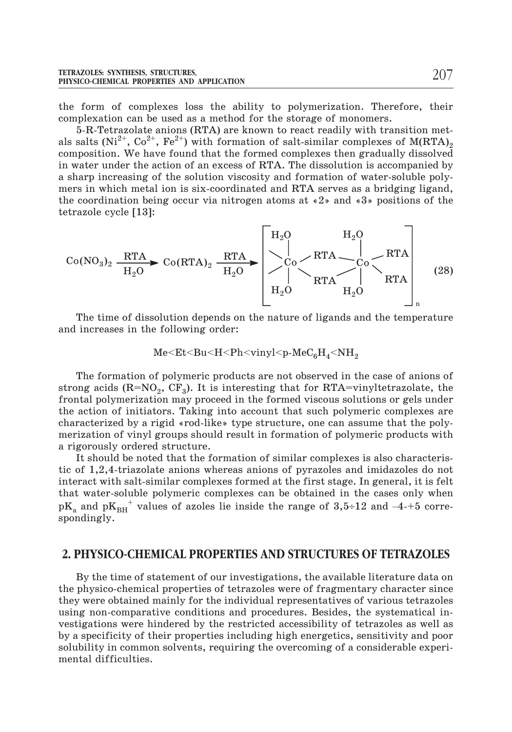the form of complexes loss the ability to polymerization. Therefore, their complexation can be used as a method for the storage of monomers.

5-R-Tetrazolate anions (RTA) are known to react readily with transition metals salts ($Ni^{2+}$, $Co^{2+}$, $Fe^{2+}$) with formation of salt-similar complexes of $M(RTA)_2$ composition. We have found that the formed complexes then gradually dissolved in water under the action of an excess of RTA. The dissolution is accompanied by a sharp increasing of the solution viscosity and formation of water-soluble polymers in which metal ion is six-coordinated and RTA serves as a bridging ligand, the coordination being occur via nitrogen atoms at «2» and «3» positions of the tetrazole cycle [13]:

$$Co(NO_3)_2 \xrightarrow[H_2O]{RTA} Co(RTA)_2 \xrightarrow[H_2O]{RTA} \left[ (H_2O)_2Co(\mu\text{-}RTA)_2Co(H_2O)_2(RTA)_2 \right]_n \quad (28)$$

The time of dissolution depends on the nature of ligands and the temperature and increases in the following order:

$$Me<Et<Bu<H<Ph<vinyl<p\text{-}MeC_6H_4<NH_2$$

The formation of polymeric products are not observed in the case of anions of strong acids (R=$NO_2$, $CF_3$). It is interesting that for RTA=vinyltetrazolate, the frontal polymerization may proceed in the formed viscous solutions or gels under the action of initiators. Taking into account that such polymeric complexes are characterized by a rigid «rod-like» type structure, one can assume that the polymerization of vinyl groups should result in formation of polymeric products with a rigorously ordered structure.

It should be noted that the formation of similar complexes is also characteristic of 1,2,4-triazolate anions whereas anions of pyrazoles and imidazoles do not interact with salt-similar complexes formed at the first stage. In general, it is felt that water-soluble polymeric complexes can be obtained in the cases only when $pK_a$ and $pK_{BH^+}$ values of azoles lie inside the range of 3,5÷12 and –4-+5 correspondingly.

## 2. PHYSICO-CHEMICAL PROPERTIES AND STRUCTURES OF TETRAZOLES

By the time of statement of our investigations, the available literature data on the physico-chemical properties of tetrazoles were of fragmentary character since they were obtained mainly for the individual representatives of various tetrazoles using non-comparative conditions and procedures. Besides, the systematical investigations were hindered by the restricted accessibility of tetrazoles as well as by a specificity of their properties including high energetics, sensitivity and poor solubility in common solvents, requiring the overcoming of a considerable experimental difficulties.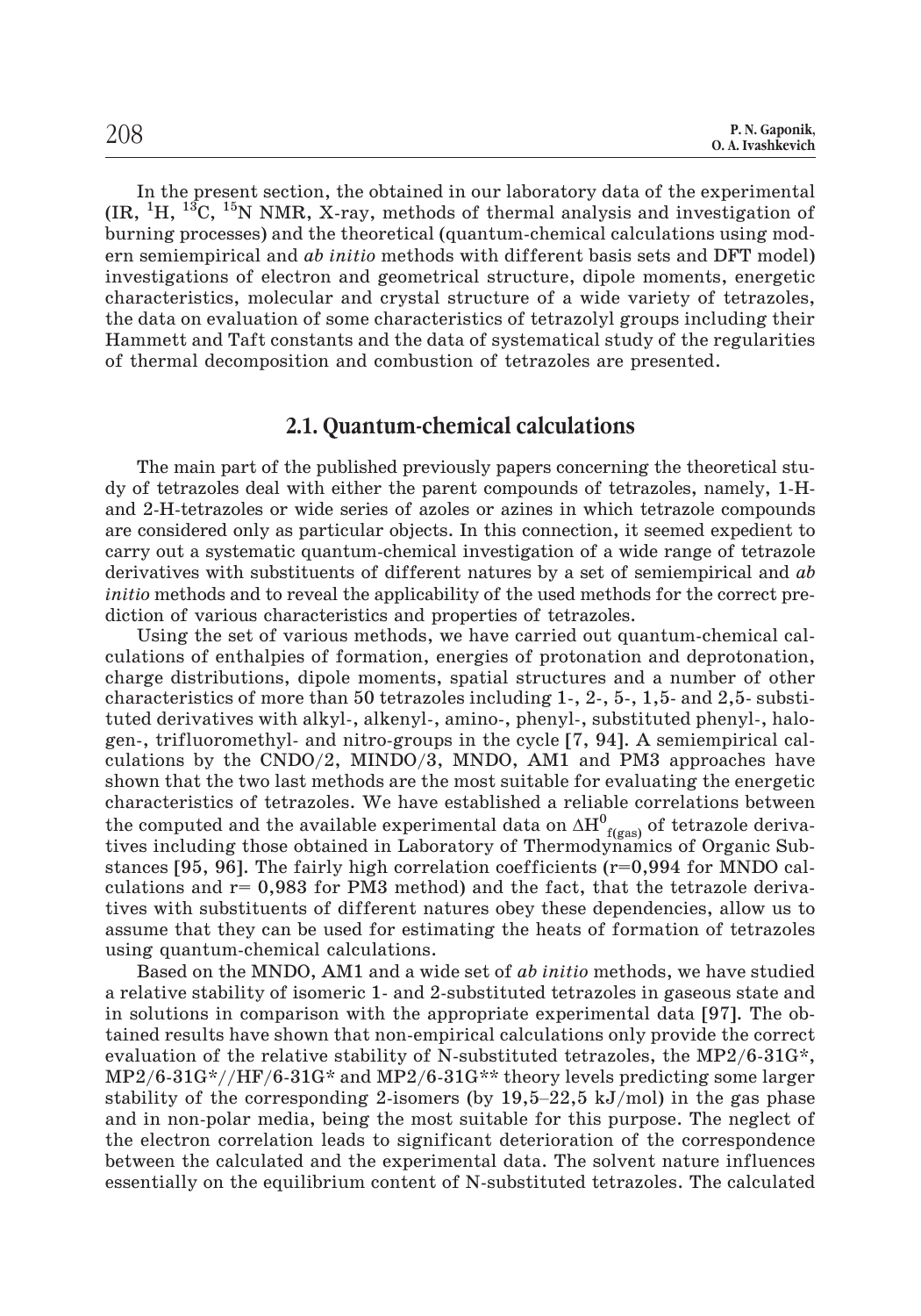In the present section, the obtained in our laboratory data of the experimental (IR, $^{1}H$, $^{13}C$, $^{15}N$ NMR, X-ray, methods of thermal analysis and investigation of burning processes) and the theoretical (quantum-chemical calculations using modern semiempirical and *ab initio* methods with different basis sets and DFT model) investigations of electron and geometrical structure, dipole moments, energetic characteristics, molecular and crystal structure of a wide variety of tetrazoles, the data on evaluation of some characteristics of tetrazolyl groups including their Hammett and Taft constants and the data of systematical study of the regularities of thermal decomposition and combustion of tetrazoles are presented.

## 2.1. Quantum-chemical calculations

The main part of the published previously papers concerning the theoretical study of tetrazoles deal with either the parent compounds of tetrazoles, namely, 1-H- and 2-H-tetrazoles or wide series of azoles or azines in which tetrazole compounds are considered only as particular objects. In this connection, it seemed expedient to carry out a systematic quantum-chemical investigation of a wide range of tetrazole derivatives with substituents of different natures by a set of semiempirical and *ab initio* methods and to reveal the applicability of the used methods for the correct prediction of various characteristics and properties of tetrazoles.

Using the set of various methods, we have carried out quantum-chemical calculations of enthalpies of formation, energies of protonation and deprotonation, charge distributions, dipole moments, spatial structures and a number of other characteristics of more than 50 tetrazoles including 1-, 2-, 5-, 1,5- and 2,5- substituted derivatives with alkyl-, alkenyl-, amino-, phenyl-, substituted phenyl-, halogen-, trifluoromethyl- and nitro-groups in the cycle [7, 94]. A semiempirical calculations by the CNDO/2, MINDO/3, MNDO, AM1 and PM3 approaches have shown that the two last methods are the most suitable for evaluating the energetic characteristics of tetrazoles. We have established a reliable correlations between the computed and the available experimental data on $\Delta H^{0}_{f(gas)}$ of tetrazole derivatives including those obtained in Laboratory of Thermodynamics of Organic Substances [95, 96]. The fairly high correlation coefficients ($r=0{,}994$ for MNDO calculations and $r= 0{,}983$ for PM3 method) and the fact, that the tetrazole derivatives with substituents of different natures obey these dependencies, allow us to assume that they can be used for estimating the heats of formation of tetrazoles using quantum-chemical calculations.

Based on the MNDO, AM1 and a wide set of *ab initio* methods, we have studied a relative stability of isomeric 1- and 2-substituted tetrazoles in gaseous state and in solutions in comparison with the appropriate experimental data [97]. The obtained results have shown that non-empirical calculations only provide the correct evaluation of the relative stability of N-substituted tetrazoles, the MP2/6-31G*, MP2/6-31G*//HF/6-31G* and MP2/6-31G** theory levels predicting some larger stability of the corresponding 2-isomers (by 19,5–22,5 kJ/mol) in the gas phase and in non-polar media, being the most suitable for this purpose. The neglect of the electron correlation leads to significant deterioration of the correspondence between the calculated and the experimental data. The solvent nature influences essentially on the equilibrium content of N-substituted tetrazoles. The calculated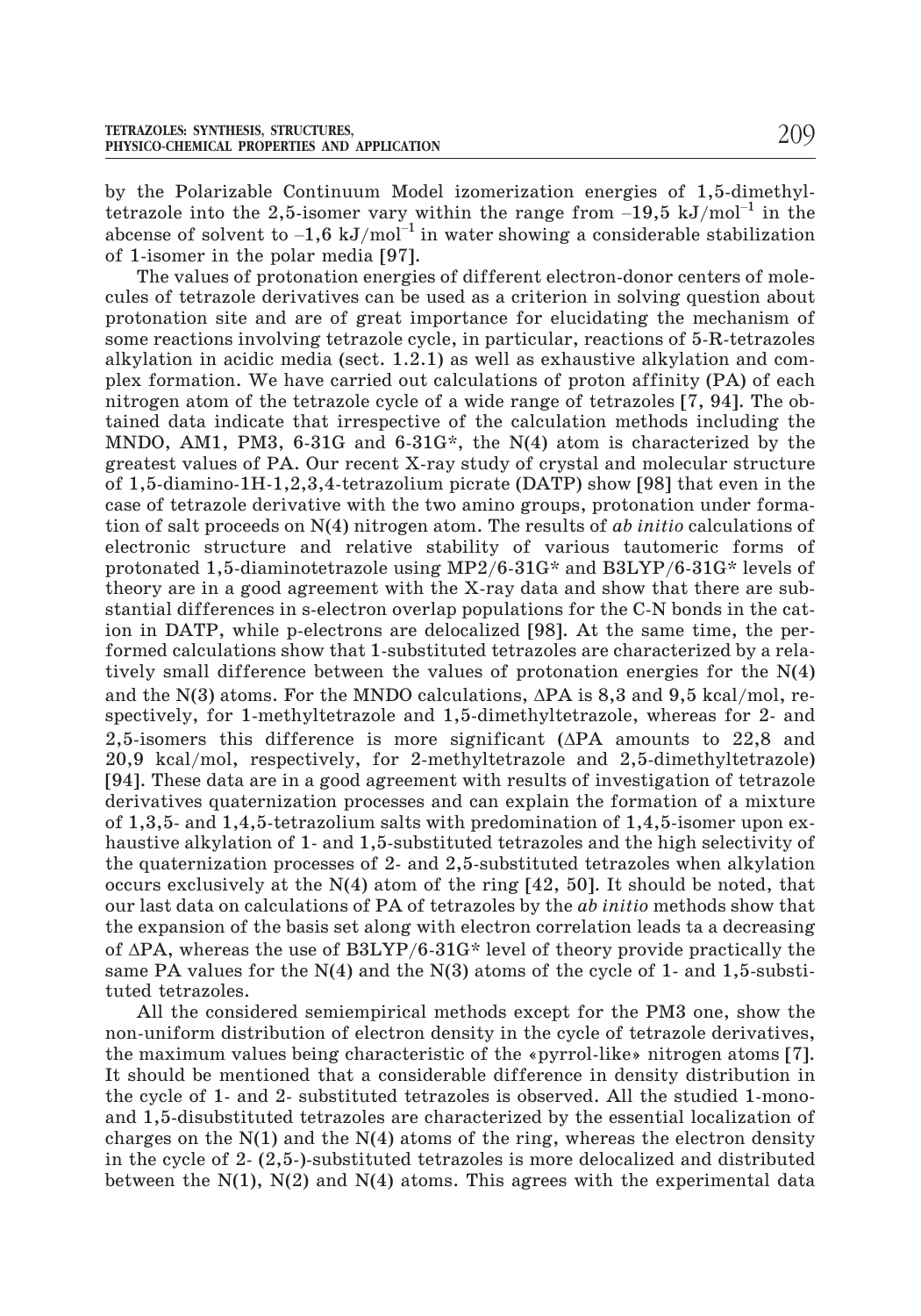by the Polarizable Continuum Model izomerization energies of 1,5-dimethyltetrazole into the 2,5-isomer vary within the range from $-19,5$ kJ/mol$^{-1}$ in the abcense of solvent to $-1,6$ kJ/mol$^{-1}$ in water showing a considerable stabilization of 1-isomer in the polar media [97].

The values of protonation energies of different electron-donor centers of molecules of tetrazole derivatives can be used as a criterion in solving question about protonation site and are of great importance for elucidating the mechanism of some reactions involving tetrazole cycle, in particular, reactions of 5-R-tetrazoles alkylation in acidic media (sect. 1.2.1) as well as exhaustive alkylation and complex formation. We have carried out calculations of proton affinity (PA) of each nitrogen atom of the tetrazole cycle of a wide range of tetrazoles [7, 94]. The obtained data indicate that irrespective of the calculation methods including the MNDO, AM1, PM3, 6-31G and 6-31G*, the N(4) atom is characterized by the greatest values of PA. Our recent X-ray study of crystal and molecular structure of 1,5-diamino-1H-1,2,3,4-tetrazolium picrate (DATP) show [98] that even in the case of tetrazole derivative with the two amino groups, protonation under formation of salt proceeds on N(4) nitrogen atom. The results of *ab initio* calculations of electronic structure and relative stability of various tautomeric forms of protonated 1,5-diaminotetrazole using MP2/6-31G* and B3LYP/6-31G* levels of theory are in a good agreement with the X-ray data and show that there are substantial differences in s-electron overlap populations for the C-N bonds in the cation in DATP, while p-electrons are delocalized [98]. At the same time, the performed calculations show that 1-substituted tetrazoles are characterized by a relatively small difference between the values of protonation energies for the N(4) and the N(3) atoms. For the MNDO calculations, $\Delta$PA is 8,3 and 9,5 kcal/mol, respectively, for 1-methyltetrazole and 1,5-dimethyltetrazole, whereas for 2- and 2,5-isomers this difference is more significant ($\Delta$PA amounts to 22,8 and 20,9 kcal/mol, respectively, for 2-methyltetrazole and 2,5-dimethyltetrazole) [94]. These data are in a good agreement with results of investigation of tetrazole derivatives quaternization processes and can explain the formation of a mixture of 1,3,5- and 1,4,5-tetrazolium salts with predomination of 1,4,5-isomer upon exhaustive alkylation of 1- and 1,5-substituted tetrazoles and the high selectivity of the quaternization processes of 2- and 2,5-substituted tetrazoles when alkylation occurs exclusively at the N(4) atom of the ring [42, 50]. It should be noted, that our last data on calculations of PA of tetrazoles by the *ab initio* methods show that the expansion of the basis set along with electron correlation leads ta a decreasing of $\Delta$PA, whereas the use of B3LYP/6-31G* level of theory provide practically the same PA values for the N(4) and the N(3) atoms of the cycle of 1- and 1,5-substituted tetrazoles.

All the considered semiempirical methods except for the PM3 one, show the non-uniform distribution of electron density in the cycle of tetrazole derivatives, the maximum values being characteristic of the «pyrrol-like» nitrogen atoms [7]. It should be mentioned that a considerable difference in density distribution in the cycle of 1- and 2- substituted tetrazoles is observed. All the studied 1-mono- and 1,5-disubstituted tetrazoles are characterized by the essential localization of charges on the N(1) and the N(4) atoms of the ring, whereas the electron density in the cycle of 2- (2,5-)-substituted tetrazoles is more delocalized and distributed between the N(1), N(2) and N(4) atoms. This agrees with the experimental data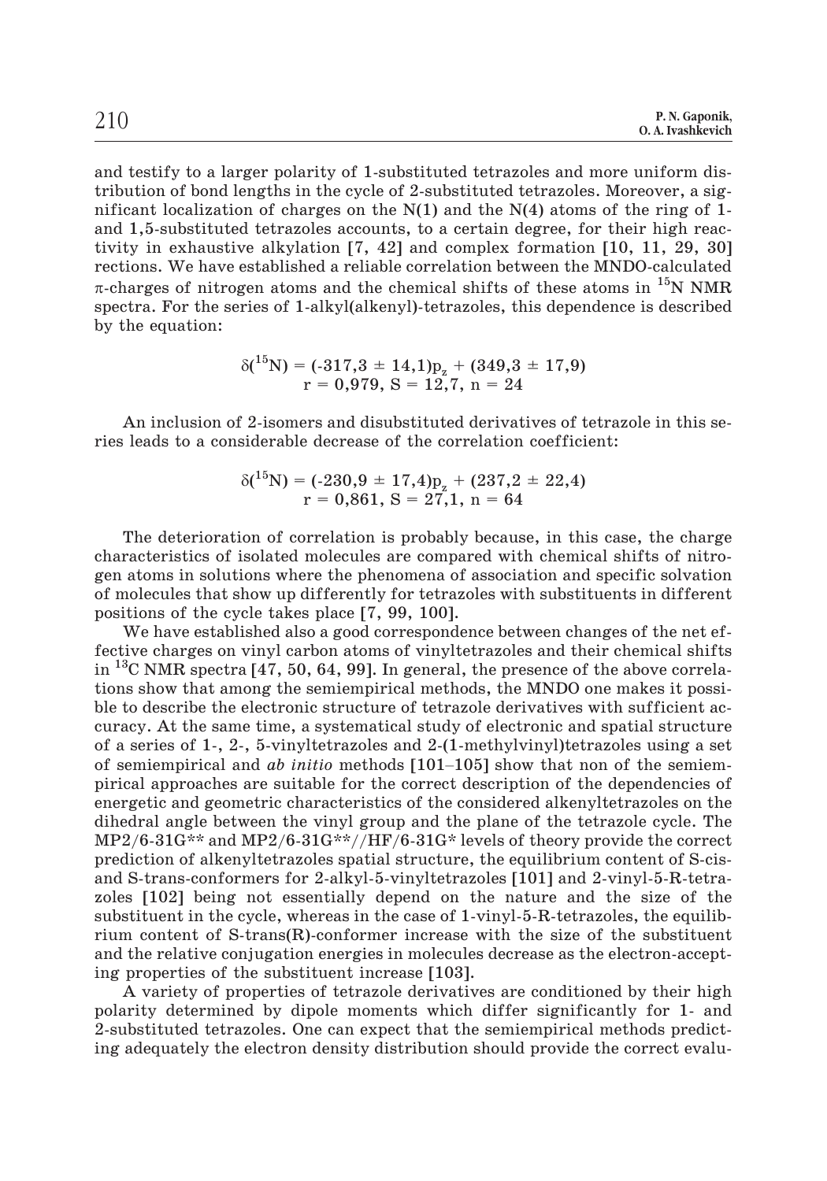and testify to a larger polarity of 1-substituted tetrazoles and more uniform distribution of bond lengths in the cycle of 2-substituted tetrazoles. Moreover, a significant localization of charges on the N(1) and the N(4) atoms of the ring of 1- and 1,5-substituted tetrazoles accounts, to a certain degree, for their high reactivity in exhaustive alkylation [7, 42] and complex formation [10, 11, 29, 30] rections. We have established a reliable correlation between the MNDO-calculated π-charges of nitrogen atoms and the chemical shifts of these atoms in $^{15}N$ NMR spectra. For the series of 1-alkyl(alkenyl)-tetrazoles, this dependence is described by the equation:

$$\delta(^{15}\mathrm{N}) = (-317{,}3 \pm 14{,}1)p_z + (349{,}3 \pm 17{,}9)$$
$$r = 0{,}979,\ S = 12{,}7,\ n = 24$$

An inclusion of 2-isomers and disubstituted derivatives of tetrazole in this series leads to a considerable decrease of the correlation coefficient:

$$\delta(^{15}\mathrm{N}) = (-230{,}9 \pm 17{,}4)p_z + (237{,}2 \pm 22{,}4)$$
$$r = 0{,}861,\ S = 27{,}1,\ n = 64$$

The deterioration of correlation is probably because, in this case, the charge characteristics of isolated molecules are compared with chemical shifts of nitrogen atoms in solutions where the phenomena of association and specific solvation of molecules that show up differently for tetrazoles with substituents in different positions of the cycle takes place [7, 99, 100].

We have established also a good correspondence between changes of the net effective charges on vinyl carbon atoms of vinyltetrazoles and their chemical shifts in $^{13}C$ NMR spectra [47, 50, 64, 99]. In general, the presence of the above correlations show that among the semiempirical methods, the MNDO one makes it possible to describe the electronic structure of tetrazole derivatives with sufficient accuracy. At the same time, a systematical study of electronic and spatial structure of a series of 1-, 2-, 5-vinyltetrazoles and 2-(1-methylvinyl)tetrazoles using a set of semiempirical and *ab initio* methods [101–105] show that non of the semiempirical approaches are suitable for the correct description of the dependencies of energetic and geometric characteristics of the considered alkenyltetrazoles on the dihedral angle between the vinyl group and the plane of the tetrazole cycle. The MP2/6-31G** and MP2/6-31G**//HF/6-31G* levels of theory provide the correct prediction of alkenyltetrazoles spatial structure, the equilibrium content of S-cis- and S-trans-conformers for 2-alkyl-5-vinyltetrazoles [101] and 2-vinyl-5-R-tetrazoles [102] being not essentially depend on the nature and the size of the substituent in the cycle, whereas in the case of 1-vinyl-5-R-tetrazoles, the equilibrium content of S-trans(R)-conformer increase with the size of the substituent and the relative conjugation energies in molecules decrease as the electron-accepting properties of the substituent increase [103].

A variety of properties of tetrazole derivatives are conditioned by their high polarity determined by dipole moments which differ significantly for 1- and 2-substituted tetrazoles. One can expect that the semiempirical methods predicting adequately the electron density distribution should provide the correct evalu-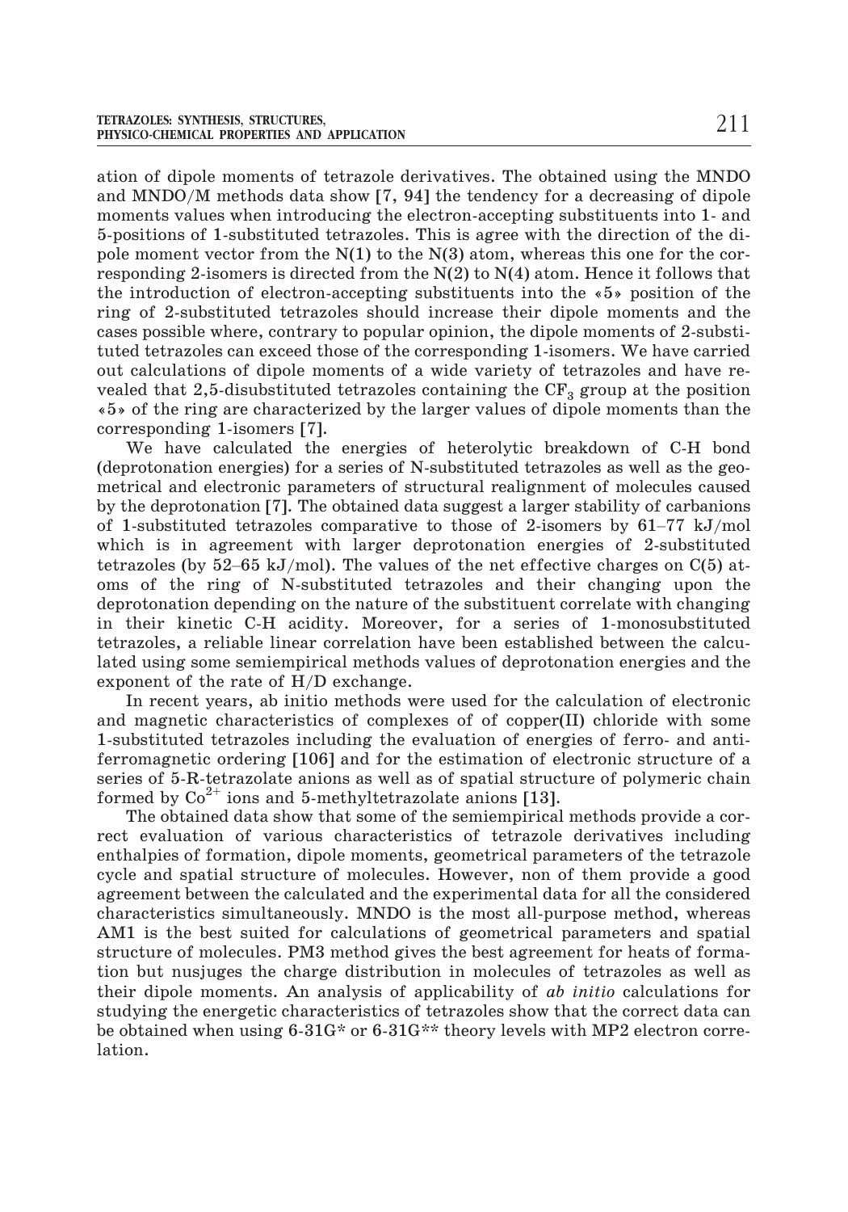ation of dipole moments of tetrazole derivatives. The obtained using the MNDO and MNDO/M methods data show [7, 94] the tendency for a decreasing of dipole moments values when introducing the electron-accepting substituents into 1- and 5-positions of 1-substituted tetrazoles. This is agree with the direction of the dipole moment vector from the N(1) to the N(3) atom, whereas this one for the corresponding 2-isomers is directed from the N(2) to N(4) atom. Hence it follows that the introduction of electron-accepting substituents into the «5» position of the ring of 2-substituted tetrazoles should increase their dipole moments and the cases possible where, contrary to popular opinion, the dipole moments of 2-substituted tetrazoles can exceed those of the corresponding 1-isomers. We have carried out calculations of dipole moments of a wide variety of tetrazoles and have revealed that 2,5-disubstituted tetrazoles containing the $CF_3$ group at the position «5» of the ring are characterized by the larger values of dipole moments than the corresponding 1-isomers [7].

We have calculated the energies of heterolytic breakdown of C-H bond (deprotonation energies) for a series of N-substituted tetrazoles as well as the geometrical and electronic parameters of structural realignment of molecules caused by the deprotonation [7]. The obtained data suggest a larger stability of carbanions of 1-substituted tetrazoles comparative to those of 2-isomers by 61–77 kJ/mol which is in agreement with larger deprotonation energies of 2-substituted tetrazoles (by 52–65 kJ/mol). The values of the net effective charges on C(5) atoms of the ring of N-substituted tetrazoles and their changing upon the deprotonation depending on the nature of the substituent correlate with changing in their kinetic C-H acidity. Moreover, for a series of 1-monosubstituted tetrazoles, a reliable linear correlation have been established between the calculated using some semiempirical methods values of deprotonation energies and the exponent of the rate of H/D exchange.

In recent years, ab initio methods were used for the calculation of electronic and magnetic characteristics of complexes of of copper(II) chloride with some 1-substituted tetrazoles including the evaluation of energies of ferro- and antiferromagnetic ordering [106] and for the estimation of electronic structure of a series of 5-R-tetrazolate anions as well as of spatial structure of polymeric chain formed by $Co^{2+}$ ions and 5-methyltetrazolate anions [13].

The obtained data show that some of the semiempirical methods provide a correct evaluation of various characteristics of tetrazole derivatives including enthalpies of formation, dipole moments, geometrical parameters of the tetrazole cycle and spatial structure of molecules. However, non of them provide a good agreement between the calculated and the experimental data for all the considered characteristics simultaneously. MNDO is the most all-purpose method, whereas AM1 is the best suited for calculations of geometrical parameters and spatial structure of molecules. PM3 method gives the best agreement for heats of formation but nusjuges the charge distribution in molecules of tetrazoles as well as their dipole moments. An analysis of applicability of *ab initio* calculations for studying the energetic characteristics of tetrazoles show that the correct data can be obtained when using 6-31G* or 6-31G** theory levels with MP2 electron correlation.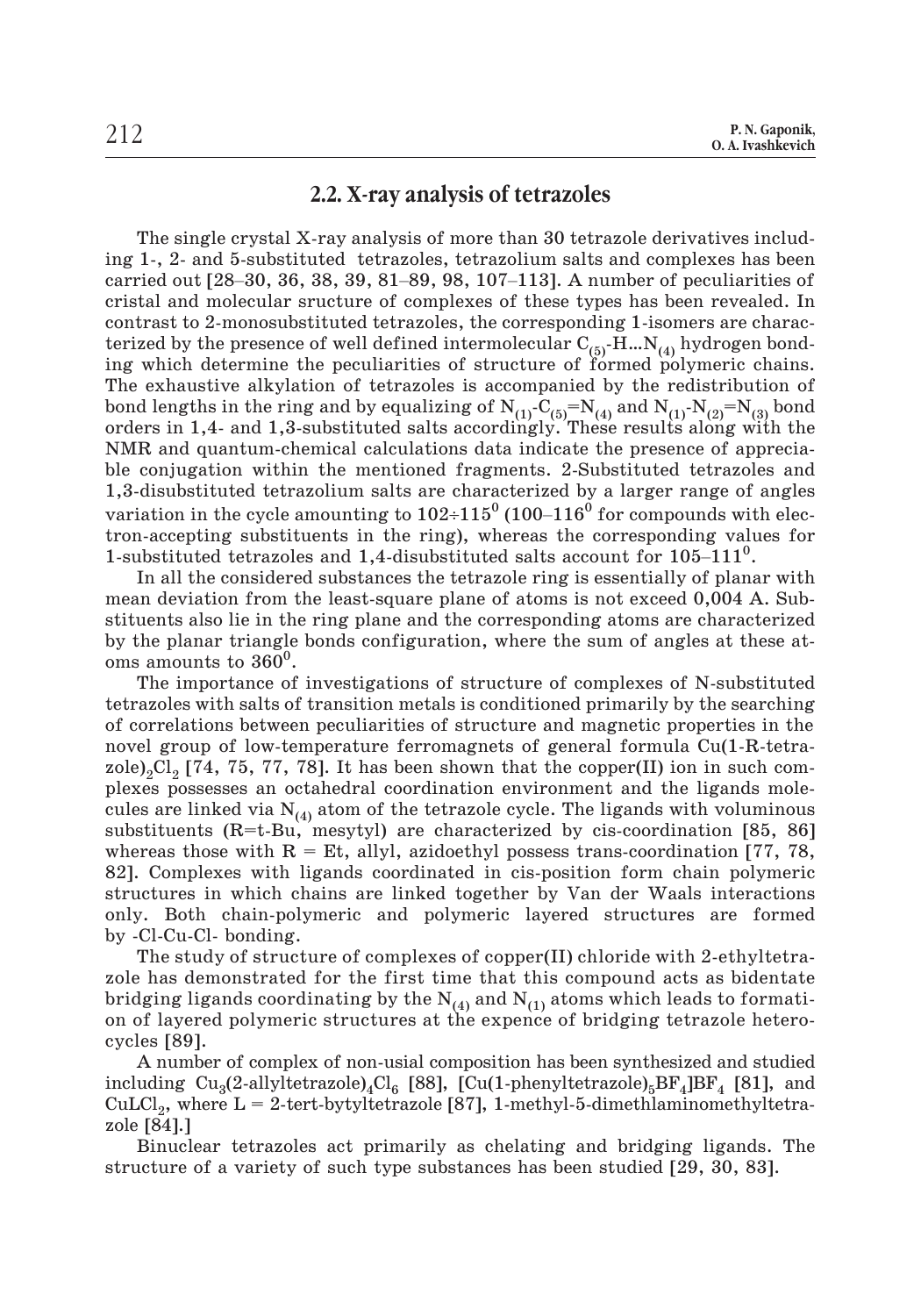## 2.2. X-ray analysis of tetrazoles

The single crystal X-ray analysis of more than 30 tetrazole derivatives including 1-, 2- and 5-substituted tetrazoles, tetrazolium salts and complexes has been carried out [28–30, 36, 38, 39, 81–89, 98, 107–113]. A number of peculiarities of cristal and molecular sructure of complexes of these types has been revealed. In contrast to 2-monosubstituted tetrazoles, the corresponding 1-isomers are characterized by the presence of well defined intermolecular $C_{(5)}$-H...$N_{(4)}$ hydrogen bonding which determine the peculiarities of structure of formed polymeric chains. The exhaustive alkylation of tetrazoles is accompanied by the redistribution of bond lengths in the ring and by equalizing of $N_{(1)}$-$C_{(5)}$=$N_{(4)}$ and $N_{(1)}$-$N_{(2)}$=$N_{(3)}$ bond orders in 1,4- and 1,3-substituted salts accordingly. These results along with the NMR and quantum-chemical calculations data indicate the presence of appreciable conjugation within the mentioned fragments. 2-Substituted tetrazoles and 1,3-disubstituted tetrazolium salts are characterized by a larger range of angles variation in the cycle amounting to $102 \div 115^0$ ($100$–$116^0$ for compounds with electron-accepting substituents in the ring), whereas the corresponding values for 1-substituted tetrazoles and 1,4-disubstituted salts account for $105$–$111^0$.

In all the considered substances the tetrazole ring is essentially of planar with mean deviation from the least-square plane of atoms is not exceed 0,004 A. Substituents also lie in the ring plane and the corresponding atoms are characterized by the planar triangle bonds configuration, where the sum of angles at these atoms amounts to $360^0$.

The importance of investigations of structure of complexes of N-substituted tetrazoles with salts of transition metals is conditioned primarily by the searching of correlations between peculiarities of structure and magnetic properties in the novel group of low-temperature ferromagnets of general formula Cu(1-R-tetrazole)$_2$Cl$_2$ [74, 75, 77, 78]. It has been shown that the copper(II) ion in such complexes possesses an octahedral coordination environment and the ligands molecules are linked via $N_{(4)}$ atom of the tetrazole cycle. The ligands with voluminous substituents (R=t-Bu, mesytyl) are characterized by cis-coordination [85, 86] whereas those with R = Et, allyl, azidoethyl possess trans-coordination [77, 78, 82]. Complexes with ligands coordinated in cis-position form chain polymeric structures in which chains are linked together by Van der Waals interactions only. Both chain-polymeric and polymeric layered structures are formed by -Cl-Cu-Cl- bonding.

The study of structure of complexes of copper(II) chloride with 2-ethyltetrazole has demonstrated for the first time that this compound acts as bidentate bridging ligands coordinating by the $N_{(4)}$ and $N_{(1)}$ atoms which leads to formation of layered polymeric structures at the expence of bridging tetrazole heterocycles [89].

A number of complex of non-usial composition has been synthesized and studied including $Cu_3$(2-allyltetrazole)$_4$$Cl_6$ [88], [Cu(1-phenyltetrazole)$_5$$BF_4$]$BF_4$ [81], and $CuLCl_2$, where L = 2-tert-bytyltetrazole [87], 1-methyl-5-dimethlaminomethyltetrazole [84].]

Binuclear tetrazoles act primarily as chelating and bridging ligands. The structure of a variety of such type substances has been studied [29, 30, 83].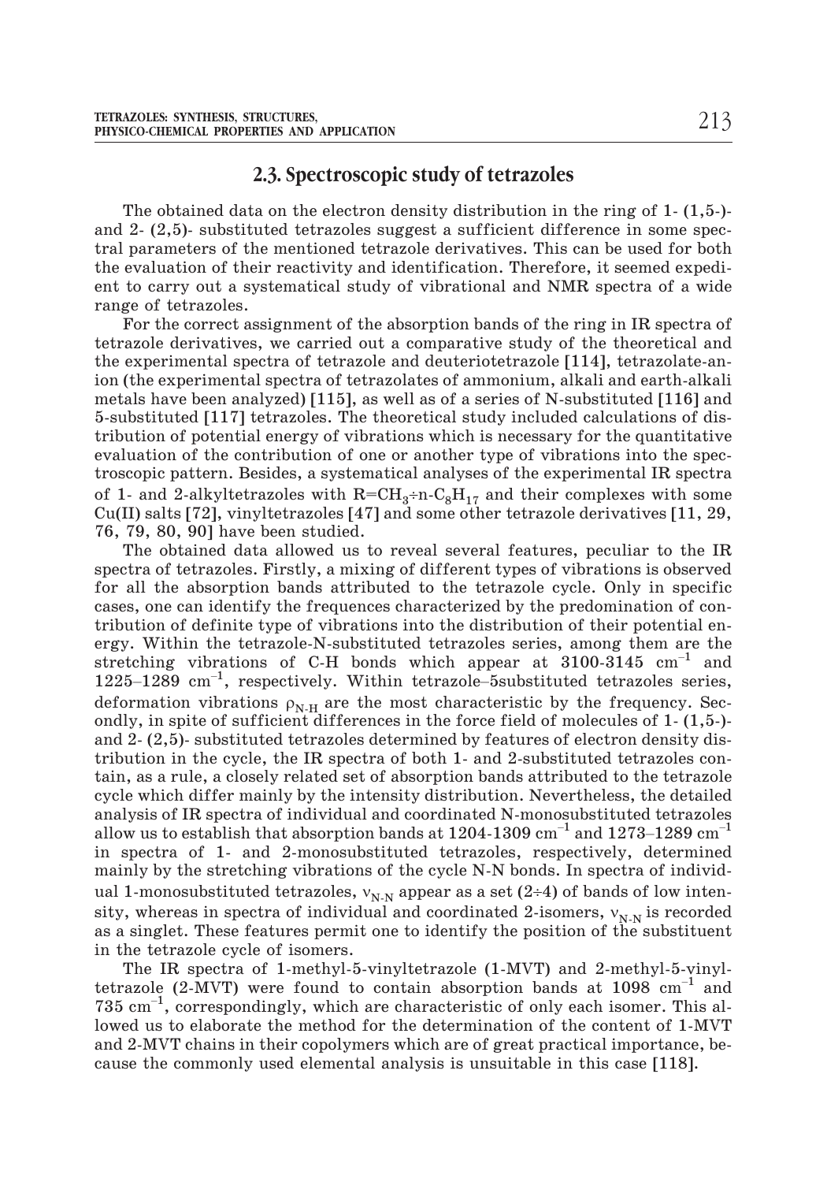## 2.3. Spectroscopic study of tetrazoles

The obtained data on the electron density distribution in the ring of 1- (1,5-)- and 2- (2,5)- substituted tetrazoles suggest a sufficient difference in some spectral parameters of the mentioned tetrazole derivatives. This can be used for both the evaluation of their reactivity and identification. Therefore, it seemed expedient to carry out a systematical study of vibrational and NMR spectra of a wide range of tetrazoles.

For the correct assignment of the absorption bands of the ring in IR spectra of tetrazole derivatives, we carried out a comparative study of the theoretical and the experimental spectra of tetrazole and deuteriotetrazole [114], tetrazolate-anion (the experimental spectra of tetrazolates of ammonium, alkali and earth-alkali metals have been analyzed) [115], as well as of a series of N-substituted [116] and 5-substituted [117] tetrazoles. The theoretical study included calculations of distribution of potential energy of vibrations which is necessary for the quantitative evaluation of the contribution of one or another type of vibrations into the spectroscopic pattern. Besides, a systematical analyses of the experimental IR spectra of 1- and 2-alkyltetrazoles with $R=CH_3 \div n\text{-}C_8H_{17}$ and their complexes with some Cu(II) salts [72], vinyltetrazoles [47] and some other tetrazole derivatives [11, 29, 76, 79, 80, 90] have been studied.

The obtained data allowed us to reveal several features, peculiar to the IR spectra of tetrazoles. Firstly, a mixing of different types of vibrations is observed for all the absorption bands attributed to the tetrazole cycle. Only in specific cases, one can identify the frequences characterized by the predomination of contribution of definite type of vibrations into the distribution of their potential energy. Within the tetrazole-N-substituted tetrazoles series, among them are the stretching vibrations of C-H bonds which appear at 3100-3145 $cm^{-1}$ and 1225–1289 $cm^{-1}$, respectively. Within tetrazole–5substituted tetrazoles series, deformation vibrations $\rho_{N\text{-}H}$ are the most characteristic by the frequency. Secondly, in spite of sufficient differences in the force field of molecules of 1- (1,5-)- and 2- (2,5)- substituted tetrazoles determined by features of electron density distribution in the cycle, the IR spectra of both 1- and 2-substituted tetrazoles contain, as a rule, a closely related set of absorption bands attributed to the tetrazole cycle which differ mainly by the intensity distribution. Nevertheless, the detailed analysis of IR spectra of individual and coordinated N-monosubstituted tetrazoles allow us to establish that absorption bands at 1204-1309 $cm^{-1}$ and 1273–1289 $cm^{-1}$ in spectra of 1- and 2-monosubstituted tetrazoles, respectively, determined mainly by the stretching vibrations of the cycle N-N bonds. In spectra of individual 1-monosubstituted tetrazoles, $\nu_{N\text{-}N}$ appear as a set ($2 \div 4$) of bands of low intensity, whereas in spectra of individual and coordinated 2-isomers, $\nu_{N\text{-}N}$ is recorded as a singlet. These features permit one to identify the position of the substituent in the tetrazole cycle of isomers.

The IR spectra of 1-methyl-5-vinyltetrazole (1-MVT) and 2-methyl-5-vinyltetrazole (2-MVT) were found to contain absorption bands at 1098 $cm^{-1}$ and 735 $cm^{-1}$, correspondingly, which are characteristic of only each isomer. This allowed us to elaborate the method for the determination of the content of 1-MVT and 2-MVT chains in their copolymers which are of great practical importance, because the commonly used elemental analysis is unsuitable in this case [118].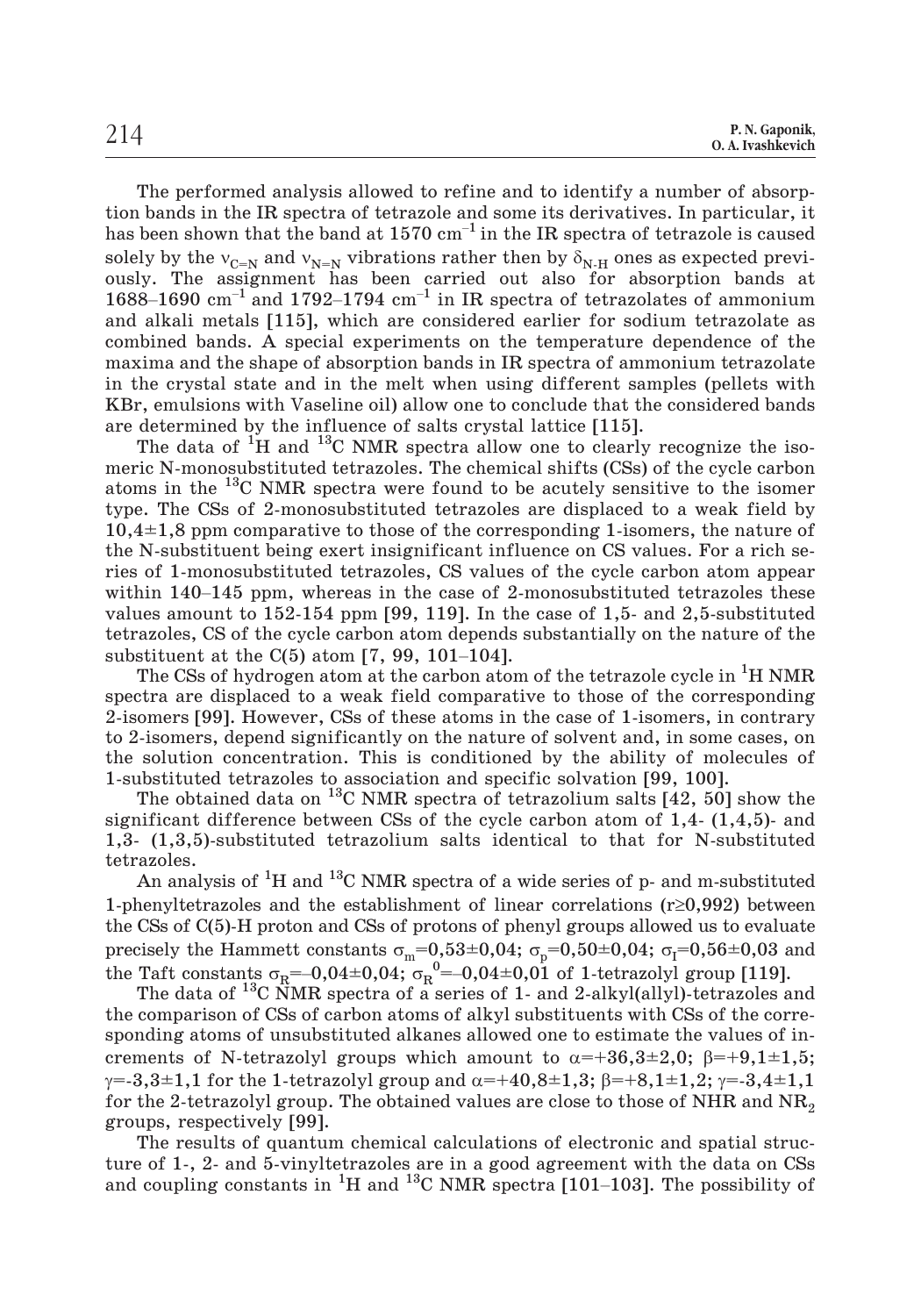The performed analysis allowed to refine and to identify a number of absorption bands in the IR spectra of tetrazole and some its derivatives. In particular, it has been shown that the band at 1570 $cm^{-1}$ in the IR spectra of tetrazole is caused solely by the $\nu_{C=N}$ and $\nu_{N=N}$ vibrations rather then by $\delta_{N\text{-}H}$ ones as expected previously. The assignment has been carried out also for absorption bands at 1688–1690 $cm^{-1}$ and 1792–1794 $cm^{-1}$ in IR spectra of tetrazolates of ammonium and alkali metals [115], which are considered earlier for sodium tetrazolate as combined bands. A special experiments on the temperature dependence of the maxima and the shape of absorption bands in IR spectra of ammonium tetrazolate in the crystal state and in the melt when using different samples (pellets with KBr, emulsions with Vaseline oil) allow one to conclude that the considered bands are determined by the influence of salts crystal lattice [115].

The data of $^{1}H$ and $^{13}C$ NMR spectra allow one to clearly recognize the isomeric N-monosubstituted tetrazoles. The chemical shifts (CSs) of the cycle carbon atoms in the $^{13}C$ NMR spectra were found to be acutely sensitive to the isomer type. The CSs of 2-monosubstituted tetrazoles are displaced to a weak field by $10{,}4\pm1{,}8$ ppm comparative to those of the corresponding 1-isomers, the nature of the N-substituent being exert insignificant influence on CS values. For a rich series of 1-monosubstituted tetrazoles, CS values of the cycle carbon atom appear within 140–145 ppm, whereas in the case of 2-monosubstituted tetrazoles these values amount to 152-154 ppm [99, 119]. In the case of 1,5- and 2,5-substituted tetrazoles, CS of the cycle carbon atom depends substantially on the nature of the substituent at the C(5) atom [7, 99, 101–104].

The CSs of hydrogen atom at the carbon atom of the tetrazole cycle in $^{1}H$ NMR spectra are displaced to a weak field comparative to those of the corresponding 2-isomers [99]. However, CSs of these atoms in the case of 1-isomers, in contrary to 2-isomers, depend significantly on the nature of solvent and, in some cases, on the solution concentration. This is conditioned by the ability of molecules of 1-substituted tetrazoles to association and specific solvation [99, 100].

The obtained data on $^{13}C$ NMR spectra of tetrazolium salts [42, 50] show the significant difference between CSs of the cycle carbon atom of 1,4- (1,4,5)- and 1,3- (1,3,5)-substituted tetrazolium salts identical to that for N-substituted tetrazoles.

An analysis of $^{1}H$ and $^{13}C$ NMR spectra of a wide series of p- and m-substituted 1-phenyltetrazoles and the establishment of linear correlations ($r\geq0{,}992$) between the CSs of C(5)-H proton and CSs of protons of phenyl groups allowed us to evaluate precisely the Hammett constants $\sigma_m=0{,}53\pm0{,}04$; $\sigma_p=0{,}50\pm0{,}04$; $\sigma_I=0{,}56\pm0{,}03$ and the Taft constants $\sigma_R=-0{,}04\pm0{,}04$; $\sigma_R^{\,0}=-0{,}04\pm0{,}01$ of 1-tetrazolyl group [119].

The data of $^{13}C$ NMR spectra of a series of 1- and 2-alkyl(allyl)-tetrazoles and the comparison of CSs of carbon atoms of alkyl substituents with CSs of the corresponding atoms of unsubstituted alkanes allowed one to estimate the values of increments of N-tetrazolyl groups which amount to $\alpha=+36{,}3\pm2{,}0$; $\beta=+9{,}1\pm1{,}5$; $\gamma=-3{,}3\pm1{,}1$ for the 1-tetrazolyl group and $\alpha=+40{,}8\pm1{,}3$; $\beta=+8{,}1\pm1{,}2$; $\gamma=-3{,}4\pm1{,}1$ for the 2-tetrazolyl group. The obtained values are close to those of NHR and $NR_2$ groups, respectively [99].

The results of quantum chemical calculations of electronic and spatial structure of 1-, 2- and 5-vinyltetrazoles are in a good agreement with the data on CSs and coupling constants in $^{1}H$ and $^{13}C$ NMR spectra [101–103]. The possibility of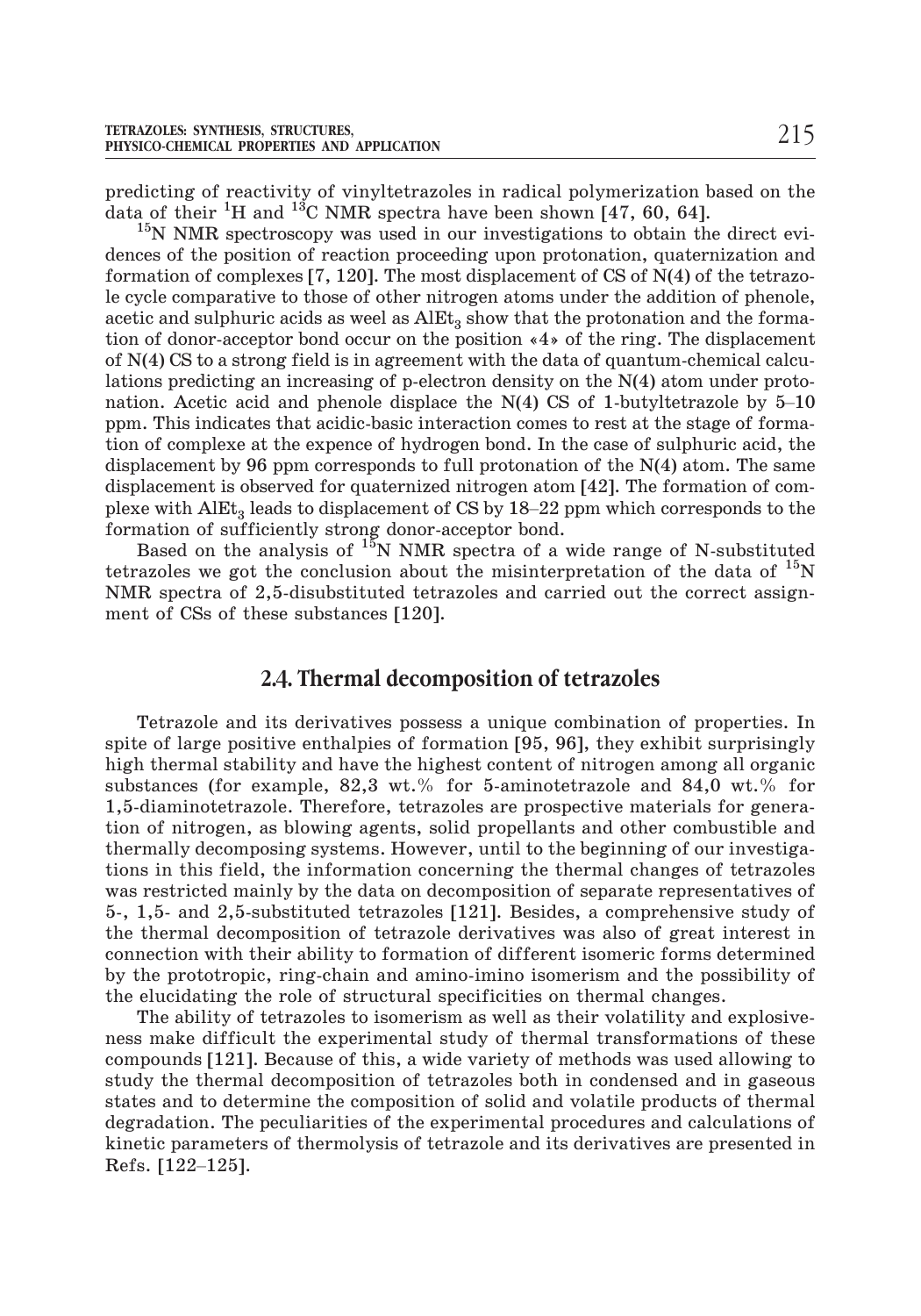predicting of reactivity of vinyltetrazoles in radical polymerization based on the data of their $^{1}H$ and $^{13}C$ NMR spectra have been shown [47, 60, 64].

$^{15}N$ NMR spectroscopy was used in our investigations to obtain the direct evidences of the position of reaction proceeding upon protonation, quaternization and formation of complexes [7, 120]. The most displacement of CS of N(4) of the tetrazole cycle comparative to those of other nitrogen atoms under the addition of phenole, acetic and sulphuric acids as weel as $AlEt_3$ show that the protonation and the formation of donor-acceptor bond occur on the position «4» of the ring. The displacement of N(4) CS to a strong field is in agreement with the data of quantum-chemical calculations predicting an increasing of p-electron density on the N(4) atom under protonation. Acetic acid and phenole displace the N(4) CS of 1-butyltetrazole by 5–10 ppm. This indicates that acidic-basic interaction comes to rest at the stage of formation of complexe at the expence of hydrogen bond. In the case of sulphuric acid, the displacement by 96 ppm corresponds to full protonation of the N(4) atom. The same displacement is observed for quaternized nitrogen atom [42]. The formation of complexe with $AlEt_3$ leads to displacement of CS by 18–22 ppm which corresponds to the formation of sufficiently strong donor-acceptor bond.

Based on the analysis of $^{15}N$ NMR spectra of a wide range of N-substituted tetrazoles we got the conclusion about the misinterpretation of the data of $^{15}N$ NMR spectra of 2,5-disubstituted tetrazoles and carried out the correct assignment of CSs of these substances [120].

## 2.4. Thermal decomposition of tetrazoles

Tetrazole and its derivatives possess a unique combination of properties. In spite of large positive enthalpies of formation [95, 96], they exhibit surprisingly high thermal stability and have the highest content of nitrogen among all organic substances (for example, 82,3 wt.% for 5-aminotetrazole and 84,0 wt.% for 1,5-diaminotetrazole. Therefore, tetrazoles are prospective materials for generation of nitrogen, as blowing agents, solid propellants and other combustible and thermally decomposing systems. However, until to the beginning of our investigations in this field, the information concerning the thermal changes of tetrazoles was restricted mainly by the data on decomposition of separate representatives of 5-, 1,5- and 2,5-substituted tetrazoles [121]. Besides, a comprehensive study of the thermal decomposition of tetrazole derivatives was also of great interest in connection with their ability to formation of different isomeric forms determined by the prototropic, ring-chain and amino-imino isomerism and the possibility of the elucidating the role of structural specificities on thermal changes.

The ability of tetrazoles to isomerism as well as their volatility and explosiveness make difficult the experimental study of thermal transformations of these compounds [121]. Because of this, a wide variety of methods was used allowing to study the thermal decomposition of tetrazoles both in condensed and in gaseous states and to determine the composition of solid and volatile products of thermal degradation. The peculiarities of the experimental procedures and calculations of kinetic parameters of thermolysis of tetrazole and its derivatives are presented in Refs. [122–125].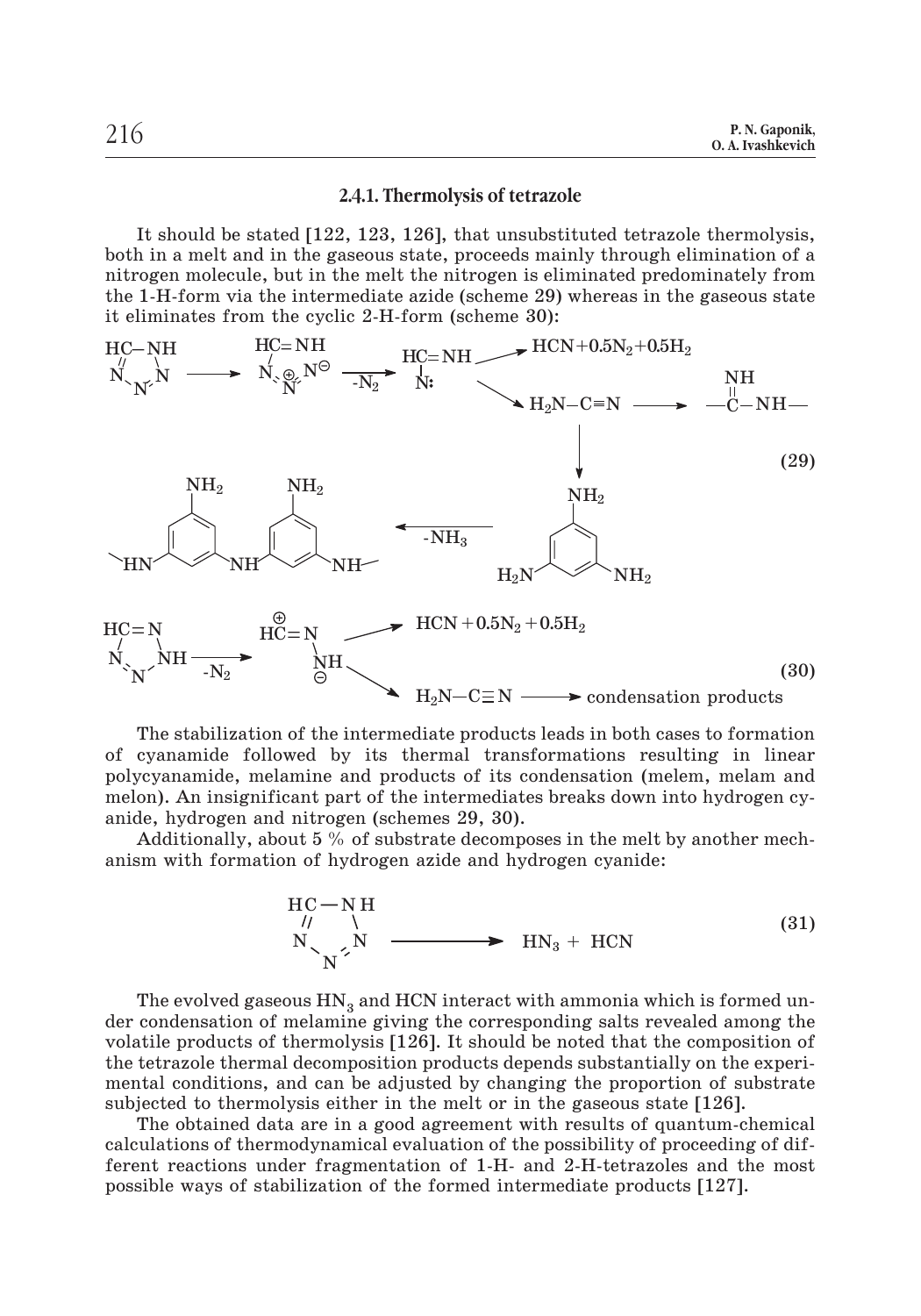### 2.4.1. Thermolysis of tetrazole

It should be stated [122, 123, 126], that unsubstituted tetrazole thermolysis, both in a melt and in the gaseous state, proceeds mainly through elimination of a nitrogen molecule, but in the melt the nitrogen is eliminated predominately from the 1-H-form via the intermediate azide (scheme 29) whereas in the gaseous state it eliminates from the cyclic 2-H-form (scheme 30):

$$\text{1-H-tetrazole} \longrightarrow HC(=NH)N_3 \xrightarrow{-N_2} HC(=NH)\ddot{N} \longrightarrow HCN + 0.5N_2 + 0.5H_2 \;;\; H_2N{-}C{\equiv}N \longrightarrow {-}C(=NH){-}NH{-} \;;\; H_2N{-}C{\equiv}N \longrightarrow \text{melamine} \xrightarrow{-NH_3} \text{condensation products} \tag{29}$$

$$\text{2-H-tetrazole} \xrightarrow{-N_2} \overset{\oplus}{H}C{=}N{-}\overset{\ominus}{N}H \longrightarrow HCN + 0.5N_2 + 0.5H_2 \;;\; H_2N{-}C{\equiv}N \longrightarrow \text{condensation products} \tag{30}$$

The stabilization of the intermediate products leads in both cases to formation of cyanamide followed by its thermal transformations resulting in linear polycyanamide, melamine and products of its condensation (melem, melam and melon). An insignificant part of the intermediates breaks down into hydrogen cyanide, hydrogen and nitrogen (schemes 29, 30).

Additionally, about 5 % of substrate decomposes in the melt by another mechanism with formation of hydrogen azide and hydrogen cyanide:

$$\text{1-H-tetrazole} \longrightarrow HN_3 + HCN \tag{31}$$

The evolved gaseous $HN_3$ and HCN interact with ammonia which is formed under condensation of melamine giving the corresponding salts revealed among the volatile products of thermolysis [126]. It should be noted that the composition of the tetrazole thermal decomposition products depends substantially on the experimental conditions, and can be adjusted by changing the proportion of substrate subjected to thermolysis either in the melt or in the gaseous state [126].

The obtained data are in a good agreement with results of quantum-chemical calculations of thermodynamical evaluation of the possibility of proceeding of different reactions under fragmentation of 1-H- and 2-H-tetrazoles and the most possible ways of stabilization of the formed intermediate products [127].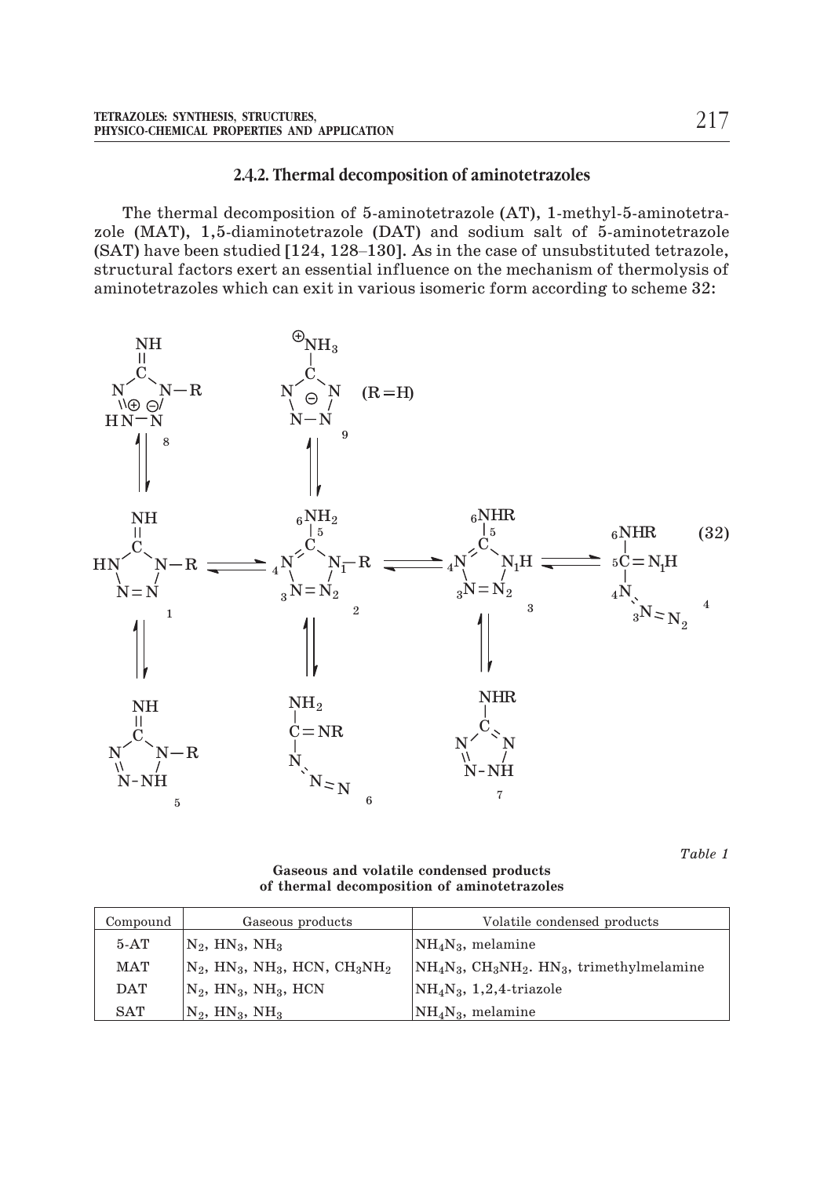### 2.4.2. Thermal decomposition of aminotetrazoles

The thermal decomposition of 5-aminotetrazole **(AT)**, 1-methyl-5-aminotetrazole **(MAT)**, 1,5-diaminotetrazole **(DAT)** and sodium salt of 5-aminotetrazole **(SAT)** have been studied **[124, 128–130]**. As in the case of unsubstituted tetrazole, structural factors exert an essential influence on the mechanism of thermolysis of aminotetrazoles which can exit in various isomeric form according to scheme **32**:

*Table 1*

**Gaseous and volatile condensed products of thermal decomposition of aminotetrazoles**

| Compound | Gaseous products | Volatile condensed products |
|---|---|---|
| 5-AT | $N_2$, $HN_3$, $NH_3$ | $NH_4N_3$, melamine |
| MAT | $N_2$, $HN_3$, $NH_3$, HCN, $CH_3NH_2$ | $NH_4N_3$, $CH_3NH_2$. $HN_3$, trimethylmelamine |
| DAT | $N_2$, $HN_3$, $NH_3$, HCN | $NH_4N_3$, 1,2,4-triazole |
| SAT | $N_2$, $HN_3$, $NH_3$ | $NH_4N_3$, melamine |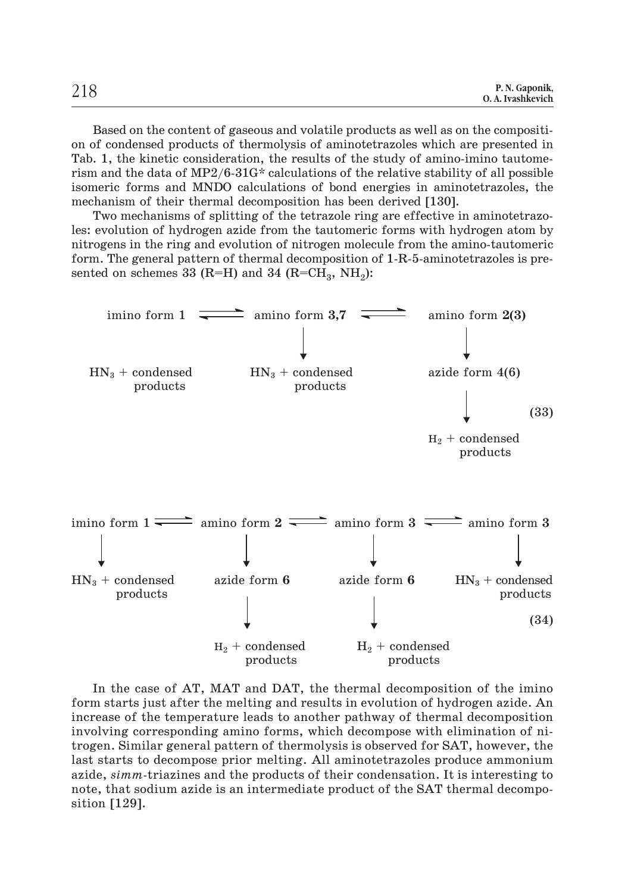Based on the content of gaseous and volatile products as well as on the composition of condensed products of thermolysis of aminotetrazoles which are presented in Tab. 1, the kinetic consideration, the results of the study of amino-imino tautomerism and the data of MP2/6-31G* calculations of the relative stability of all possible isomeric forms and MNDO calculations of bond energies in aminotetrazoles, the mechanism of their thermal decomposition has been derived [130].

Two mechanisms of splitting of the tetrazole ring are effective in aminotetrazoles: evolution of hydrogen azide from the tautomeric forms with hydrogen atom by nitrogens in the ring and evolution of nitrogen molecule from the amino-tautomeric form. The general pattern of thermal decomposition of 1-R-5-aminotetrazoles is presented on schemes **33** (R=H) and **34** (R=$CH_3$, $NH_2$):

```
imino form 1  ⇌  amino form 3,7  ⇌  amino form 2(3)
     ↓                 ↓                  ↓
HN3 + condensed   HN3 + condensed    azide form 4(6)
   products          products             ↓
                                     H2 + condensed        (33)
                                        products
```

```
imino form 1 ⇌ amino form 2 ⇌ amino form 3 ⇌ amino form 3
     ↓              ↓              ↓              ↓
HN3 + condensed  azide form 6   azide form 6   HN3 + condensed
   products         ↓              ↓              products
               H2 + condensed H2 + condensed                (34)
                  products       products
```

In the case of AT, MAT and DAT, the thermal decomposition of the imino form starts just after the melting and results in evolution of hydrogen azide. An increase of the temperature leads to another pathway of thermal decomposition involving corresponding amino forms, which decompose with elimination of nitrogen. Similar general pattern of thermolysis is observed for SAT, however, the last starts to decompose prior melting. All aminotetrazoles produce ammonium azide, *simm*-triazines and the products of their condensation. It is interesting to note, that sodium azide is an intermediate product of the SAT thermal decomposition [129].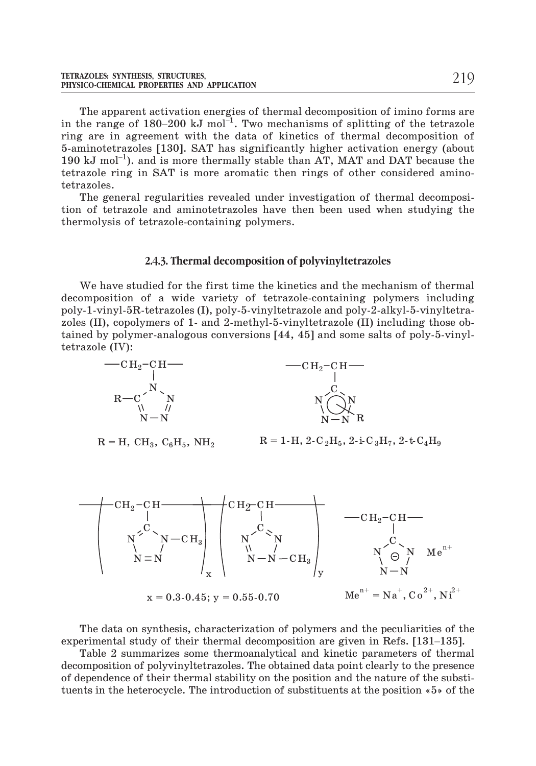The apparent activation energies of thermal decomposition of imino forms are in the range of 180–200 kJ $mol^{-1}$. Two mechanisms of splitting of the tetrazole ring are in agreement with the data of kinetics of thermal decomposition of 5-aminotetrazoles [130]. SAT has significantly higher activation energy (about 190 kJ $mol^{-1}$). and is more thermally stable than AT, MAT and DAT because the tetrazole ring in SAT is more aromatic then rings of other considered aminotetrazoles.

The general regularities revealed under investigation of thermal decomposition of tetrazole and aminotetrazoles have then been used when studying the thermolysis of tetrazole-containing polymers.

### 2.4.3. Thermal decomposition of polyvinyltetrazoles

We have studied for the first time the kinetics and the mechanism of thermal decomposition of a wide variety of tetrazole-containing polymers including poly-1-vinyl-5R-tetrazoles (I), poly-5-vinyltetrazole and poly-2-alkyl-5-vinyltetrazoles (II), copolymers of 1- and 2-methyl-5-vinyltetrazole (II) including those obtained by polymer-analogous conversions [44, 45] and some salts of poly-5-vinyltetrazole (IV):

R = H, $CH_3$, $C_6H_5$, $NH_2$

R = 1-H, 2-$C_2H_5$, 2-i-$C_3H_7$, 2-t-$C_4H_9$

x = 0.3-0.45; y = 0.55-0.70

$Me^{n+}$ = $Na^+$, $Co^{2+}$, $Ni^{2+}$

The data on synthesis, characterization of polymers and the peculiarities of the experimental study of their thermal decomposition are given in Refs. [131–135].

Table 2 summarizes some thermoanalytical and kinetic parameters of thermal decomposition of polyvinyltetrazoles. The obtained data point clearly to the presence of dependence of their thermal stability on the position and the nature of the substituents in the heterocycle. The introduction of substituents at the position «5» of the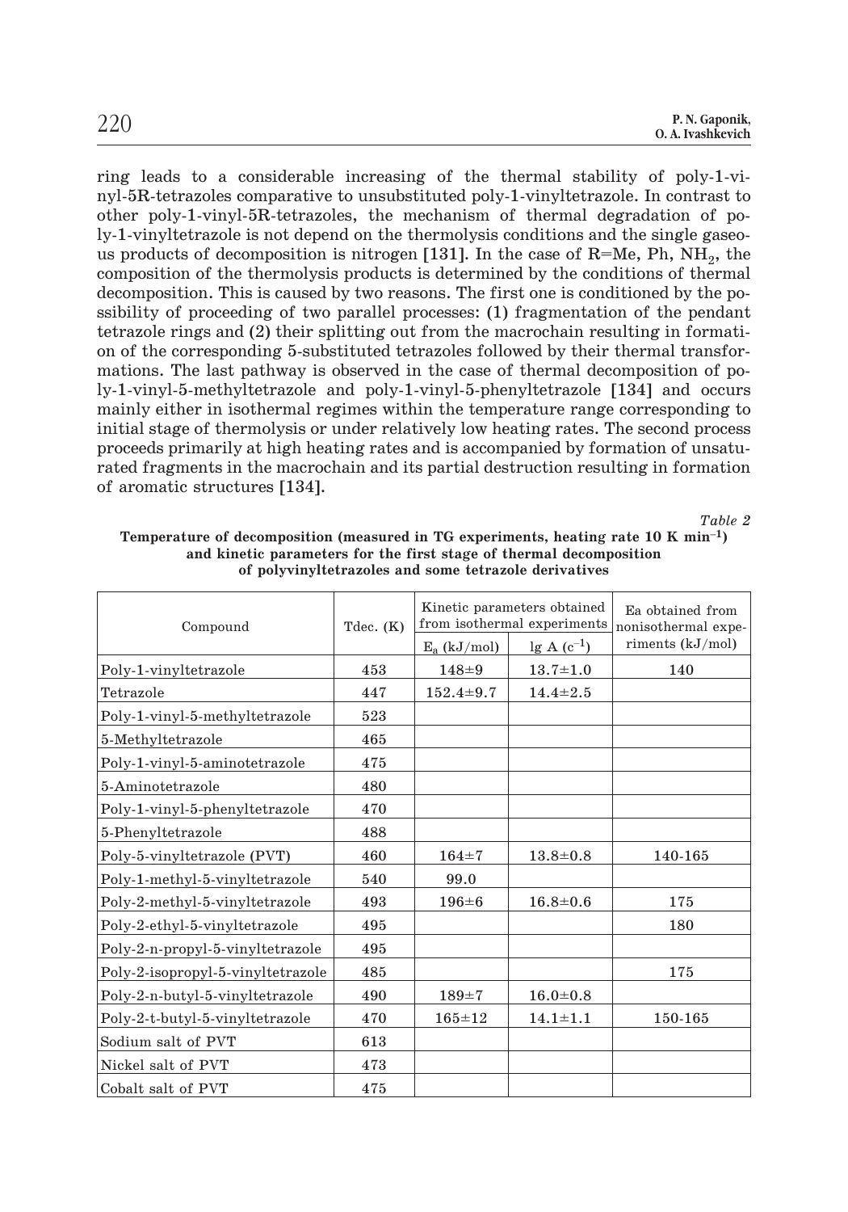ring leads to a considerable increasing of the thermal stability of poly-1-vinyl-5R-tetrazoles comparative to unsubstituted poly-1-vinyltetrazole. In contrast to other poly-1-vinyl-5R-tetrazoles, the mechanism of thermal degradation of poly-1-vinyltetrazole is not depend on the thermolysis conditions and the single gaseous products of decomposition is nitrogen [131]. In the case of R=Me, Ph, $NH_2$, the composition of the thermolysis products is determined by the conditions of thermal decomposition. This is caused by two reasons. The first one is conditioned by the possibility of proceeding of two parallel processes: **(1)** fragmentation of the pendant tetrazole rings and **(2)** their splitting out from the macrochain resulting in formation of the corresponding 5-substituted tetrazoles followed by their thermal transformations. The last pathway is observed in the case of thermal decomposition of poly-1-vinyl-5-methyltetrazole and poly-1-vinyl-5-phenyltetrazole [134] and occurs mainly either in isothermal regimes within the temperature range corresponding to initial stage of thermolysis or under relatively low heating rates. The second process proceeds primarily at high heating rates and is accompanied by formation of unsaturated fragments in the macrochain and its partial destruction resulting in formation of aromatic structures [134].

*Table 2*

**Temperature of decomposition (measured in TG experiments, heating rate 10 K min$^{-1}$) and kinetic parameters for the first stage of thermal decomposition of polyvinyltetrazoles and some tetrazole derivatives**

| Compound | Tdec. (K) | Kinetic parameters obtained from isothermal experiments | | Ea obtained from nonisothermal experiments (kJ/mol) |
|---|---|---|---|---|
| | | $E_a$ (kJ/mol) | lg A ($c^{-1}$) | |
| Poly-1-vinyltetrazole | 453 | 148±9 | 13.7±1.0 | 140 |
| Tetrazole | 447 | 152.4±9.7 | 14.4±2.5 | |
| Poly-1-vinyl-5-methyltetrazole | 523 | | | |
| 5-Methyltetrazole | 465 | | | |
| Poly-1-vinyl-5-aminotetrazole | 475 | | | |
| 5-Aminotetrazole | 480 | | | |
| Poly-1-vinyl-5-phenyltetrazole | 470 | | | |
| 5-Phenyltetrazole | 488 | | | |
| Poly-5-vinyltetrazole (PVT) | 460 | 164±7 | 13.8±0.8 | 140-165 |
| Poly-1-methyl-5-vinyltetrazole | 540 | 99.0 | | |
| Poly-2-methyl-5-vinyltetrazole | 493 | 196±6 | 16.8±0.6 | 175 |
| Poly-2-ethyl-5-vinyltetrazole | 495 | | | 180 |
| Poly-2-n-propyl-5-vinyltetrazole | 495 | | | |
| Poly-2-isopropyl-5-vinyltetrazole | 485 | | | 175 |
| Poly-2-n-butyl-5-vinyltetrazole | 490 | 189±7 | 16.0±0.8 | |
| Poly-2-t-butyl-5-vinyltetrazole | 470 | 165±12 | 14.1±1.1 | 150-165 |
| Sodium salt of PVT | 613 | | | |
| Nickel salt of PVT | 473 | | | |
| Cobalt salt of PVT | 475 | | | |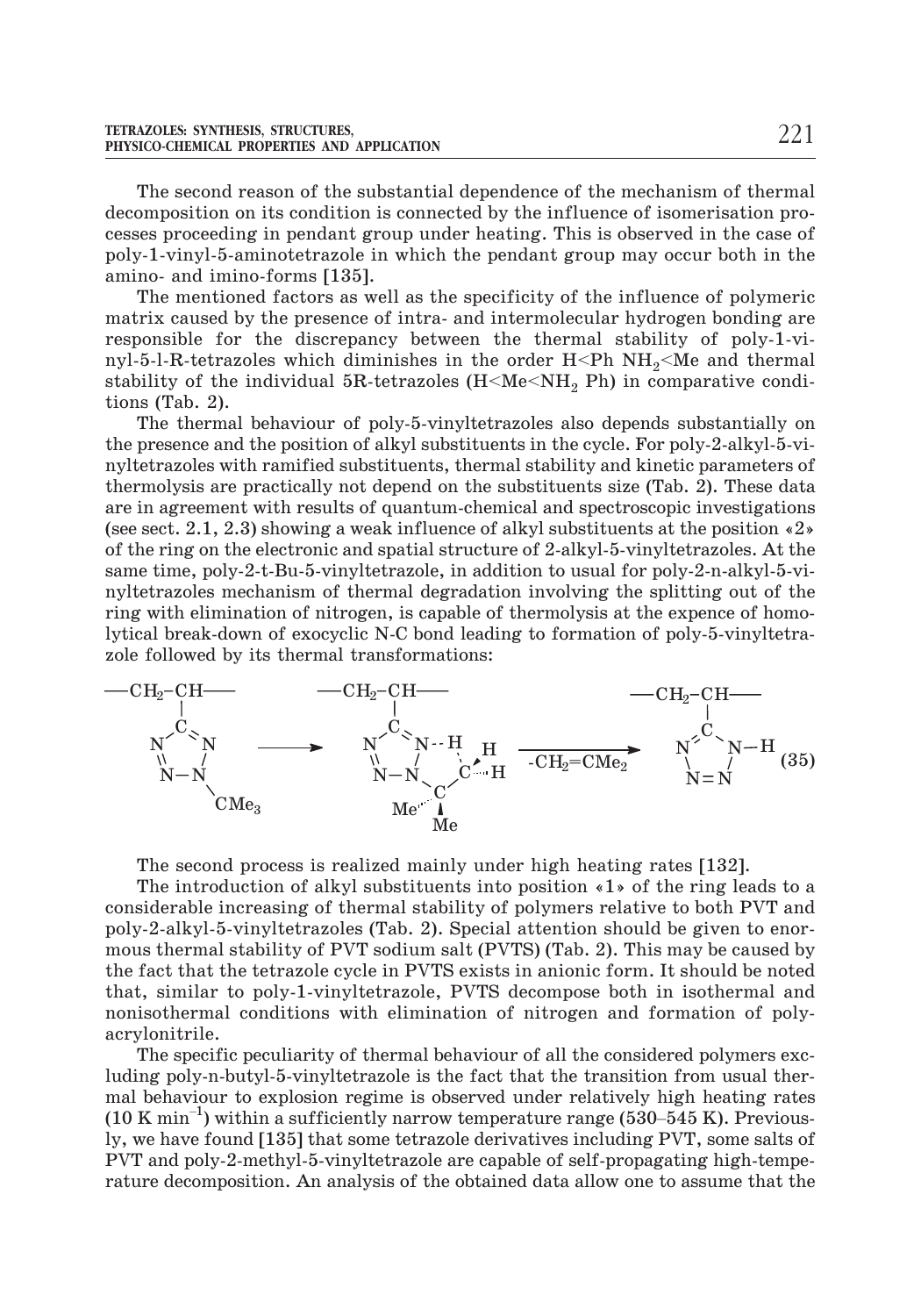The second reason of the substantial dependence of the mechanism of thermal decomposition on its condition is connected by the influence of isomerisation processes proceeding in pendant group under heating. This is observed in the case of poly-1-vinyl-5-aminotetrazole in which the pendant group may occur both in the amino- and imino-forms [135].

The mentioned factors as well as the specificity of the influence of polymeric matrix caused by the presence of intra- and intermolecular hydrogen bonding are responsible for the discrepancy between the thermal stability of poly-1-vinyl-5-l-R-tetrazoles which diminishes in the order H<Ph $NH_2$<Me and thermal stability of the individual 5R-tetrazoles (H<Me<$NH_2$ Ph) in comparative conditions (Tab. 2).

The thermal behaviour of poly-5-vinyltetrazoles also depends substantially on the presence and the position of alkyl substituents in the cycle. For poly-2-alkyl-5-vinyltetrazoles with ramified substituents, thermal stability and kinetic parameters of thermolysis are practically not depend on the substituents size (Tab. 2). These data are in agreement with results of quantum-chemical and spectroscopic investigations (see sect. 2.1, 2.3) showing a weak influence of alkyl substituents at the position «2» of the ring on the electronic and spatial structure of 2-alkyl-5-vinyltetrazoles. At the same time, poly-2-t-Bu-5-vinyltetrazole, in addition to usual for poly-2-n-alkyl-5-vinyltetrazoles mechanism of thermal degradation involving the splitting out of the ring with elimination of nitrogen, is capable of thermolysis at the expence of homolytical break-down of exocyclic N-C bond leading to formation of poly-5-vinyltetrazole followed by its thermal transformations:

$$\text{—CH}_2\text{–CH— (2-}CMe_3\text{-tetrazol-5-yl)} \longrightarrow [\text{cyclic transition state N--H}\cdots\text{CH}_2\text{–CMe}_2] \xrightarrow{-CH_2=CMe_2} \text{—CH}_2\text{–CH— (tetrazol-5-yl, N–H)} \quad (35)$$

The second process is realized mainly under high heating rates [132].

The introduction of alkyl substituents into position «1» of the ring leads to a considerable increasing of thermal stability of polymers relative to both PVT and poly-2-alkyl-5-vinyltetrazoles (Tab. 2). Special attention should be given to enormous thermal stability of PVT sodium salt (PVTS) (Tab. 2). This may be caused by the fact that the tetrazole cycle in PVTS exists in anionic form. It should be noted that, similar to poly-1-vinyltetrazole, PVTS decompose both in isothermal and nonisothermal conditions with elimination of nitrogen and formation of polyacrylonitrile.

The specific peculiarity of thermal behaviour of all the considered polymers excluding poly-n-butyl-5-vinyltetrazole is the fact that the transition from usual thermal behaviour to explosion regime is observed under relatively high heating rates (10 K $min^{-1}$) within a sufficiently narrow temperature range (530–545 K). Previously, we have found [135] that some tetrazole derivatives including PVT, some salts of PVT and poly-2-methyl-5-vinyltetrazole are capable of self-propagating high-temperature decomposition. An analysis of the obtained data allow one to assume that the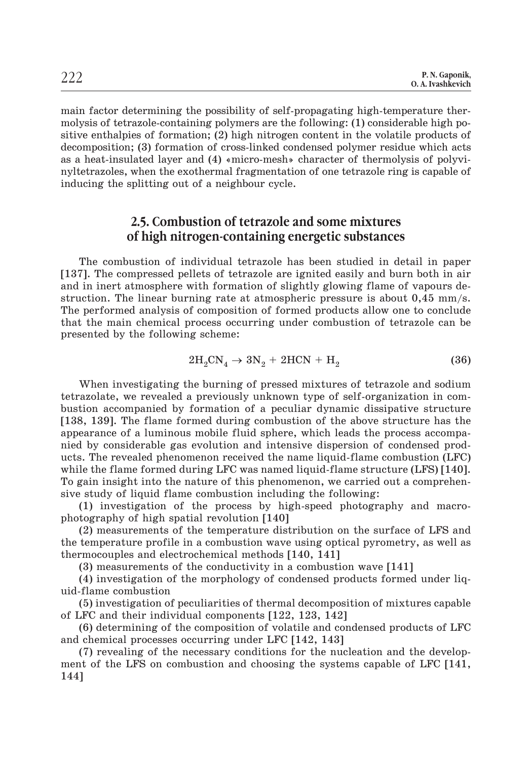main factor determining the possibility of self-propagating high-temperature thermolysis of tetrazole-containing polymers are the following: **(1)** considerable high positive enthalpies of formation; **(2)** high nitrogen content in the volatile products of decomposition; **(3)** formation of cross-linked condensed polymer residue which acts as a heat-insulated layer and **(4)** «micro-mesh» character of thermolysis of polyvinyltetrazoles, when the exothermal fragmentation of one tetrazole ring is capable of inducing the splitting out of a neighbour cycle.

## 2.5. Combustion of tetrazole and some mixtures of high nitrogen-containing energetic substances

The combustion of individual tetrazole has been studied in detail in paper **[137]**. The compressed pellets of tetrazole are ignited easily and burn both in air and in inert atmosphere with formation of slightly glowing flame of vapours destruction. The linear burning rate at atmospheric pressure is about 0,45 mm/s. The performed analysis of composition of formed products allow one to conclude that the main chemical process occurring under combustion of tetrazole can be presented by the following scheme:

$$2H_2CN_4 \rightarrow 3N_2 + 2HCN + H_2 \qquad \textbf{(36)}$$

When investigating the burning of pressed mixtures of tetrazole and sodium tetrazolate, we revealed a previously unknown type of self-organization in combustion accompanied by formation of a peculiar dynamic dissipative structure **[138, 139]**. The flame formed during combustion of the above structure has the appearance of a luminous mobile fluid sphere, which leads the process accompanied by considerable gas evolution and intensive dispersion of condensed products. The revealed phenomenon received the name liquid-flame combustion **(LFC)** while the flame formed during LFC was named liquid-flame structure **(LFS) [140]**. To gain insight into the nature of this phenomenon, we carried out a comprehensive study of liquid flame combustion including the following:

**(1)** investigation of the process by high-speed photography and macrophotography of high spatial revolution **[140]**

**(2)** measurements of the temperature distribution on the surface of LFS and the temperature profile in a combustion wave using optical pyrometry, as well as thermocouples and electrochemical methods **[140, 141]**

**(3)** measurements of the conductivity in a combustion wave **[141]**

**(4)** investigation of the morphology of condensed products formed under liquid-flame combustion

**(5)** investigation of peculiarities of thermal decomposition of mixtures capable of LFC and their individual components **[122, 123, 142]**

**(6)** determining of the composition of volatile and condensed products of LFC and chemical processes occurring under LFC **[142, 143]**

**(7)** revealing of the necessary conditions for the nucleation and the development of the LFS on combustion and choosing the systems capable of LFC **[141, 144]**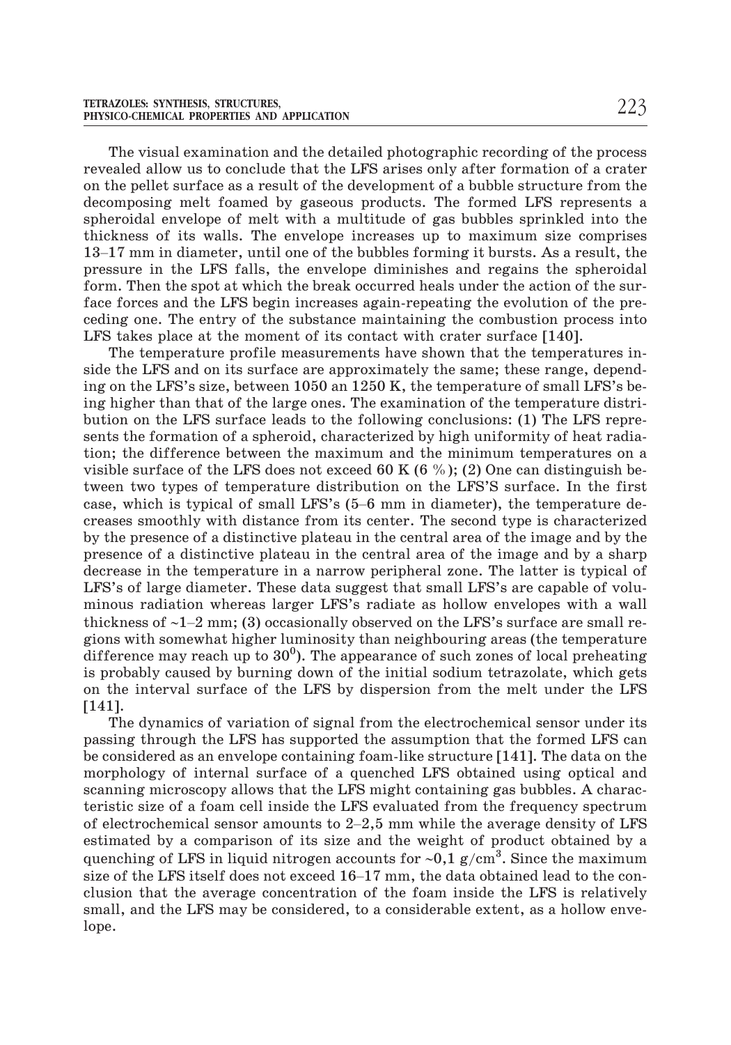The visual examination and the detailed photographic recording of the process revealed allow us to conclude that the LFS arises only after formation of a crater on the pellet surface as a result of the development of a bubble structure from the decomposing melt foamed by gaseous products. The formed LFS represents a spheroidal envelope of melt with a multitude of gas bubbles sprinkled into the thickness of its walls. The envelope increases up to maximum size comprises 13–17 mm in diameter, until one of the bubbles forming it bursts. As a result, the pressure in the LFS falls, the envelope diminishes and regains the spheroidal form. Then the spot at which the break occurred heals under the action of the surface forces and the LFS begin increases again-repeating the evolution of the preceding one. The entry of the substance maintaining the combustion process into LFS takes place at the moment of its contact with crater surface [140].

The temperature profile measurements have shown that the temperatures inside the LFS and on its surface are approximately the same; these range, depending on the LFS's size, between 1050 an 1250 K, the temperature of small LFS's being higher than that of the large ones. The examination of the temperature distribution on the LFS surface leads to the following conclusions: (1) The LFS represents the formation of a spheroid, characterized by high uniformity of heat radiation; the difference between the maximum and the minimum temperatures on a visible surface of the LFS does not exceed 60 K (6 %); (2) One can distinguish between two types of temperature distribution on the LFS'S surface. In the first case, which is typical of small LFS's (5–6 mm in diameter), the temperature decreases smoothly with distance from its center. The second type is characterized by the presence of a distinctive plateau in the central area of the image and by the presence of a distinctive plateau in the central area of the image and by a sharp decrease in the temperature in a narrow peripheral zone. The latter is typical of LFS's of large diameter. These data suggest that small LFS's are capable of voluminous radiation whereas larger LFS's radiate as hollow envelopes with a wall thickness of ~1–2 mm; (3) occasionally observed on the LFS's surface are small regions with somewhat higher luminosity than neighbouring areas (the temperature difference may reach up to $30^0$). The appearance of such zones of local preheating is probably caused by burning down of the initial sodium tetrazolate, which gets on the interval surface of the LFS by dispersion from the melt under the LFS [141].

The dynamics of variation of signal from the electrochemical sensor under its passing through the LFS has supported the assumption that the formed LFS can be considered as an envelope containing foam-like structure [141]. The data on the morphology of internal surface of a quenched LFS obtained using optical and scanning microscopy allows that the LFS might containing gas bubbles. A characteristic size of a foam cell inside the LFS evaluated from the frequency spectrum of electrochemical sensor amounts to 2–2,5 mm while the average density of LFS estimated by a comparison of its size and the weight of product obtained by a quenching of LFS in liquid nitrogen accounts for ~0,1 g/cm$^3$. Since the maximum size of the LFS itself does not exceed 16–17 mm, the data obtained lead to the conclusion that the average concentration of the foam inside the LFS is relatively small, and the LFS may be considered, to a considerable extent, as a hollow envelope.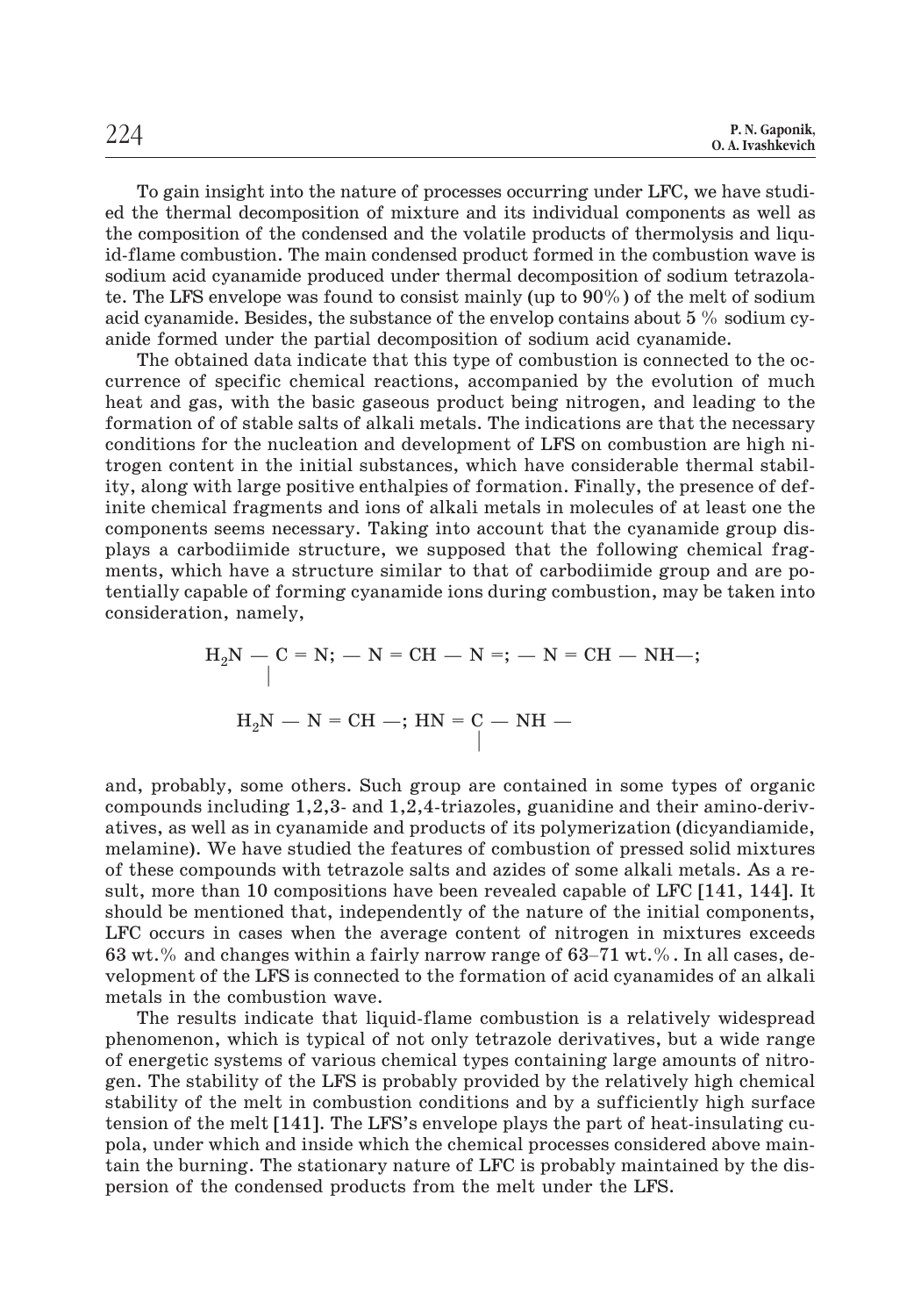To gain insight into the nature of processes occurring under LFC, we have studied the thermal decomposition of mixture and its individual components as well as the composition of the condensed and the volatile products of thermolysis and liquid-flame combustion. The main condensed product formed in the combustion wave is sodium acid cyanamide produced under thermal decomposition of sodium tetrazolate. The LFS envelope was found to consist mainly (up to 90%) of the melt of sodium acid cyanamide. Besides, the substance of the envelop contains about 5 % sodium cyanide formed under the partial decomposition of sodium acid cyanamide.

The obtained data indicate that this type of combustion is connected to the occurrence of specific chemical reactions, accompanied by the evolution of much heat and gas, with the basic gaseous product being nitrogen, and leading to the formation of of stable salts of alkali metals. The indications are that the necessary conditions for the nucleation and development of LFS on combustion are high nitrogen content in the initial substances, which have considerable thermal stability, along with large positive enthalpies of formation. Finally, the presence of definite chemical fragments and ions of alkali metals in molecules of at least one the components seems necessary. Taking into account that the cyanamide group displays a carbodiimide structure, we supposed that the following chemical fragments, which have a structure similar to that of carbodiimide group and are potentially capable of forming cyanamide ions during combustion, may be taken into consideration, namely,

$$H_2N - \underset{|}{C} = N; \; - N = CH - N =; \; - N = CH - NH -;$$

$$H_2N - N = CH -; \; HN = \underset{|}{C} - NH -$$

and, probably, some others. Such group are contained in some types of organic compounds including 1,2,3- and 1,2,4-triazoles, guanidine and their amino-derivatives, as well as in cyanamide and products of its polymerization (dicyandiamide, melamine). We have studied the features of combustion of pressed solid mixtures of these compounds with tetrazole salts and azides of some alkali metals. As a result, more than 10 compositions have been revealed capable of LFC [141, 144]. It should be mentioned that, independently of the nature of the initial components, LFC occurs in cases when the average content of nitrogen in mixtures exceeds 63 wt.% and changes within a fairly narrow range of 63–71 wt.%. In all cases, development of the LFS is connected to the formation of acid cyanamides of an alkali metals in the combustion wave.

The results indicate that liquid-flame combustion is a relatively widespread phenomenon, which is typical of not only tetrazole derivatives, but a wide range of energetic systems of various chemical types containing large amounts of nitrogen. The stability of the LFS is probably provided by the relatively high chemical stability of the melt in combustion conditions and by a sufficiently high surface tension of the melt [141]. The LFS's envelope plays the part of heat-insulating cupola, under which and inside which the chemical processes considered above maintain the burning. The stationary nature of LFC is probably maintained by the dispersion of the condensed products from the melt under the LFS.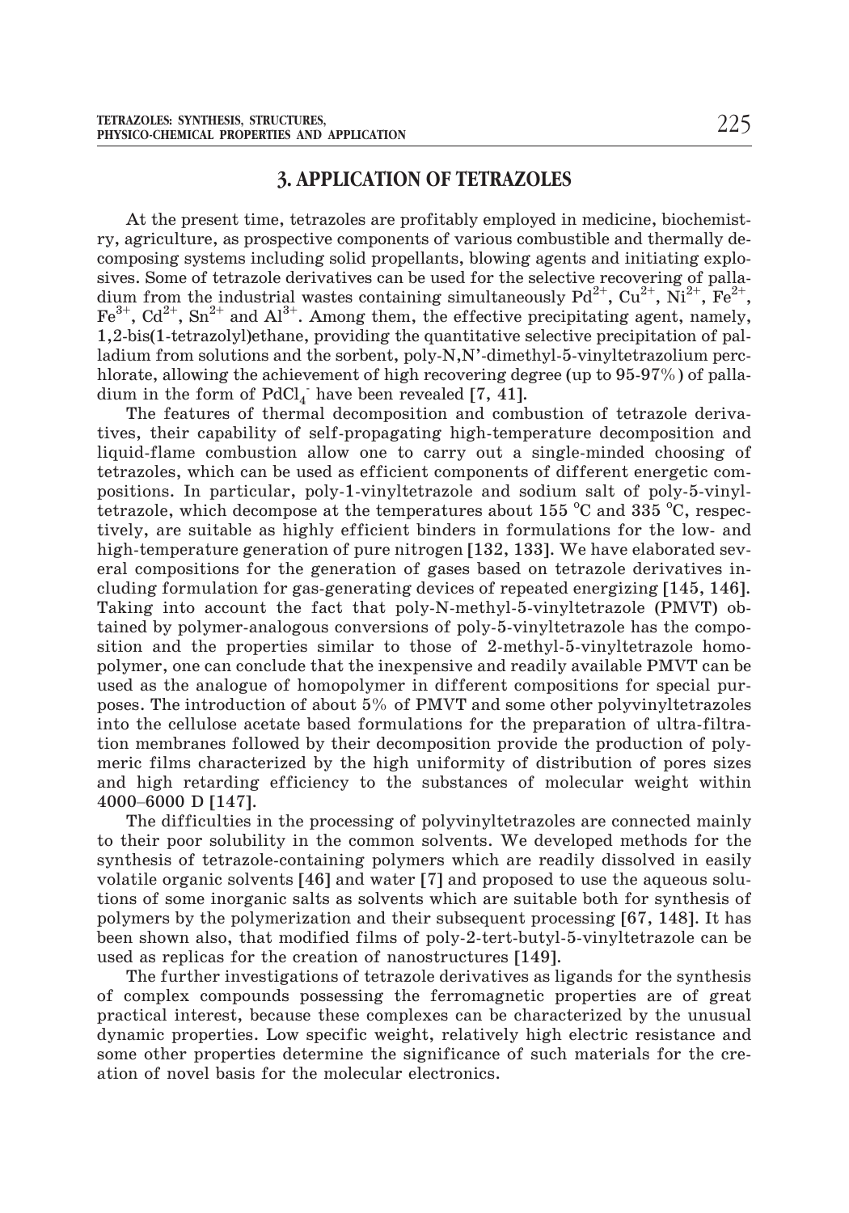## 3. APPLICATION OF TETRAZOLES

At the present time, tetrazoles are profitably employed in medicine, biochemistry, agriculture, as prospective components of various combustible and thermally decomposing systems including solid propellants, blowing agents and initiating explosives. Some of tetrazole derivatives can be used for the selective recovering of palladium from the industrial wastes containing simultaneously $Pd^{2+}$, $Cu^{2+}$, $Ni^{2+}$, $Fe^{2+}$, $Fe^{3+}$, $Cd^{2+}$, $Sn^{2+}$ and $Al^{3+}$. Among them, the effective precipitating agent, namely, 1,2-bis(1-tetrazolyl)ethane, providing the quantitative selective precipitation of palladium from solutions and the sorbent, poly-N,N'-dimethyl-5-vinyltetrazolium perchlorate, allowing the achievement of high recovering degree (up to 95-97%) of palladium in the form of $PdCl_4^-$ have been revealed [7, 41].

The features of thermal decomposition and combustion of tetrazole derivatives, their capability of self-propagating high-temperature decomposition and liquid-flame combustion allow one to carry out a single-minded choosing of tetrazoles, which can be used as efficient components of different energetic compositions. In particular, poly-1-vinyltetrazole and sodium salt of poly-5-vinyltetrazole, which decompose at the temperatures about 155 °C and 335 °C, respectively, are suitable as highly efficient binders in formulations for the low- and high-temperature generation of pure nitrogen [132, 133]. We have elaborated several compositions for the generation of gases based on tetrazole derivatives including formulation for gas-generating devices of repeated energizing [145, 146]. Taking into account the fact that poly-N-methyl-5-vinyltetrazole (PMVT) obtained by polymer-analogous conversions of poly-5-vinyltetrazole has the composition and the properties similar to those of 2-methyl-5-vinyltetrazole homopolymer, one can conclude that the inexpensive and readily available PMVT can be used as the analogue of homopolymer in different compositions for special purposes. The introduction of about 5% of PMVT and some other polyvinyltetrazoles into the cellulose acetate based formulations for the preparation of ultra-filtration membranes followed by their decomposition provide the production of polymeric films characterized by the high uniformity of distribution of pores sizes and high retarding efficiency to the substances of molecular weight within 4000–6000 D [147].

The difficulties in the processing of polyvinyltetrazoles are connected mainly to their poor solubility in the common solvents. We developed methods for the synthesis of tetrazole-containing polymers which are readily dissolved in easily volatile organic solvents [46] and water [7] and proposed to use the aqueous solutions of some inorganic salts as solvents which are suitable both for synthesis of polymers by the polymerization and their subsequent processing [67, 148]. It has been shown also, that modified films of poly-2-tert-butyl-5-vinyltetrazole can be used as replicas for the creation of nanostructures [149].

The further investigations of tetrazole derivatives as ligands for the synthesis of complex compounds possessing the ferromagnetic properties are of great practical interest, because these complexes can be characterized by the unusual dynamic properties. Low specific weight, relatively high electric resistance and some other properties determine the significance of such materials for the creation of novel basis for the molecular electronics.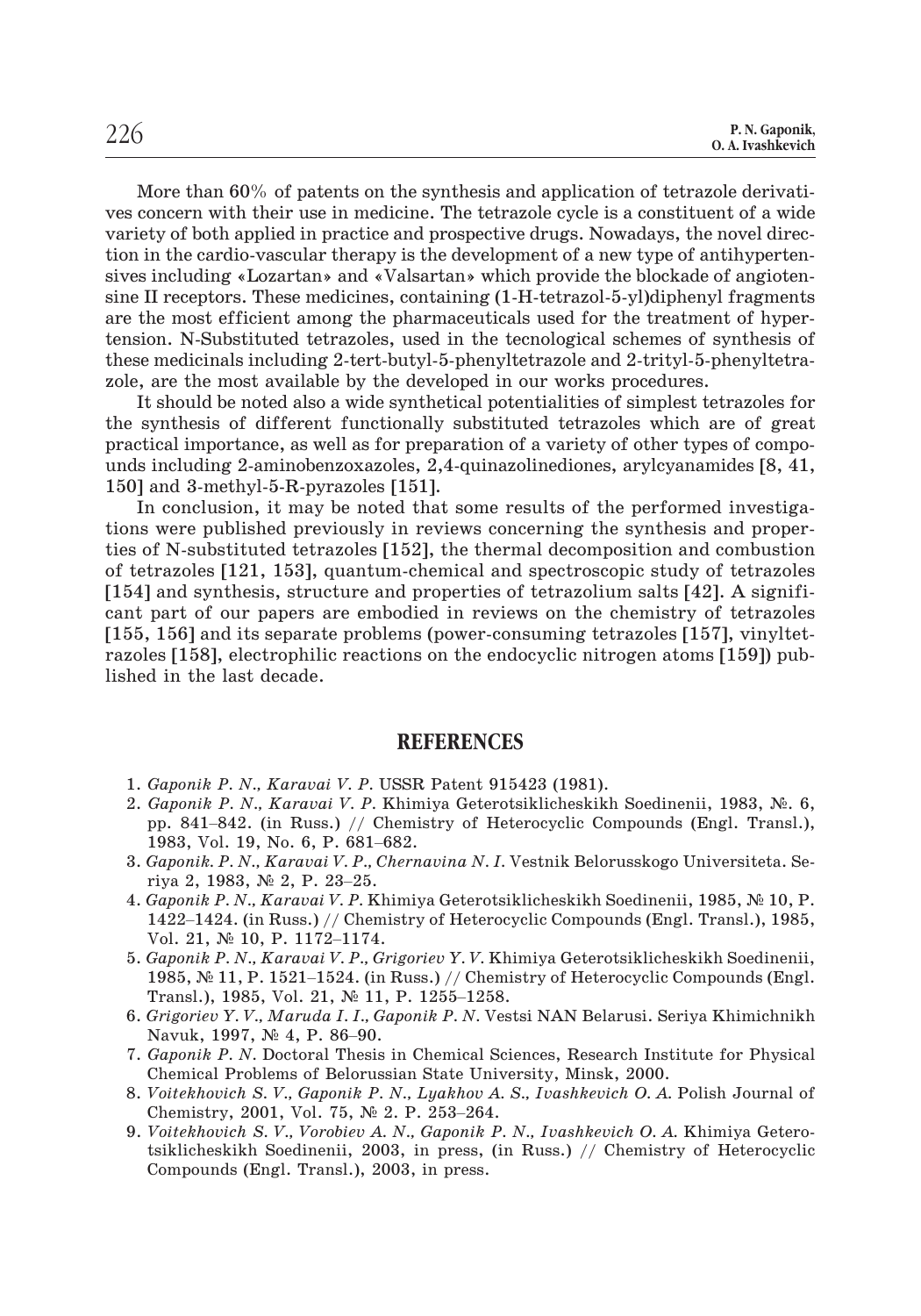More than 60% of patents on the synthesis and application of tetrazole derivatives concern with their use in medicine. The tetrazole cycle is a constituent of a wide variety of both applied in practice and prospective drugs. Nowadays, the novel direction in the cardio-vascular therapy is the development of a new type of antihypertensives including «Lozartan» and «Valsartan» which provide the blockade of angiotensine II receptors. These medicines, containing (1-H-tetrazol-5-yl)diphenyl fragments are the most efficient among the pharmaceuticals used for the treatment of hypertension. N-Substituted tetrazoles, used in the tecnological schemes of synthesis of these medicinals including 2-tert-butyl-5-phenyltetrazole and 2-trityl-5-phenyltetrazole, are the most available by the developed in our works procedures.

It should be noted also a wide synthetical potentialities of simplest tetrazoles for the synthesis of different functionally substituted tetrazoles which are of great practical importance, as well as for preparation of a variety of other types of compounds including 2-aminobenzoxazoles, 2,4-quinazolinediones, arylcyanamides [8, 41, 150] and 3-methyl-5-R-pyrazoles [151].

In conclusion, it may be noted that some results of the performed investigations were published previously in reviews concerning the synthesis and properties of N-substituted tetrazoles [152], the thermal decomposition and combustion of tetrazoles [121, 153], quantum-chemical and spectroscopic study of tetrazoles [154] and synthesis, structure and properties of tetrazolium salts [42]. A significant part of our papers are embodied in reviews on the chemistry of tetrazoles [155, 156] and its separate problems (power-consuming tetrazoles [157], vinyltetrazoles [158], electrophilic reactions on the endocyclic nitrogen atoms [159]) published in the last decade.

## REFERENCES

1. *Gaponik P. N., Karavai V. P.* USSR Patent 915423 (1981).
2. *Gaponik P. N., Karavai V. P.* Khimiya Geterotsiklicheskikh Soedinenii, 1983, №. 6, pp. 841–842. (in Russ.) // Chemistry of Heterocyclic Compounds (Engl. Transl.), 1983, Vol. 19, No. 6, P. 681–682.
3. *Gaponik. P. N., Karavai V. P., Chernavina N. I.* Vestnik Belorusskogo Universiteta. Seriya 2, 1983, № 2, P. 23–25.
4. *Gaponik P. N., Karavai V. P.* Khimiya Geterotsiklicheskikh Soedinenii, 1985, № 10, P. 1422–1424. (in Russ.) // Chemistry of Heterocyclic Compounds (Engl. Transl.), 1985, Vol. 21, № 10, P. 1172–1174.
5. *Gaponik P. N., Karavai V. P., Grigoriev Y. V.* Khimiya Geterotsiklicheskikh Soedinenii, 1985, № 11, P. 1521–1524. (in Russ.) // Chemistry of Heterocyclic Compounds (Engl. Transl.), 1985, Vol. 21, № 11, P. 1255–1258.
6. *Grigoriev Y. V., Maruda I. I., Gaponik P. N.* Vestsi NAN Belarusi. Seriya Khimichnikh Navuk, 1997, № 4, P. 86–90.
7. *Gaponik P. N.* Doctoral Thesis in Chemical Sciences, Research Institute for Physical Chemical Problems of Belorussian State University, Minsk, 2000.
8. *Voitekhovich S. V., Gaponik P. N., Lyakhov A. S., Ivashkevich O. A.* Polish Journal of Chemistry, 2001, Vol. 75, № 2. P. 253–264.
9. *Voitekhovich S. V., Vorobiev A. N., Gaponik P. N., Ivashkevich O. A.* Khimiya Geterotsiklicheskikh Soedinenii, 2003, in press, (in Russ.) // Chemistry of Heterocyclic Compounds (Engl. Transl.), 2003, in press.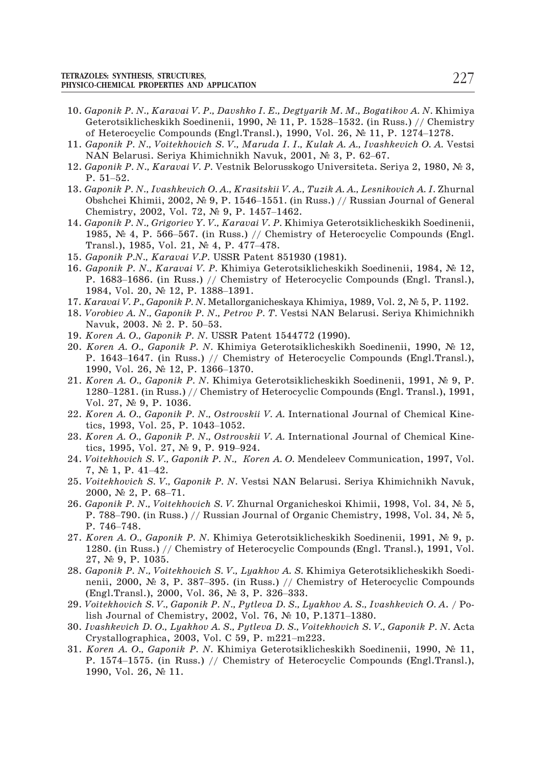10. *Gaponik P. N., Karavai V. P., Davshko I. E., Degtyarik M. M., Bogatikov A. N.* Khimiya Geterotsiklicheskikh Soedinenii, 1990, № 11, P. 1528–1532. (in Russ.) // Chemistry of Heterocyclic Compounds (Engl.Transl.), 1990, Vol. 26, № 11, P. 1274–1278.
11. *Gaponik P. N., Voitekhovich S. V., Maruda I. I., Kulak A. A., Ivashkevich O. A.* Vestsi NAN Belarusi. Seriya Khimichnikh Navuk, 2001, № 3, P. 62–67.
12. *Gaponik P. N., Karavai V. P.* Vestnik Belorusskogo Universiteta. Seriya 2, 1980, № 3, P. 51–52.
13. *Gaponik P. N., Ivashkevich O. A., Krasitskii V. A., Tuzik A. A., Lesnikovich A. I.* Zhurnal Obshchei Khimii, 2002, № 9, P. 1546–1551. (in Russ.) // Russian Journal of General Chemistry, 2002, Vol. 72, № 9, P. 1457–1462.
14. *Gaponik P. N., Grigoriev Y. V., Karavai V. P.* Khimiya Geterotsiklicheskikh Soedinenii, 1985, № 4, P. 566–567. (in Russ.) // Chemistry of Heterocyclic Compounds (Engl. Transl.), 1985, Vol. 21, № 4, P. 477–478.
15. *Gaponik P.N., Karavai V.P.* USSR Patent 851930 (1981).
16. *Gaponik P. N., Karavai V. P.* Khimiya Geterotsiklicheskikh Soedinenii, 1984, № 12, P. 1683–1686. (in Russ.) // Chemistry of Heterocyclic Compounds (Engl. Transl.), 1984, Vol. 20, № 12, P. 1388–1391.
17. *Karavai V. P., Gaponik P. N.* Metallorganicheskaya Khimiya, 1989, Vol. 2, № 5, P. 1192.
18. *Vorobiev A. N., Gaponik P. N., Petrov P. T.* Vestsi NAN Belarusi. Seriya Khimichnikh Navuk, 2003. № 2. P. 50–53.
19. *Koren A. O., Gaponik P. N.* USSR Patent 1544772 (1990).
20. *Koren A. O., Gaponik P. N.* Khimiya Geterotsiklicheskikh Soedinenii, 1990, № 12, P. 1643–1647. (in Russ.) // Chemistry of Heterocyclic Compounds (Engl.Transl.), 1990, Vol. 26, № 12, P. 1366–1370.
21. *Koren A. O., Gaponik P. N.* Khimiya Geterotsiklicheskikh Soedinenii, 1991, № 9, P. 1280–1281. (in Russ.) // Chemistry of Heterocyclic Compounds (Engl. Transl.), 1991, Vol. 27, № 9, P. 1036.
22. *Koren A. O., Gaponik P. N., Ostrovskii V. A.* International Journal of Chemical Kinetics, 1993, Vol. 25, P. 1043–1052.
23. *Koren A. O., Gaponik P. N., Ostrovskii V. A.* International Journal of Chemical Kinetics, 1995, Vol. 27, № 9, P. 919–924.
24. *Voitekhovich S. V., Gaponik P. N., Koren A. O.* Mendeleev Communication, 1997, Vol. 7, № 1, P. 41–42.
25. *Voitekhovich S. V., Gaponik P. N.* Vestsi NAN Belarusi. Seriya Khimichnikh Navuk, 2000, № 2, P. 68–71.
26. *Gaponik P. N., Voitekhovich S. V.* Zhurnal Organicheskoi Khimii, 1998, Vol. 34, № 5, P. 788–790. (in Russ.) // Russian Journal of Organic Chemistry, 1998, Vol. 34, № 5, P. 746–748.
27. *Koren A. O., Gaponik P. N.* Khimiya Geterotsiklicheskikh Soedinenii, 1991, № 9, p. 1280. (in Russ.) // Chemistry of Heterocyclic Compounds (Engl. Transl.), 1991, Vol. 27, № 9, P. 1035.
28. *Gaponik P. N., Voitekhovich S. V., Lyakhov A. S.* Khimiya Geterotsiklicheskikh Soedinenii, 2000, № 3, P. 387–395. (in Russ.) // Chemistry of Heterocyclic Compounds (Engl.Transl.), 2000, Vol. 36, № 3, P. 326–333.
29. *Voitekhovich S. V., Gaponik P. N., Pytleva D. S., Lyakhov A. S., Ivashkevich O. A.* / Polish Journal of Chemistry, 2002, Vol. 76, № 10, P.1371–1380.
30. *Ivashkevich D. O., Lyakhov A. S., Pytleva D. S., Voitekhovich S. V., Gaponik P. N.* Acta Crystallographica, 2003, Vol. C 59, P. m221–m223.
31. *Koren A. O., Gaponik P. N.* Khimiya Geterotsiklicheskikh Soedinenii, 1990, № 11, P. 1574–1575. (in Russ.) // Chemistry of Heterocyclic Compounds (Engl.Transl.), 1990, Vol. 26, № 11.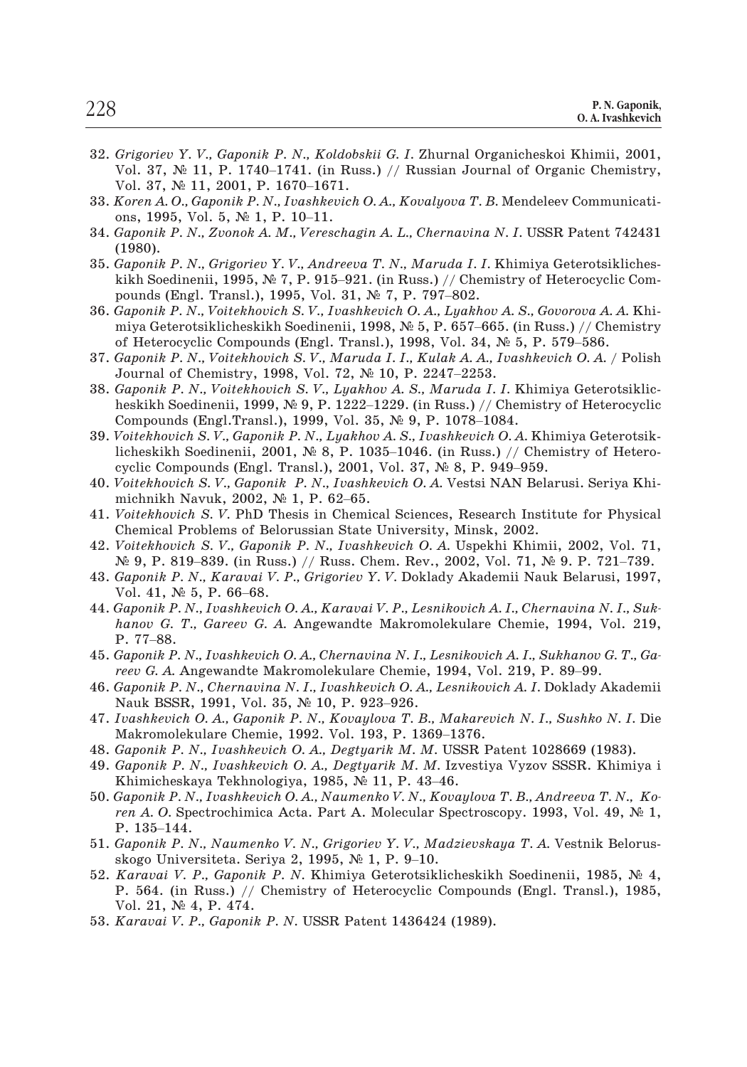32. *Grigoriev Y. V., Gaponik P. N., Koldobskii G. I.* Zhurnal Organicheskoi Khimii, 2001, Vol. 37, № 11, P. 1740–1741. (in Russ.) // Russian Journal of Organic Chemistry, Vol. 37, № 11, 2001, P. 1670–1671.
33. *Koren A. O., Gaponik P. N., Ivashkevich O. A., Kovalyova T. B.* Mendeleev Communications, 1995, Vol. 5, № 1, P. 10–11.
34. *Gaponik P. N., Zvonok A. M., Vereschagin A. L., Chernavina N. I.* USSR Patent 742431 (1980).
35. *Gaponik P. N., Grigoriev Y. V., Andreeva T. N., Maruda I. I.* Khimiya Geterotsikliches­kikh Soedinenii, 1995, № 7, P. 915–921. (in Russ.) // Chemistry of Heterocyclic Compounds (Engl. Transl.), 1995, Vol. 31, № 7, P. 797–802.
36. *Gaponik P. N., Voitekhovich S. V., Ivashkevich O. A., Lyakhov A. S., Govorova A. A.* Khimiya Geterotsiklicheskikh Soedinenii, 1998, № 5, P. 657–665. (in Russ.) // Chemistry of Heterocyclic Compounds (Engl. Transl.), 1998, Vol. 34, № 5, P. 579–586.
37. *Gaponik P. N., Voitekhovich S. V., Maruda I. I., Kulak A. A., Ivashkevich O. A.* / Polish Journal of Chemistry, 1998, Vol. 72, № 10, P. 2247–2253.
38. *Gaponik P. N., Voitekhovich S. V., Lyakhov A. S., Maruda I. I.* Khimiya Geterotsiklicheskikh Soedinenii, 1999, № 9, P. 1222–1229. (in Russ.) // Chemistry of Heterocyclic Compounds (Engl.Transl.), 1999, Vol. 35, № 9, P. 1078–1084.
39. *Voitekhovich S. V., Gaponik P. N., Lyakhov A. S., Ivashkevich O. A.* Khimiya Geterotsiklicheskikh Soedinenii, 2001, № 8, P. 1035–1046. (in Russ.) // Chemistry of Heterocyclic Compounds (Engl. Transl.), 2001, Vol. 37, № 8, P. 949–959.
40. *Voitekhovich S. V., Gaponik P. N., Ivashkevich O. A.* Vestsi NAN Belarusi. Seriya Khimichnikh Navuk, 2002, № 1, P. 62–65.
41. *Voitekhovich S. V.* PhD Thesis in Chemical Sciences, Research Institute for Physical Chemical Problems of Belorussian State University, Minsk, 2002.
42. *Voitekhovich S. V., Gaponik P. N., Ivashkevich O. A.* Uspekhi Khimii, 2002, Vol. 71, № 9, P. 819–839. (in Russ.) // Russ. Chem. Rev., 2002, Vol. 71, № 9. P. 721–739.
43. *Gaponik P. N., Karavai V. P., Grigoriev Y. V.* Doklady Akademii Nauk Belarusi, 1997, Vol. 41, № 5, P. 66–68.
44. *Gaponik P. N., Ivashkevich O. A., Karavai V. P., Lesnikovich A. I., Chernavina N. I., Sukhanov G. T., Gareev G. A.* Angewandte Makromolekulare Chemie, 1994, Vol. 219, P. 77–88.
45. *Gaponik P. N., Ivashkevich O. A., Chernavina N. I., Lesnikovich A. I., Sukhanov G. T., Gareev G. A.* Angewandte Makromolekulare Chemie, 1994, Vol. 219, P. 89–99.
46. *Gaponik P. N., Chernavina N. I., Ivashkevich O. A., Lesnikovich A. I.* Doklady Akademii Nauk BSSR, 1991, Vol. 35, № 10, P. 923–926.
47. *Ivashkevich O. A., Gaponik P. N., Kovaylova T. B., Makarevich N. I., Sushko N. I.* Die Makromolekulare Chemie, 1992. Vol. 193, P. 1369–1376.
48. *Gaponik P. N., Ivashkevich O. A., Degtyarik M. M.* USSR Patent 1028669 (1983).
49. *Gaponik P. N., Ivashkevich O. A., Degtyarik M. M.* Izvestiya Vyzov SSSR. Khimiya i Khimicheskaya Tekhnologiya, 1985, № 11, P. 43–46.
50. *Gaponik P. N., Ivashkevich O. A., Naumenko V. N., Kovaylova T. B., Andreeva T. N., Koren A. O.* Spectrochimica Acta. Part A. Molecular Spectroscopy. 1993, Vol. 49, № 1, P. 135–144.
51. *Gaponik P. N., Naumenko V. N., Grigoriev Y. V., Madzievskaya T. A.* Vestnik Belorusskogo Universiteta. Seriya 2, 1995, № 1, P. 9–10.
52. *Karavai V. P., Gaponik P. N.* Khimiya Geterotsiklicheskikh Soedinenii, 1985, № 4, P. 564. (in Russ.) // Chemistry of Heterocyclic Compounds (Engl. Transl.), 1985, Vol. 21, № 4, P. 474.
53. *Karavai V. P., Gaponik P. N.* USSR Patent 1436424 (1989).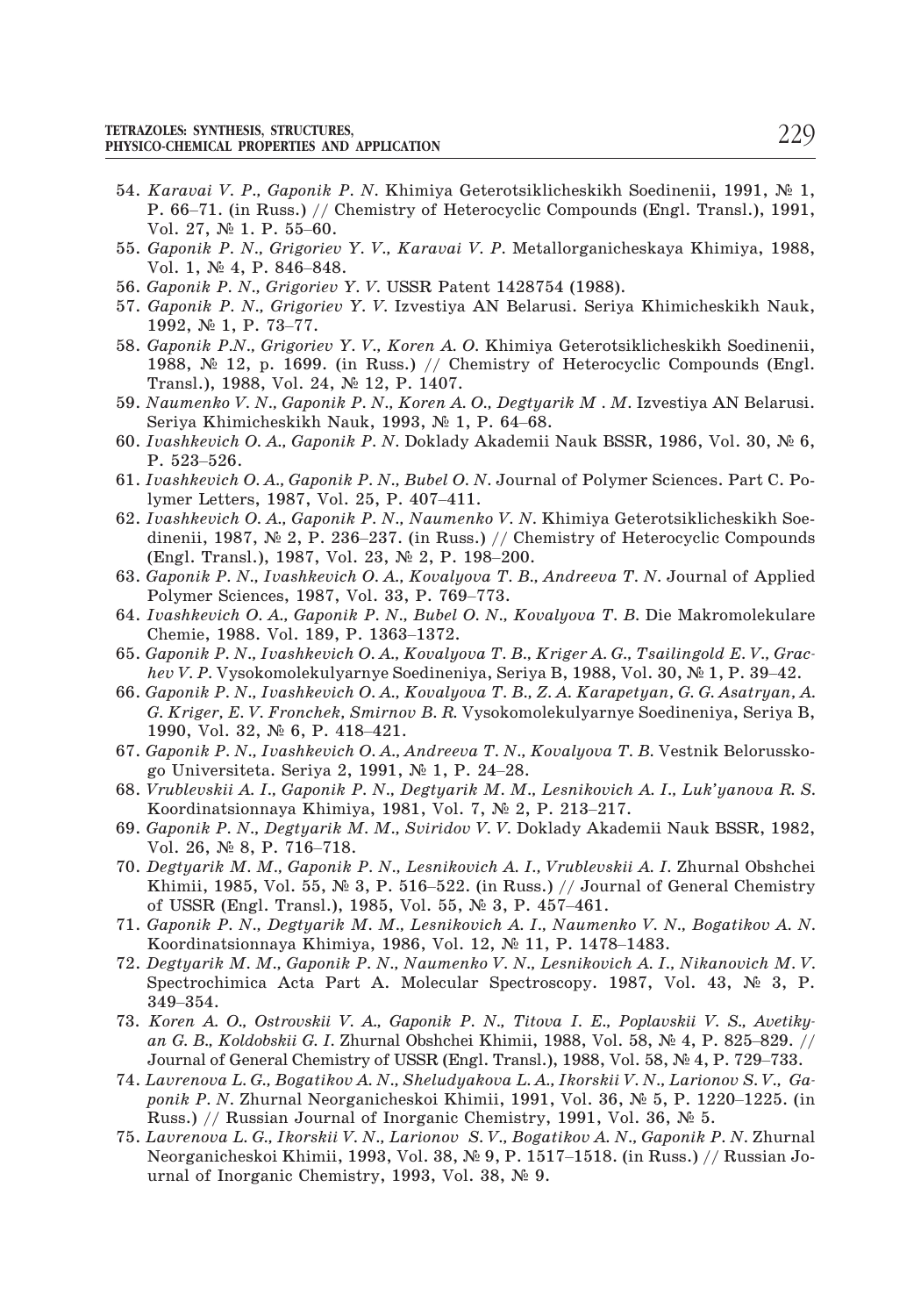54. *Karavai V. P., Gaponik P. N.* Khimiya Geterotsiklicheskikh Soedinenii, 1991, № 1, P. 66–71. (in Russ.) // Chemistry of Heterocyclic Compounds (Engl. Transl.), 1991, Vol. 27, № 1. P. 55–60.
55. *Gaponik P. N., Grigoriev Y. V., Karavai V. P.* Metallorganicheskaya Khimiya, 1988, Vol. 1, № 4, P. 846–848.
56. *Gaponik P. N., Grigoriev Y. V.* USSR Patent 1428754 (1988).
57. *Gaponik P. N., Grigoriev Y. V.* Izvestiya AN Belarusi. Seriya Khimicheskikh Nauk, 1992, № 1, P. 73–77.
58. *Gaponik P.N., Grigoriev Y. V., Koren A. O.* Khimiya Geterotsiklicheskikh Soedinenii, 1988, № 12, p. 1699. (in Russ.) // Chemistry of Heterocyclic Compounds (Engl. Transl.), 1988, Vol. 24, № 12, P. 1407.
59. *Naumenko V. N., Gaponik P. N., Koren A. O., Degtyarik M . M.* Izvestiya AN Belarusi. Seriya Khimicheskikh Nauk, 1993, № 1, P. 64–68.
60. *Ivashkevich O. A., Gaponik P. N.* Doklady Akademii Nauk BSSR, 1986, Vol. 30, № 6, P. 523–526.
61. *Ivashkevich O. A., Gaponik P. N., Bubel O. N.* Journal of Polymer Sciences. Part C. Polymer Letters, 1987, Vol. 25, P. 407–411.
62. *Ivashkevich O. A., Gaponik P. N., Naumenko V. N.* Khimiya Geterotsiklicheskikh Soedinenii, 1987, № 2, P. 236–237. (in Russ.) // Chemistry of Heterocyclic Compounds (Engl. Transl.), 1987, Vol. 23, № 2, P. 198–200.
63. *Gaponik P. N., Ivashkevich O. A., Kovalyova T. B., Andreeva T. N.* Journal of Applied Polymer Sciences, 1987, Vol. 33, P. 769–773.
64. *Ivashkevich O. A., Gaponik P. N., Bubel O. N., Kovalyova T. B.* Die Makromolekulare Chemie, 1988. Vol. 189, P. 1363–1372.
65. *Gaponik P. N., Ivashkevich O. A., Kovalyova T. B., Kriger A. G., Tsailingold E. V., Grachev V. P.* Vysokomolekulyarnye Soedineniya, Seriya B, 1988, Vol. 30, № 1, P. 39–42.
66. *Gaponik P. N., Ivashkevich O. A., Kovalyova T. B., Z. A. Karapetyan, G. G. Asatryan, A. G. Kriger, E. V. Fronchek, Smirnov B. R.* Vysokomolekulyarnye Soedineniya, Seriya B, 1990, Vol. 32, № 6, P. 418–421.
67. *Gaponik P. N., Ivashkevich O. A., Andreeva T. N., Kovalyova T. B.* Vestnik Belorusskogo Universiteta. Seriya 2, 1991, № 1, P. 24–28.
68. *Vrublevskii A. I., Gaponik P. N., Degtyarik M. M., Lesnikovich A. I., Luk'yanova R. S.* Koordinatsionnaya Khimiya, 1981, Vol. 7, № 2, P. 213–217.
69. *Gaponik P. N., Degtyarik M. M., Sviridov V. V.* Doklady Akademii Nauk BSSR, 1982, Vol. 26, № 8, P. 716–718.
70. *Degtyarik M. M., Gaponik P. N., Lesnikovich A. I., Vrublevskii A. I.* Zhurnal Obshchei Khimii, 1985, Vol. 55, № 3, P. 516–522. (in Russ.) // Journal of General Chemistry of USSR (Engl. Transl.), 1985, Vol. 55, № 3, P. 457–461.
71. *Gaponik P. N., Degtyarik M. M., Lesnikovich A. I., Naumenko V. N., Bogatikov A. N.* Koordinatsionnaya Khimiya, 1986, Vol. 12, № 11, P. 1478–1483.
72. *Degtyarik M. M., Gaponik P. N., Naumenko V. N., Lesnikovich A. I., Nikanovich M. V.* Spectrochimica Acta Part A. Molecular Spectroscopy. 1987, Vol. 43, № 3, P. 349–354.
73. *Koren A. O., Ostrovskii V. A., Gaponik P. N., Titova I. E., Poplavskii V. S., Avetikyan G. B., Koldobskii G. I.* Zhurnal Obshchei Khimii, 1988, Vol. 58, № 4, P. 825–829. // Journal of General Chemistry of USSR (Engl. Transl.), 1988, Vol. 58, № 4, P. 729–733.
74. *Lavrenova L. G., Bogatikov A. N., Sheludyakova L. A., Ikorskii V. N., Larionov S. V., Gaponik P. N.* Zhurnal Neorganicheskoi Khimii, 1991, Vol. 36, № 5, P. 1220–1225. (in Russ.) // Russian Journal of Inorganic Chemistry, 1991, Vol. 36, № 5.
75. *Lavrenova L. G., Ikorskii V. N., Larionov S. V., Bogatikov A. N., Gaponik P. N.* Zhurnal Neorganicheskoi Khimii, 1993, Vol. 38, № 9, P. 1517–1518. (in Russ.) // Russian Journal of Inorganic Chemistry, 1993, Vol. 38, № 9.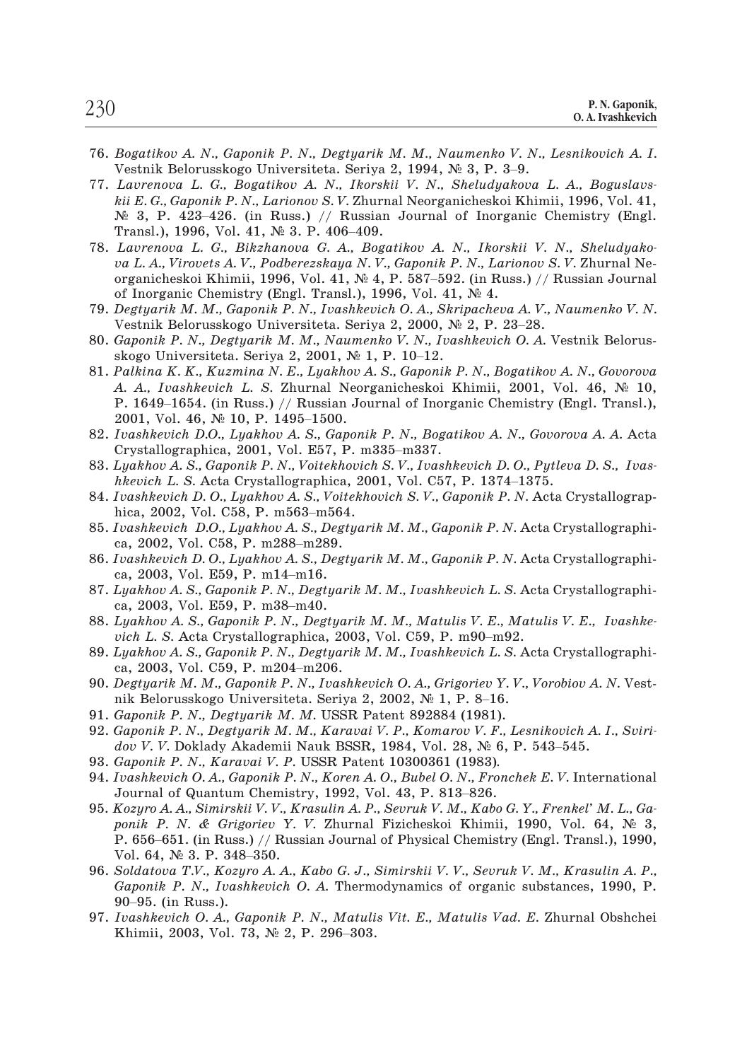76. *Bogatikov A. N., Gaponik P. N., Degtyarik M. M., Naumenko V. N., Lesnikovich A. I.* Vestnik Belorusskogo Universiteta. Seriya 2, 1994, № 3, P. 3–9.
77. *Lavrenova L. G., Bogatikov A. N., Ikorskii V. N., Sheludyakova L. A., Boguslavskii E. G., Gaponik P. N., Larionov S. V.* Zhurnal Neorganicheskoi Khimii, 1996, Vol. 41, № 3, P. 423–426. (in Russ.) // Russian Journal of Inorganic Chemistry (Engl. Transl.), 1996, Vol. 41, № 3. P. 406–409.
78. *Lavrenova L. G., Bikzhanova G. A., Bogatikov A. N., Ikorskii V. N., Sheludyakova L. A., Virovets A. V., Podberezskaya N. V., Gaponik P. N., Larionov S. V.* Zhurnal Neorganicheskoi Khimii, 1996, Vol. 41, № 4, P. 587–592. (in Russ.) // Russian Journal of Inorganic Chemistry (Engl. Transl.), 1996, Vol. 41, № 4.
79. *Degtyarik M. M., Gaponik P. N., Ivashkevich O. A., Skripacheva A. V., Naumenko V. N.* Vestnik Belorusskogo Universiteta. Seriya 2, 2000, № 2, P. 23–28.
80. *Gaponik P. N., Degtyarik M. M., Naumenko V. N., Ivashkevich O. A.* Vestnik Belorusskogo Universiteta. Seriya 2, 2001, № 1, P. 10–12.
81. *Palkina K. K., Kuzmina N. E., Lyakhov A. S., Gaponik P. N., Bogatikov A. N., Govorova A. A., Ivashkevich L. S.* Zhurnal Neorganicheskoi Khimii, 2001, Vol. 46, № 10, P. 1649–1654. (in Russ.) // Russian Journal of Inorganic Chemistry (Engl. Transl.), 2001, Vol. 46, № 10, P. 1495–1500.
82. *Ivashkevich D.O., Lyakhov A. S., Gaponik P. N., Bogatikov A. N., Govorova A. A.* Acta Crystallographica, 2001, Vol. E57, P. m335–m337.
83. *Lyakhov A. S., Gaponik P. N., Voitekhovich S. V., Ivashkevich D. O., Pytleva D. S., Ivashkevich L. S.* Acta Crystallographica, 2001, Vol. C57, P. 1374–1375.
84. *Ivashkevich D. O., Lyakhov A. S., Voitekhovich S. V., Gaponik P. N.* Acta Crystallographica, 2002, Vol. C58, P. m563–m564.
85. *Ivashkevich D.O., Lyakhov A. S., Degtyarik M. M., Gaponik P. N.* Acta Crystallographica, 2002, Vol. C58, P. m288–m289.
86. *Ivashkevich D. O., Lyakhov A. S., Degtyarik M. M., Gaponik P. N.* Acta Crystallographica, 2003, Vol. E59, P. m14–m16.
87. *Lyakhov A. S., Gaponik P. N., Degtyarik M. M., Ivashkevich L. S.* Acta Crystallographica, 2003, Vol. E59, P. m38–m40.
88. *Lyakhov A. S., Gaponik P. N., Degtyarik M. M., Matulis V. E., Matulis V. E., Ivashkevich L. S.* Acta Crystallographica, 2003, Vol. C59, P. m90–m92.
89. *Lyakhov A. S., Gaponik P. N., Degtyarik M. M., Ivashkevich L. S.* Acta Crystallographica, 2003, Vol. C59, P. m204–m206.
90. *Degtyarik M. M., Gaponik P. N., Ivashkevich O. A., Grigoriev Y. V., Vorobiov A. N.* Vestnik Belorusskogo Universiteta. Seriya 2, 2002, № 1, P. 8–16.
91. *Gaponik P. N., Degtyarik M. M.* USSR Patent 892884 (1981).
92. *Gaponik P. N., Degtyarik M. M., Karavai V. P., Komarov V. F., Lesnikovich A. I., Sviridov V. V.* Doklady Akademii Nauk BSSR, 1984, Vol. 28, № 6, P. 543–545.
93. *Gaponik P. N., Karavai V. P.* USSR Patent 10300361 (1983).
94. *Ivashkevich O. A., Gaponik P. N., Koren A. O., Bubel O. N., Fronchek E. V.* International Journal of Quantum Chemistry, 1992, Vol. 43, P. 813–826.
95. *Kozyro A. A., Simirskii V. V., Krasulin A. P., Sevruk V. M., Kabo G. Y., Frenkel' M. L., Gaponik P. N. & Grigoriev Y. V.* Zhurnal Fizicheskoi Khimii, 1990, Vol. 64, № 3, P. 656–651. (in Russ.) // Russian Journal of Physical Chemistry (Engl. Transl.), 1990, Vol. 64, № 3. P. 348–350.
96. *Soldatova T.V., Kozyro A. A., Kabo G. J., Simirskii V. V., Sevruk V. M., Krasulin A. P., Gaponik P. N., Ivashkevich O. A.* Thermodynamics of organic substances, 1990, P. 90–95. (in Russ.).
97. *Ivashkevich O. A., Gaponik P. N., Matulis Vit. E., Matulis Vad. E.* Zhurnal Obshchei Khimii, 2003, Vol. 73, № 2, P. 296–303.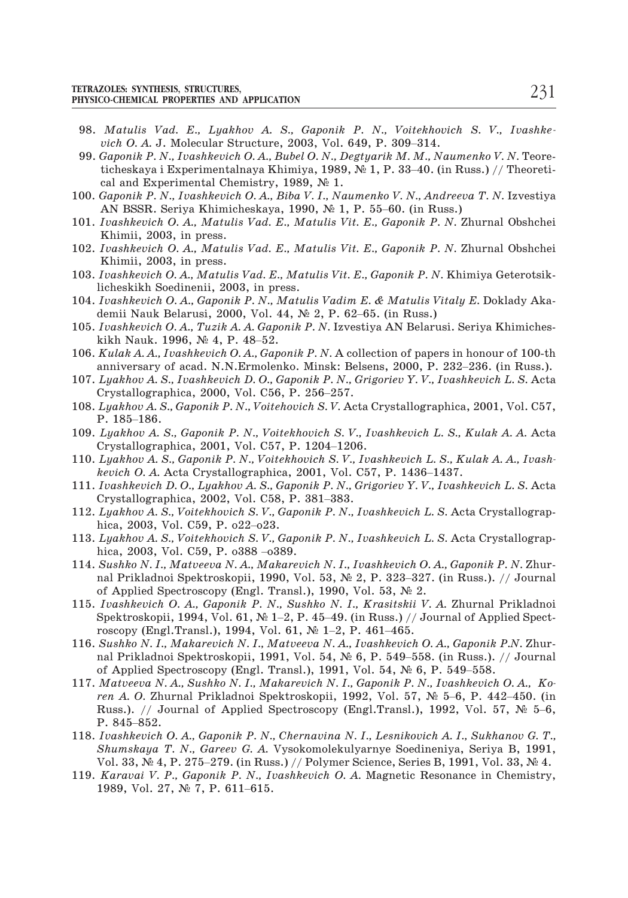98. *Matulis Vad. E., Lyakhov A. S., Gaponik P. N., Voitekhovich S. V., Ivashkevich O. A.* J. Molecular Structure, 2003, Vol. 649, P. 309–314.

99. *Gaponik P. N., Ivashkevich O. A., Bubel O. N., Degtyarik M. M., Naumenko V. N.* Teoreticheskaya i Experimentalnaya Khimiya, 1989, № 1, P. 33–40. (in Russ.) // Theoretical and Experimental Chemistry, 1989, № 1.

100. *Gaponik P. N., Ivashkevich O. A., Biba V. I., Naumenko V. N., Andreeva T. N.* Izvestiya AN BSSR. Seriya Khimicheskaya, 1990, № 1, P. 55–60. (in Russ.)

101. *Ivashkevich O. A., Matulis Vad. E., Matulis Vit. E., Gaponik P. N.* Zhurnal Obshchei Khimii, 2003, in press.

102. *Ivashkevich O. A., Matulis Vad. E., Matulis Vit. E., Gaponik P. N.* Zhurnal Obshchei Khimii, 2003, in press.

103. *Ivashkevich O. A., Matulis Vad. E., Matulis Vit. E., Gaponik P. N.* Khimiya Geterotsiklicheskikh Soedinenii, 2003, in press.

104. *Ivashkevich O. A., Gaponik P. N., Matulis Vadim E. & Matulis Vitaly E.* Doklady Akademii Nauk Belarusi, 2000, Vol. 44, № 2, P. 62–65. (in Russ.)

105. *Ivashkevich O. A., Tuzik A. A. Gaponik P. N.* Izvestiya AN Belarusi. Seriya Khimicheskikh Nauk. 1996, № 4, P. 48–52.

106. *Kulak A. A., Ivashkevich O. A., Gaponik P. N.* A collection of papers in honour of 100-th anniversary of acad. N.N.Ermolenko. Minsk: Belsens, 2000, P. 232–236. (in Russ.).

107. *Lyakhov A. S., Ivashkevich D. O., Gaponik P. N., Grigoriev Y. V., Ivashkevich L. S.* Acta Crystallographica, 2000, Vol. C56, P. 256–257.

108. *Lyakhov A. S., Gaponik P. N., Voitehovich S. V.* Acta Crystallographica, 2001, Vol. C57, P. 185–186.

109. *Lyakhov A. S., Gaponik P. N., Voitekhovich S. V., Ivashkevich L. S., Kulak A. A.* Acta Crystallographica, 2001, Vol. C57, P. 1204–1206.

110. *Lyakhov A. S., Gaponik P. N., Voitekhovich S. V., Ivashkevich L. S., Kulak A. A., Ivashkevich O. A.* Acta Crystallographica, 2001, Vol. C57, P. 1436–1437.

111. *Ivashkevich D. O., Lyakhov A. S., Gaponik P. N., Grigoriev Y. V., Ivashkevich L. S.* Acta Crystallographica, 2002, Vol. C58, P. 381–383.

112. *Lyakhov A. S., Voitekhovich S. V., Gaponik P. N., Ivashkevich L. S.* Acta Crystallographica, 2003, Vol. C59, P. o22–o23.

113. *Lyakhov A. S., Voitekhovich S. V., Gaponik P. N., Ivashkevich L. S.* Acta Crystallographica, 2003, Vol. C59, P. o388 –o389.

114. *Sushko N. I., Matveeva N. A., Makarevich N. I., Ivashkevich O. A., Gaponik P. N.* Zhurnal Prikladnoi Spektroskopii, 1990, Vol. 53, № 2, P. 323–327. (in Russ.). // Journal of Applied Spectroscopy (Engl. Transl.), 1990, Vol. 53, № 2.

115. *Ivashkevich O. A., Gaponik P. N., Sushko N. I., Krasitskii V. A.* Zhurnal Prikladnoi Spektroskopii, 1994, Vol. 61, № 1–2, P. 45–49. (in Russ.) // Journal of Applied Spectroscopy (Engl.Transl.), 1994, Vol. 61, № 1–2, P. 461–465.

116. *Sushko N. I., Makarevich N. I., Matveeva N. A., Ivashkevich O. A., Gaponik P.N.* Zhurnal Prikladnoi Spektroskopii, 1991, Vol. 54, № 6, P. 549–558. (in Russ.). // Journal of Applied Spectroscopy (Engl. Transl.), 1991, Vol. 54, № 6, P. 549–558.

117. *Matveeva N. A., Sushko N. I., Makarevich N. I., Gaponik P. N., Ivashkevich O. A., Koren A. O.* Zhurnal Prikladnoi Spektroskopii, 1992, Vol. 57, № 5–6, P. 442–450. (in Russ.). // Journal of Applied Spectroscopy (Engl.Transl.), 1992, Vol. 57, № 5–6, P. 845–852.

118. *Ivashkevich O. A., Gaponik P. N., Chernavina N. I., Lesnikovich A. I., Sukhanov G. T., Shumskaya T. N., Gareev G. A.* Vysokomolekulyarnye Soedineniya, Seriya B, 1991, Vol. 33, № 4, P. 275–279. (in Russ.) // Polymer Science, Series B, 1991, Vol. 33, № 4.

119. *Karavai V. P., Gaponik P. N., Ivashkevich O. A.* Magnetic Resonance in Chemistry, 1989, Vol. 27, № 7, P. 611–615.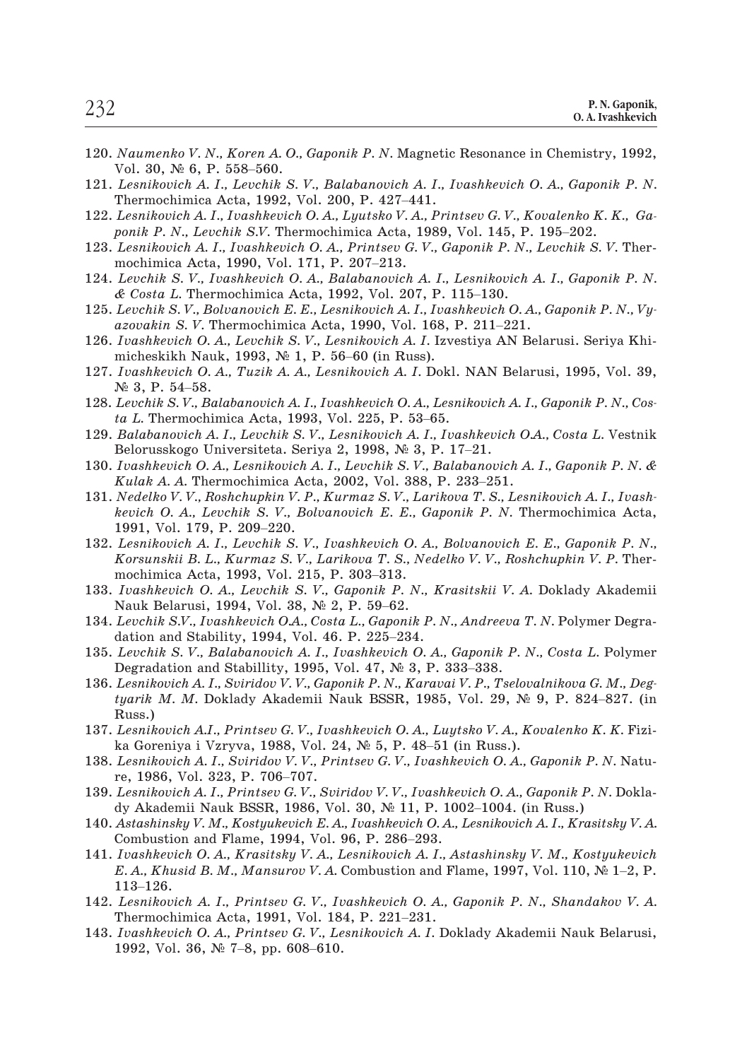120. *Naumenko V. N., Koren A. O., Gaponik P. N.* Magnetic Resonance in Chemistry, 1992, Vol. 30, № 6, P. 558–560.
121. *Lesnikovich A. I., Levchik S. V., Balabanovich A. I., Ivashkevich O. A., Gaponik P. N.* Thermochimica Acta, 1992, Vol. 200, P. 427–441.
122. *Lesnikovich A. I., Ivashkevich O. A., Lyutsko V. A., Printsev G. V., Kovalenko K. K., Gaponik P. N., Levchik S.V.* Thermochimica Acta, 1989, Vol. 145, P. 195–202.
123. *Lesnikovich A. I., Ivashkevich O. A., Printsev G. V., Gaponik P. N., Levchik S. V.* Thermochimica Acta, 1990, Vol. 171, P. 207–213.
124. *Levchik S. V., Ivashkevich O. A., Balabanovich A. I., Lesnikovich A. I., Gaponik P. N. & Costa L.* Thermochimica Acta, 1992, Vol. 207, P. 115–130.
125. *Levchik S. V., Bolvanovich E. E., Lesnikovich A. I., Ivashkevich O. A., Gaponik P. N., Vyazovakin S. V.* Thermochimica Acta, 1990, Vol. 168, P. 211–221.
126. *Ivashkevich O. A., Levchik S. V., Lesnikovich A. I.* Izvestiya AN Belarusi. Seriya Khimicheskikh Nauk, 1993, № 1, P. 56–60 (in Russ).
127. *Ivashkevich O. A., Tuzik A. A., Lesnikovich A. I.* Dokl. NAN Belarusi, 1995, Vol. 39, № 3, P. 54–58.
128. *Levchik S. V., Balabanovich A. I., Ivashkevich O. A., Lesnikovich A. I., Gaponik P. N., Costa L.* Thermochimica Acta, 1993, Vol. 225, P. 53–65.
129. *Balabanovich A. I., Levchik S. V., Lesnikovich A. I., Ivashkevich O.A., Costa L.* Vestnik Belorusskogo Universiteta. Seriya 2, 1998, № 3, P. 17–21.
130. *Ivashkevich O. A., Lesnikovich A. I., Levchik S. V., Balabanovich A. I., Gaponik P. N. & Kulak A. A.* Thermochimica Acta, 2002, Vol. 388, P. 233–251.
131. *Nedelko V. V., Roshchupkin V. P., Kurmaz S. V., Larikova T. S., Lesnikovich A. I., Ivashkevich O. A., Levchik S. V., Bolvanovich E. E., Gaponik P. N.* Thermochimica Acta, 1991, Vol. 179, P. 209–220.
132. *Lesnikovich A. I., Levchik S. V., Ivashkevich O. A., Bolvanovich E. E., Gaponik P. N., Korsunskii B. L., Kurmaz S. V., Larikova T. S., Nedelko V. V., Roshchupkin V. P.* Thermochimica Acta, 1993, Vol. 215, P. 303–313.
133. *Ivashkevich O. A., Levchik S. V., Gaponik P. N., Krasitskii V. A.* Doklady Akademii Nauk Belarusi, 1994, Vol. 38, № 2, P. 59–62.
134. *Levchik S.V., Ivashkevich O.A., Costa L., Gaponik P. N., Andreeva T. N.* Polymer Degradation and Stability, 1994, Vol. 46. P. 225–234.
135. *Levchik S. V., Balabanovich A. I., Ivashkevich O. A., Gaponik P. N., Costa L.* Polymer Degradation and Stabillity, 1995, Vol. 47, № 3, P. 333–338.
136. *Lesnikovich A. I., Sviridov V. V., Gaponik P. N., Karavai V. P., Tselovalnikova G. M., Degtyarik M. M.* Doklady Akademii Nauk BSSR, 1985, Vol. 29, № 9, P. 824–827. (in Russ.)
137. *Lesnikovich A.I., Printsev G. V., Ivashkevich O. A., Luytsko V. A., Kovalenko K. K.* Fizika Goreniya i Vzryva, 1988, Vol. 24, № 5, P. 48–51 (in Russ.).
138. *Lesnikovich A. I., Sviridov V. V., Printsev G. V., Ivashkevich O. A., Gaponik P. N.* Nature, 1986, Vol. 323, P. 706–707.
139. *Lesnikovich A. I., Printsev G. V., Sviridov V. V., Ivashkevich O. A., Gaponik P. N.* Doklady Akademii Nauk BSSR, 1986, Vol. 30, № 11, P. 1002–1004. (in Russ.)
140. *Astashinsky V. M., Kostyukevich E. A., Ivashkevich O. A., Lesnikovich A. I., Krasitsky V. A.* Combustion and Flame, 1994, Vol. 96, P. 286–293.
141. *Ivashkevich O. A., Krasitsky V. A., Lesnikovich A. I., Astashinsky V. M., Kostyukevich E. A., Khusid B. M., Mansurov V. A.* Combustion and Flame, 1997, Vol. 110, № 1–2, P. 113–126.
142. *Lesnikovich A. I., Printsev G. V., Ivashkevich O. A., Gaponik P. N., Shandakov V. A.* Thermochimica Acta, 1991, Vol. 184, P. 221–231.
143. *Ivashkevich O. A., Printsev G. V., Lesnikovich A. I.* Doklady Akademii Nauk Belarusi, 1992, Vol. 36, № 7–8, pp. 608–610.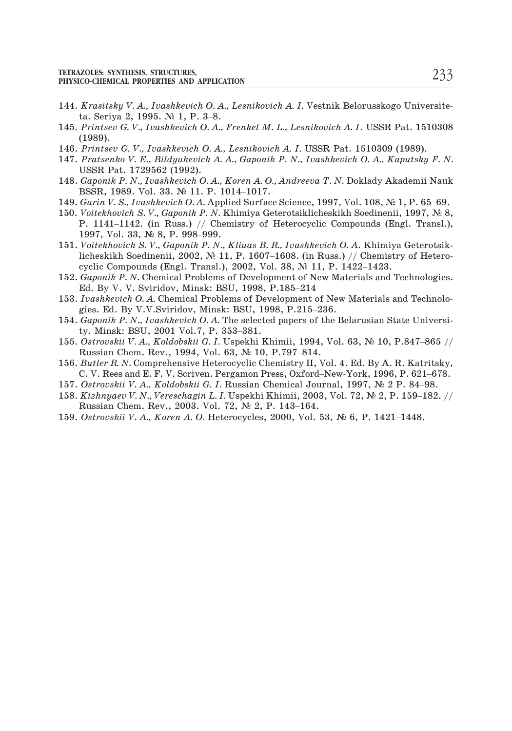144. *Krasitsky V. A., Ivashkevich O. A., Lesnikovich A. I.* Vestnik Belorusskogo Universiteta. Seriya 2, 1995. № 1, P. 3–8.

145. *Printsev G. V., Ivashkevich O. A., Frenkel M. L., Lesnikovich A. I.* USSR Pat. 1510308 (1989).

146. *Printsev G. V., Ivashkevich O. A., Lesnikovich A. I.* USSR Pat. 1510309 (1989).

147. *Pratsenko V. E., Bildyukevich A. A., Gaponik P. N., Ivashkevich O. A., Kaputsky F. N.* USSR Pat. 1729562 (1992).

148. *Gaponik P. N., Ivashkevich O. A., Koren A. O., Andreeva T. N.* Doklady Akademii Nauk BSSR, 1989. Vol. 33. № 11. P. 1014–1017.

149. *Gurin V. S., Ivashkevich O. A.* Applied Surface Science, 1997, Vol. 108, № 1, P. 65–69.

150. *Voitekhovich S. V., Gaponik P. N.* Khimiya Geterotsiklicheskikh Soedinenii, 1997, № 8, P. 1141–1142. (in Russ.) // Chemistry of Heterocyclic Compounds (Engl. Transl.), 1997, Vol. 33, № 8, P. 998–999.

151. *Voitekhovich S. V., Gaponik P. N., Kliuas B. R., Ivashkevich O. A.* Khimiya Geterotsiklicheskikh Soedinenii, 2002, № 11, P. 1607–1608. (in Russ.) // Chemistry of Heterocyclic Compounds (Engl. Transl.), 2002, Vol. 38, № 11, P. 1422–1423.

152. *Gaponik P. N.* Chemical Problems of Development of New Materials and Technologies. Ed. By V. V. Sviridov, Minsk: BSU, 1998, P.185–214

153. *Ivashkevich O. A.* Chemical Problems of Development of New Materials and Technologies. Ed. By V.V.Sviridov, Minsk: BSU, 1998, P.215–236.

154. *Gaponik P. N., Ivashkevich O. A.* The selected papers of the Belarusian State University. Minsk: BSU, 2001 Vol.7, P. 353–381.

155. *Ostrovskii V. A., Koldobskii G. I.* Uspekhi Khimii, 1994, Vol. 63, № 10, P.847–865 // Russian Chem. Rev., 1994, Vol. 63, № 10, P.797–814.

156. *Butler R. N.* Comprehensive Heterocyclic Chemistry II, Vol. 4. Ed. By A. R. Katritsky, C. V. Rees and E. F. V. Scriven. Pergamon Press, Oxford–New-York, 1996, P. 621–678.

157. *Ostrovskii V. A., Koldobskii G. I.* Russian Chemical Journal, 1997, № 2 P. 84–98.

158. *Kizhnyaev V. N., Vereschagin L. I.* Uspekhi Khimii, 2003, Vol. 72, № 2, P. 159–182. // Russian Chem. Rev., 2003. Vol. 72, № 2, P. 143–164.

159. *Ostrovskii V. A., Koren A. O.* Heterocycles, 2000, Vol. 53, № 6, P. 1421–1448.